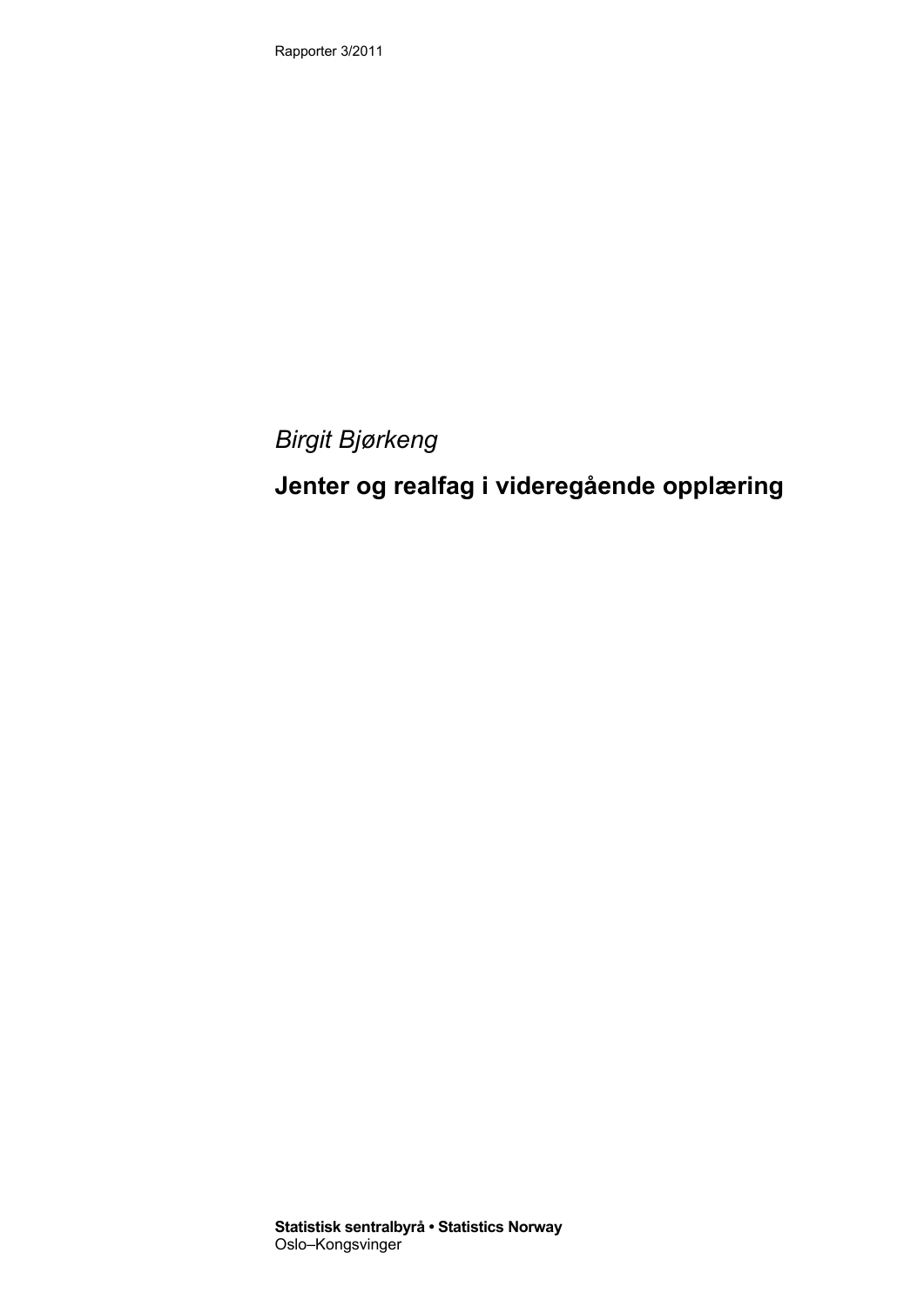Rapporter 3/2011

*Birgit Bjørkeng*

# Jenter og realfag i videregående opplæring

**Statistisk sentralbyrå • Statistics Norway**
Oslo–Kongsvinger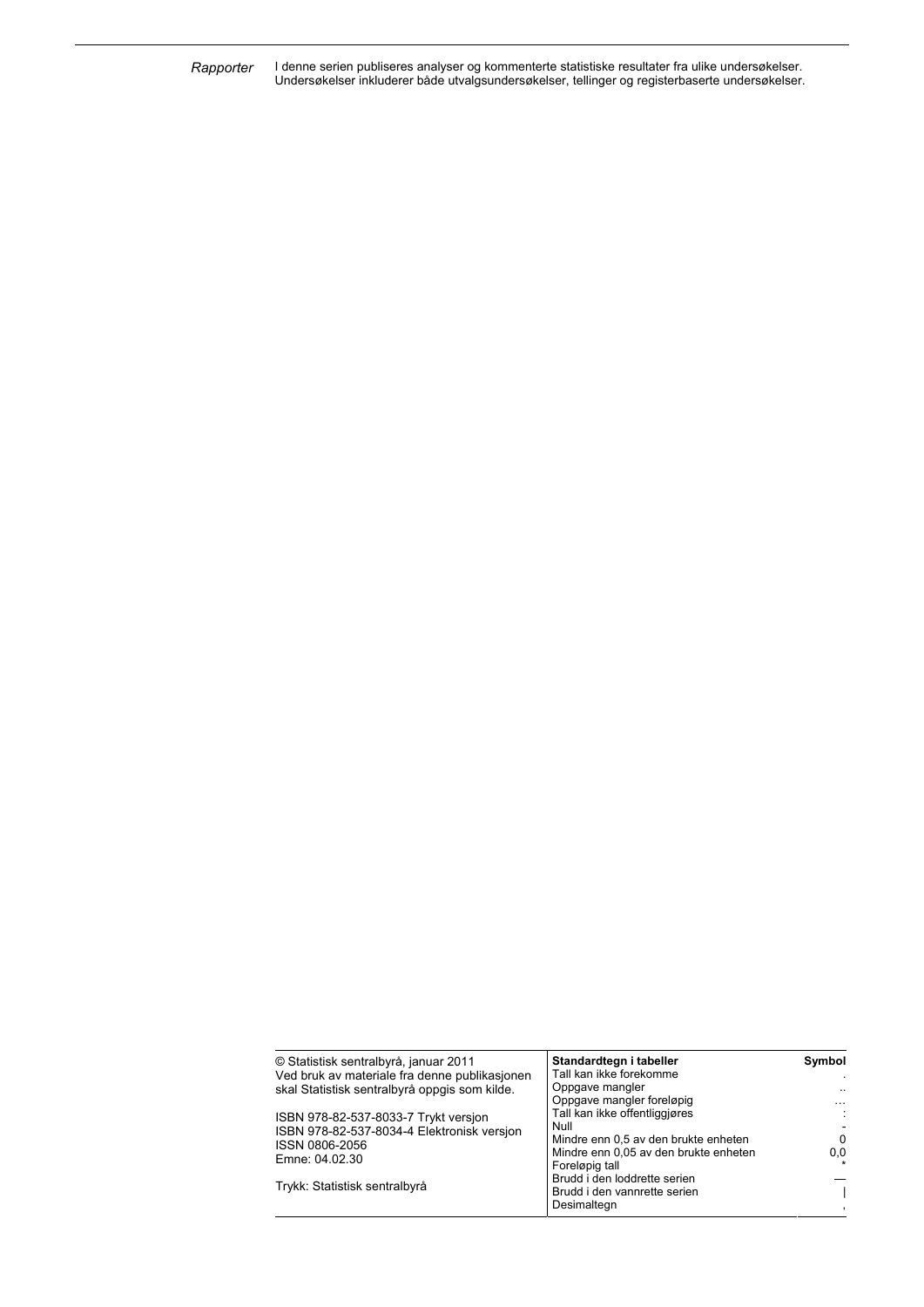*Rapporter* I denne serien publiseres analyser og kommenterte statistiske resultater fra ulike undersøkelser. Undersøkelser inkluderer både utvalgsundersøkelser, tellinger og registerbaserte undersøkelser.

© Statistisk sentralbyrå, januar 2011
Ved bruk av materiale fra denne publikasjonen skal Statistisk sentralbyrå oppgis som kilde.

ISBN 978-82-537-8033-7 Trykt versjon
ISBN 978-82-537-8034-4 Elektronisk versjon
ISSN 0806-2056
Emne: 04.02.30

Trykk: Statistisk sentralbyrå

| Standardtegn i tabeller | Symbol |
|---|---|
| Tall kan ikke forekomme | . |
| Oppgave mangler | .. |
| Oppgave mangler foreløpig | ... |
| Tall kan ikke offentliggjøres | : |
| Null | - |
| Mindre enn 0,5 av den brukte enheten | 0 |
| Mindre enn 0,05 av den brukte enheten | 0,0 |
| Foreløpig tall | * |
| Brudd i den loddrette serien | — |
| Brudd i den vannrette serien | \| |
| Desimaltegn | , |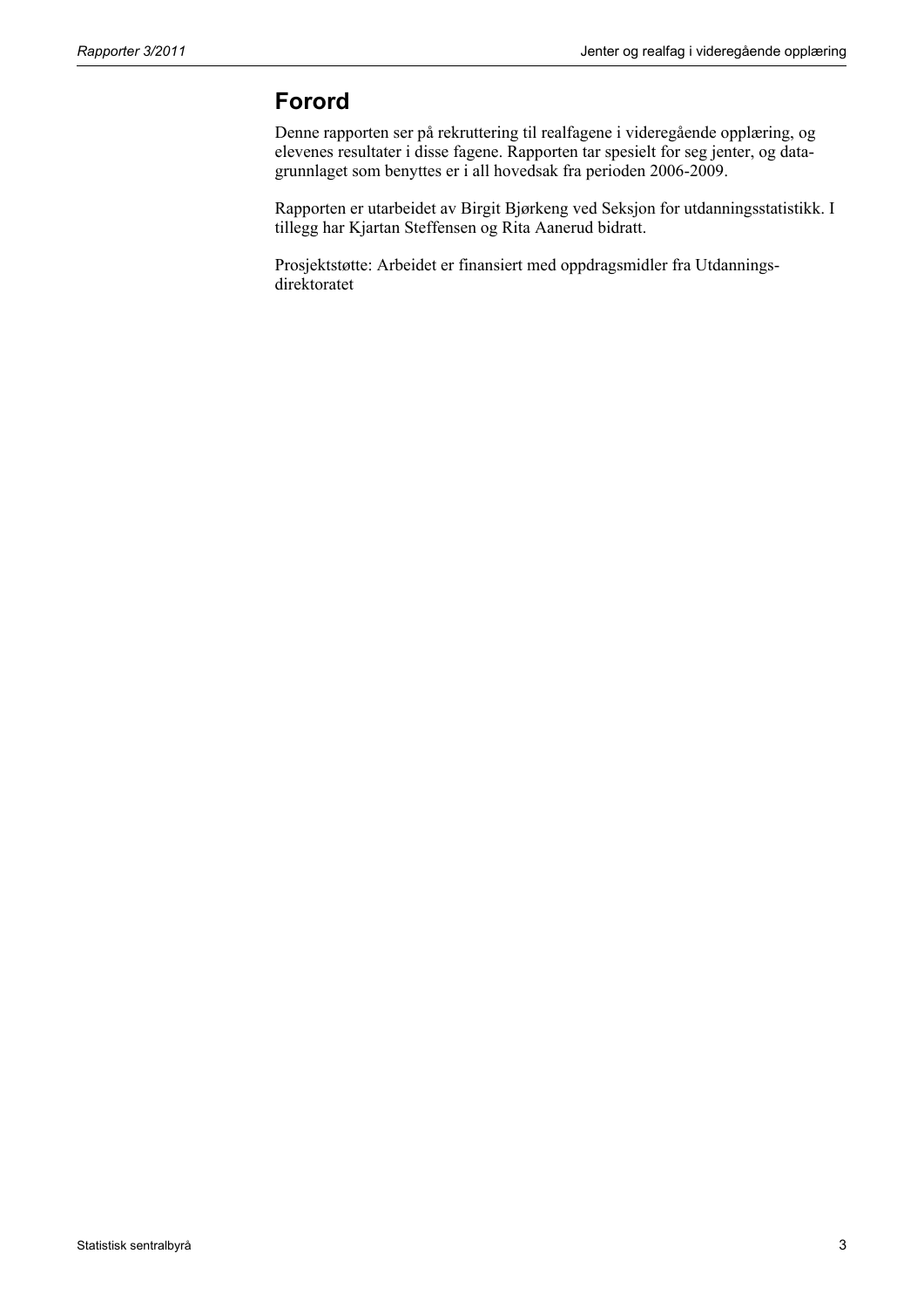# Forord

Denne rapporten ser på rekruttering til realfagene i videregående opplæring, og elevenes resultater i disse fagene. Rapporten tar spesielt for seg jenter, og datagrunnlaget som benyttes er i all hovedsak fra perioden 2006-2009.

Rapporten er utarbeidet av Birgit Bjørkeng ved Seksjon for utdanningsstatistikk. I tillegg har Kjartan Steffensen og Rita Aanerud bidratt.

Prosjektstøtte: Arbeidet er finansiert med oppdragsmidler fra Utdanningsdirektoratet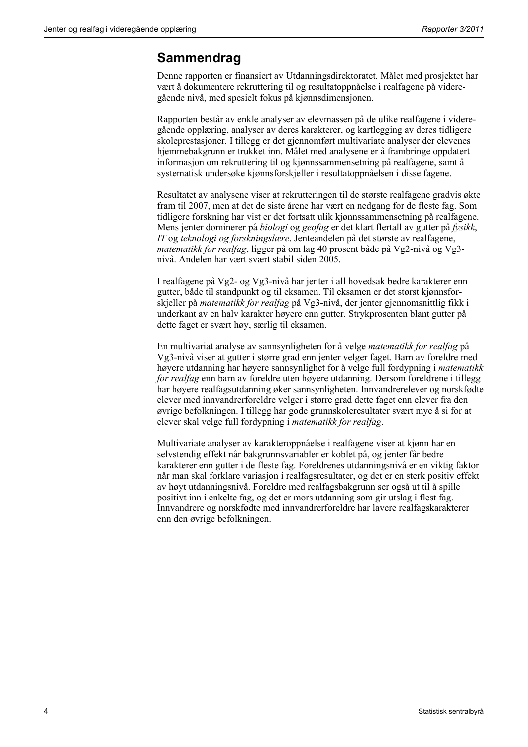## Sammendrag

Denne rapporten er finansiert av Utdanningsdirektoratet. Målet med prosjektet har vært å dokumentere rekruttering til og resultatoppnåelse i realfagene på videregående nivå, med spesielt fokus på kjønnsdimensjonen.

Rapporten består av enkle analyser av elevmassen på de ulike realfagene i videregående opplæring, analyser av deres karakterer, og kartlegging av deres tidligere skoleprestasjoner. I tillegg er det gjennomført multivariate analyser der elevenes hjemmebakgrunn er trukket inn. Målet med analysene er å frambringe oppdatert informasjon om rekruttering til og kjønnssammensetning på realfagene, samt å systematisk undersøke kjønnsforskjeller i resultatoppnåelsen i disse fagene.

Resultatet av analysene viser at rekrutteringen til de største realfagene gradvis økte fram til 2007, men at det de siste årene har vært en nedgang for de fleste fag. Som tidligere forskning har vist er det fortsatt ulik kjønnssammensetning på realfagene. Mens jenter dominerer på *biologi* og *geofag* er det klart flertall av gutter på *fysikk*, *IT* og *teknologi og forskningslære*. Jenteandelen på det største av realfagene, *matematikk for realfag*, ligger på om lag 40 prosent både på Vg2-nivå og Vg3-nivå. Andelen har vært svært stabil siden 2005.

I realfagene på Vg2- og Vg3-nivå har jenter i all hovedsak bedre karakterer enn gutter, både til standpunkt og til eksamen. Til eksamen er det størst kjønnsforskjeller på *matematikk for realfag* på Vg3-nivå, der jenter gjennomsnittlig fikk i underkant av en halv karakter høyere enn gutter. Strykprosenten blant gutter på dette faget er svært høy, særlig til eksamen.

En multivariat analyse av sannsynligheten for å velge *matematikk for realfag* på Vg3-nivå viser at gutter i større grad enn jenter velger faget. Barn av foreldre med høyere utdanning har høyere sannsynlighet for å velge full fordypning i *matematikk for realfag* enn barn av foreldre uten høyere utdanning. Dersom foreldrene i tillegg har høyere realfagsutdanning øker sannsynligheten. Innvandrerelever og norskfødte elever med innvandrerforeldre velger i større grad dette faget enn elever fra den øvrige befolkningen. I tillegg har gode grunnskoleresultater svært mye å si for at elever skal velge full fordypning i *matematikk for realfag*.

Multivariate analyser av karakteroppnåelse i realfagene viser at kjønn har en selvstendig effekt når bakgrunnsvariabler er koblet på, og jenter får bedre karakterer enn gutter i de fleste fag. Foreldrenes utdanningsnivå er en viktig faktor når man skal forklare variasjon i realfagsresultater, og det er en sterk positiv effekt av høyt utdanningsnivå. Foreldre med realfagsbakgrunn ser også ut til å spille positivt inn i enkelte fag, og det er mors utdanning som gir utslag i flest fag. Innvandrere og norskfødte med innvandrerforeldre har lavere realfagskarakterer enn den øvrige befolkningen.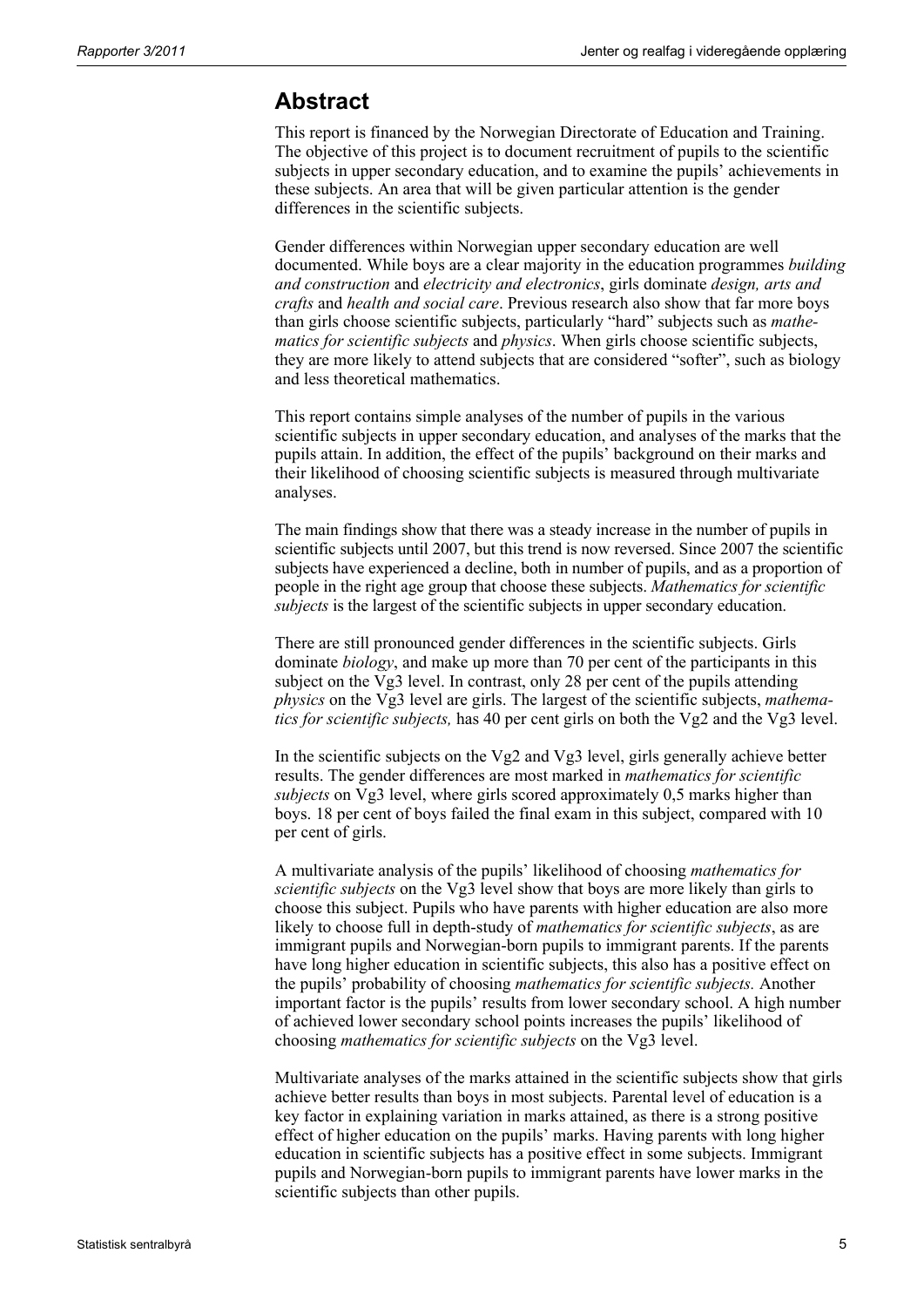## Abstract

This report is financed by the Norwegian Directorate of Education and Training. The objective of this project is to document recruitment of pupils to the scientific subjects in upper secondary education, and to examine the pupils' achievements in these subjects. An area that will be given particular attention is the gender differences in the scientific subjects.

Gender differences within Norwegian upper secondary education are well documented. While boys are a clear majority in the education programmes *building and construction* and *electricity and electronics*, girls dominate *design, arts and crafts* and *health and social care*. Previous research also show that far more boys than girls choose scientific subjects, particularly "hard" subjects such as *mathematics for scientific subjects* and *physics*. When girls choose scientific subjects, they are more likely to attend subjects that are considered "softer", such as biology and less theoretical mathematics.

This report contains simple analyses of the number of pupils in the various scientific subjects in upper secondary education, and analyses of the marks that the pupils attain. In addition, the effect of the pupils' background on their marks and their likelihood of choosing scientific subjects is measured through multivariate analyses.

The main findings show that there was a steady increase in the number of pupils in scientific subjects until 2007, but this trend is now reversed. Since 2007 the scientific subjects have experienced a decline, both in number of pupils, and as a proportion of people in the right age group that choose these subjects. *Mathematics for scientific subjects* is the largest of the scientific subjects in upper secondary education.

There are still pronounced gender differences in the scientific subjects. Girls dominate *biology*, and make up more than 70 per cent of the participants in this subject on the Vg3 level. In contrast, only 28 per cent of the pupils attending *physics* on the Vg3 level are girls. The largest of the scientific subjects, *mathematics for scientific subjects,* has 40 per cent girls on both the Vg2 and the Vg3 level.

In the scientific subjects on the Vg2 and Vg3 level, girls generally achieve better results. The gender differences are most marked in *mathematics for scientific subjects* on Vg3 level, where girls scored approximately 0,5 marks higher than boys. 18 per cent of boys failed the final exam in this subject, compared with 10 per cent of girls.

A multivariate analysis of the pupils' likelihood of choosing *mathematics for scientific subjects* on the Vg3 level show that boys are more likely than girls to choose this subject. Pupils who have parents with higher education are also more likely to choose full in depth-study of *mathematics for scientific subjects*, as are immigrant pupils and Norwegian-born pupils to immigrant parents. If the parents have long higher education in scientific subjects, this also has a positive effect on the pupils' probability of choosing *mathematics for scientific subjects.* Another important factor is the pupils' results from lower secondary school. A high number of achieved lower secondary school points increases the pupils' likelihood of choosing *mathematics for scientific subjects* on the Vg3 level.

Multivariate analyses of the marks attained in the scientific subjects show that girls achieve better results than boys in most subjects. Parental level of education is a key factor in explaining variation in marks attained, as there is a strong positive effect of higher education on the pupils' marks. Having parents with long higher education in scientific subjects has a positive effect in some subjects. Immigrant pupils and Norwegian-born pupils to immigrant parents have lower marks in the scientific subjects than other pupils.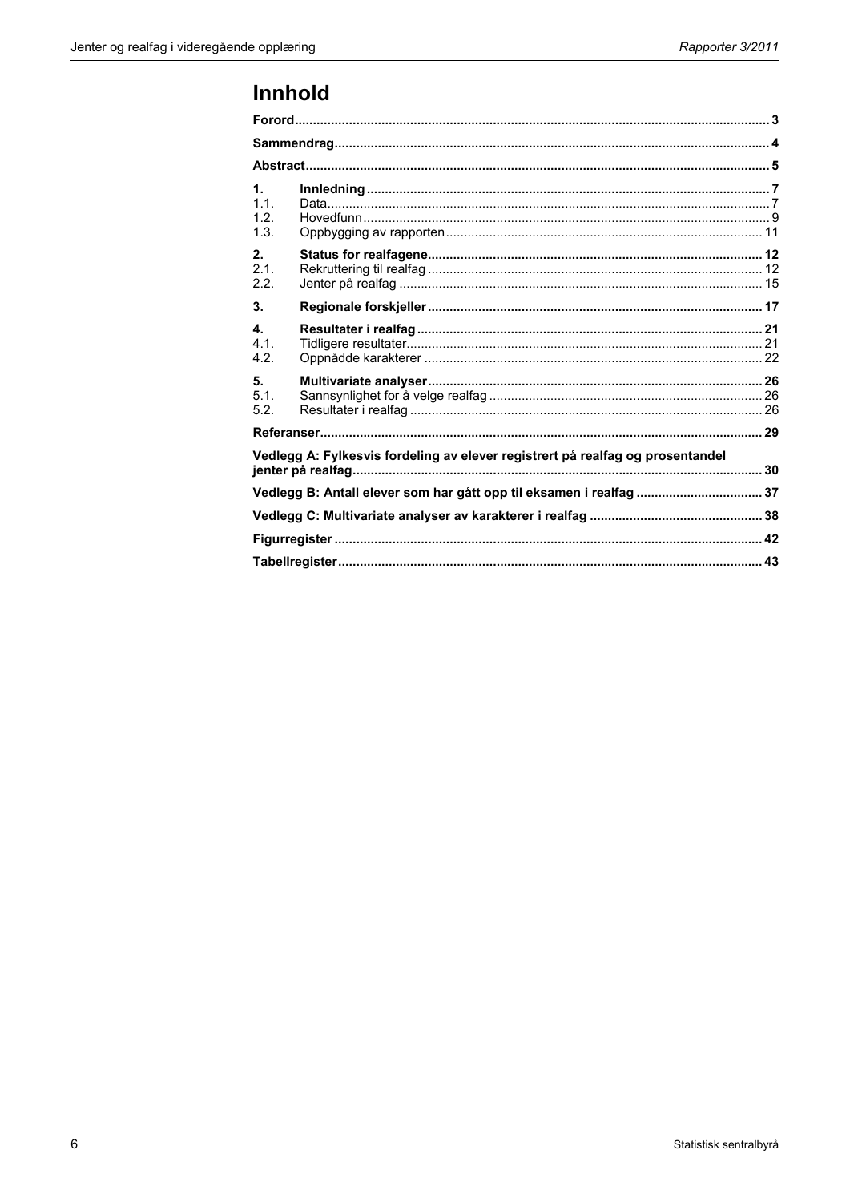# Innhold

**Forord** ... 3

**Sammendrag** ... 4

**Abstract** ... 5

**1. Innledning** ... 7
1.1. Data ... 7
1.2. Hovedfunn ... 9
1.3. Oppbygging av rapporten ... 11

**2. Status for realfagene** ... 12
2.1. Rekruttering til realfag ... 12
2.2. Jenter på realfag ... 15

**3. Regionale forskjeller** ... 17

**4. Resultater i realfag** ... 21
4.1. Tidligere resultater ... 21
4.2. Oppnådde karakterer ... 22

**5. Multivariate analyser** ... 26
5.1. Sannsynlighet for å velge realfag ... 26
5.2. Resultater i realfag ... 26

**Referanser** ... 29

**Vedlegg A: Fylkesvis fordeling av elever registrert på realfag og prosentandel jenter på realfag** ... 30

**Vedlegg B: Antall elever som har gått opp til eksamen i realfag** ... 37

**Vedlegg C: Multivariate analyser av karakterer i realfag** ... 38

**Figurregister** ... 42

**Tabellregister** ... 43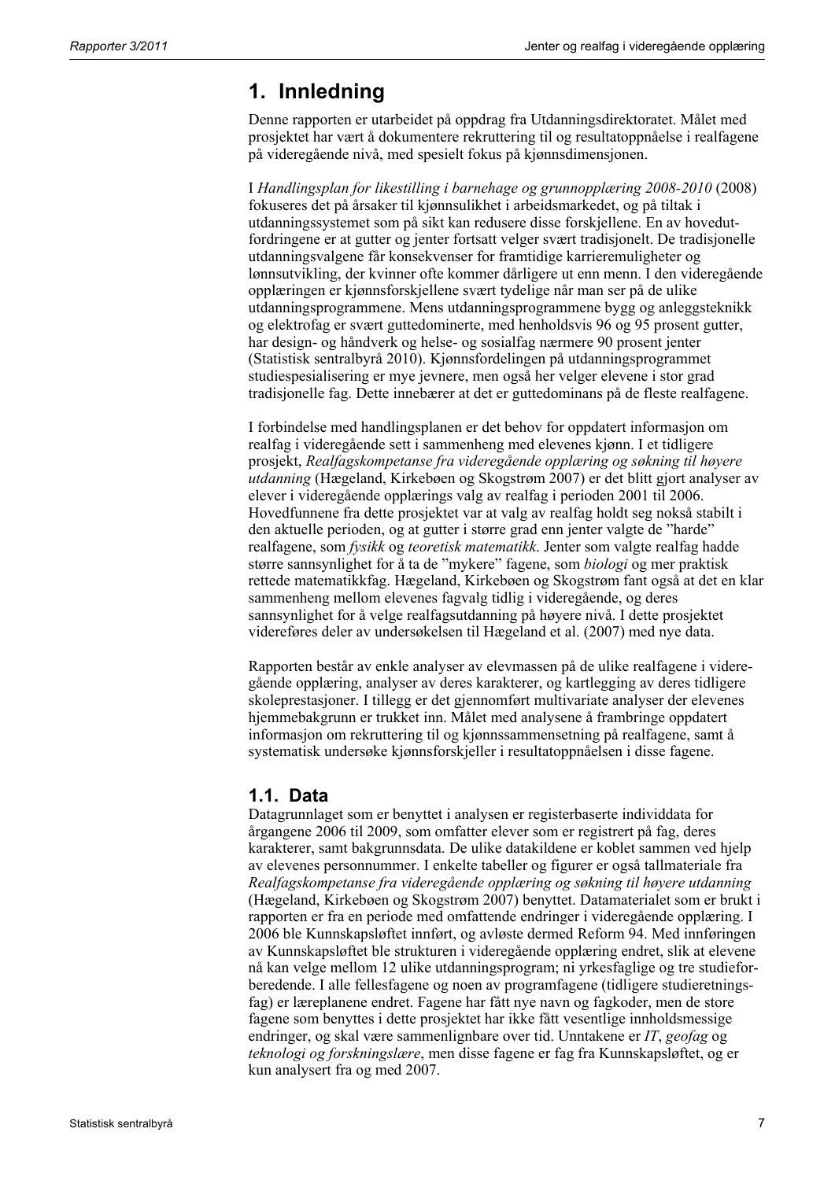# 1. Innledning

Denne rapporten er utarbeidet på oppdrag fra Utdanningsdirektoratet. Målet med prosjektet har vært å dokumentere rekruttering til og resultatoppnåelse i realfagene på videregående nivå, med spesielt fokus på kjønnsdimensjonen.

I *Handlingsplan for likestilling i barnehage og grunnopplæring 2008-2010* (2008) fokuseres det på årsaker til kjønnsulikhet i arbeidsmarkedet, og på tiltak i utdanningssystemet som på sikt kan redusere disse forskjellene. En av hovedutfordringene er at gutter og jenter fortsatt velger svært tradisjonelt. De tradisjonelle utdanningsvalgene får konsekvenser for framtidige karrieremuligheter og lønnsutvikling, der kvinner ofte kommer dårligere ut enn menn. I den videregående opplæringen er kjønnsforskjellene svært tydelige når man ser på de ulike utdanningsprogrammene. Mens utdanningsprogrammene bygg og anleggsteknikk og elektrofag er svært guttedominerte, med henholdsvis 96 og 95 prosent gutter, har design- og håndverk og helse- og sosialfag nærmere 90 prosent jenter (Statistisk sentralbyrå 2010). Kjønnsfordelingen på utdanningsprogrammet studiespesialisering er mye jevnere, men også her velger elevene i stor grad tradisjonelle fag. Dette innebærer at det er guttedominans på de fleste realfagene.

I forbindelse med handlingsplanen er det behov for oppdatert informasjon om realfag i videregående sett i sammenheng med elevenes kjønn. I et tidligere prosjekt, *Realfagskompetanse fra videregående opplæring og søkning til høyere utdanning* (Hægeland, Kirkebøen og Skogstrøm 2007) er det blitt gjort analyser av elever i videregående opplærings valg av realfag i perioden 2001 til 2006. Hovedfunnene fra dette prosjektet var at valg av realfag holdt seg nokså stabilt i den aktuelle perioden, og at gutter i større grad enn jenter valgte de "harde" realfagene, som *fysikk* og *teoretisk matematikk*. Jenter som valgte realfag hadde større sannsynlighet for å ta de "mykere" fagene, som *biologi* og mer praktisk rettede matematikkfag. Hægeland, Kirkebøen og Skogstrøm fant også at det en klar sammenheng mellom elevenes fagvalg tidlig i videregående, og deres sannsynlighet for å velge realfagsutdanning på høyere nivå. I dette prosjektet videreføres deler av undersøkelsen til Hægeland et al. (2007) med nye data.

Rapporten består av enkle analyser av elevmassen på de ulike realfagene i videregående opplæring, analyser av deres karakterer, og kartlegging av deres tidligere skoleprestasjoner. I tillegg er det gjennomført multivariate analyser der elevenes hjemmebakgrunn er trukket inn. Målet med analysene å frambringe oppdatert informasjon om rekruttering til og kjønnssammensetning på realfagene, samt å systematisk undersøke kjønnsforskjeller i resultatoppnåelsen i disse fagene.

## 1.1. Data

Datagrunnlaget som er benyttet i analysen er registerbaserte individdata for årgangene 2006 til 2009, som omfatter elever som er registrert på fag, deres karakterer, samt bakgrunnsdata. De ulike datakildene er koblet sammen ved hjelp av elevenes personnummer. I enkelte tabeller og figurer er også tallmateriale fra *Realfagskompetanse fra videregående opplæring og søkning til høyere utdanning* (Hægeland, Kirkebøen og Skogstrøm 2007) benyttet. Datamaterialet som er brukt i rapporten er fra en periode med omfattende endringer i videregående opplæring. I 2006 ble Kunnskapsløftet innført, og avløste dermed Reform 94. Med innføringen av Kunnskapsløftet ble strukturen i videregående opplæring endret, slik at elevene nå kan velge mellom 12 ulike utdanningsprogram; ni yrkesfaglige og tre studieforberedende. I alle fellesfagene og noen av programfagene (tidligere studieretningsfag) er læreplanene endret. Fagene har fått nye navn og fagkoder, men de store fagene som benyttes i dette prosjektet har ikke fått vesentlige innholdsmessige endringer, og skal være sammenlignbare over tid. Unntakene er *IT*, *geofag* og *teknologi og forskningslære*, men disse fagene er fag fra Kunnskapsløftet, og er kun analysert fra og med 2007.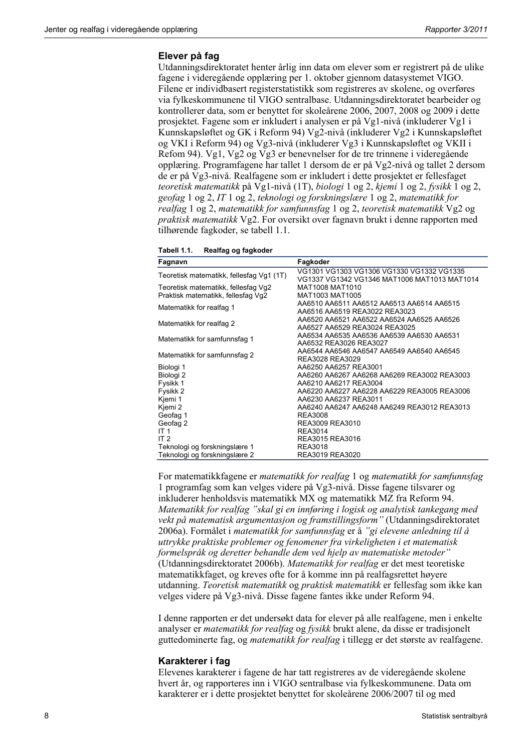### Elever på fag

Utdanningsdirektoratet henter årlig inn data om elever som er registrert på de ulike fagene i videregående opplæring per 1. oktober gjennom datasystemet VIGO. Filene er individbasert registerstatistikk som registreres av skolene, og overføres via fylkeskommunene til VIGO sentralbase. Utdanningsdirektoratet bearbeider og kontrollerer data, som er benyttet for skoleårene 2006, 2007, 2008 og 2009 i dette prosjektet. Fagene som er inkludert i analysen er på Vg1-nivå (inkluderer Vg1 i Kunnskapsløftet og GK i Reform 94) Vg2-nivå (inkluderer Vg2 i Kunnskapsløftet og VKI i Reform 94) og Vg3-nivå (inkluderer Vg3 i Kunnskapsløftet og VKII i Refom 94). Vg1, Vg2 og Vg3 er benevnelser for de tre trinnene i videregående opplæring. Programfagene har tallet 1 dersom de er på Vg2-nivå og tallet 2 dersom de er på Vg3-nivå. Realfagene som er inkludert i dette prosjektet er fellesfaget *teoretisk matematikk* på Vg1-nivå (1T), *biologi* 1 og 2, *kjemi* 1 og 2, *fysikk* 1 og 2, *geofag* 1 og 2, *IT* 1 og 2, *teknologi og forskningslære* 1 og 2, *matematikk for realfag* 1 og 2, *matematikk for samfunnsfag* 1 og 2, *teoretisk matematikk* Vg2 og *praktisk matematikk* Vg2. For oversikt over fagnavn brukt i denne rapporten med tilhørende fagkoder, se tabell 1.1.

**Tabell 1.1. Realfag og fagkoder**

| Fagnavn | Fagkoder |
|---|---|
| Teoretisk matematikk, fellesfag Vg1 (1T) | VG1301 VG1303 VG1306 VG1330 VG1332 VG1335 VG1337 VG1342 VG1346 MAT1006 MAT1013 MAT1014 |
| Teoretisk matematikk, fellesfag Vg2 | MAT1008 MAT1010 |
| Praktisk matematikk, fellesfag Vg2 | MAT1003 MAT1005 |
| Matematikk for realfag 1 | AA6510 AA6511 AA6512 AA6513 AA6514 AA6515 AA6516 AA6519 REA3022 REA3023 |
| Matematikk for realfag 2 | AA6520 AA6521 AA6522 AA6524 AA6525 AA6526 AA6527 AA6529 REA3024 REA3025 |
| Matematikk for samfunnsfag 1 | AA6534 AA6535 AA6536 AA6539 AA6530 AA6531 AA6532 REA3026 REA3027 |
| Matematikk for samfunnsfag 2 | AA6544 AA6546 AA6547 AA6549 AA6540 AA6545 REA3028 REA3029 |
| Biologi 1 | AA6250 AA6257 REA3001 |
| Biologi 2 | AA6260 AA6267 AA6268 AA6269 REA3002 REA3003 |
| Fysikk 1 | AA6210 AA6217 REA3004 |
| Fysikk 2 | AA6220 AA6227 AA6228 AA6229 REA3005 REA3006 |
| Kjemi 1 | AA6230 AA6237 REA3011 |
| Kjemi 2 | AA6240 AA6247 AA6248 AA6249 REA3012 REA3013 |
| Geofag 1 | REA3008 |
| Geofag 2 | REA3009 REA3010 |
| IT 1 | REA3014 |
| IT 2 | REA3015 REA3016 |
| Teknologi og forskningslære 1 | REA3018 |
| Teknologi og forskningslære 2 | REA3019 REA3020 |

For matematikkfagene er *matematikk for realfag* 1 og *matematikk for samfunnsfag* 1 programfag som kan velges videre på Vg3-nivå. Disse fagene tilsvarer og inkluderer henholdsvis matematikk MX og matematikk MZ fra Reform 94. *Matematikk for realfag "skal gi en innføring i logisk og analytisk tankegang med vekt på matematisk argumentasjon og framstillingsform"* (Utdanningsdirektoratet 2006a). Formålet i *matematikk for samfunnsfag* er å *"gi elevene anledning til å uttrykke praktiske problemer og fenomener fra virkeligheten i et matematisk formelspråk og deretter behandle dem ved hjelp av matematiske metoder"* (Utdanningsdirektoratet 2006b). *Matematikk for realfag* er det mest teoretiske matematikkfaget, og kreves ofte for å komme inn på realfagsrettet høyere utdanning. *Teoretisk matematikk* og *praktisk matematikk* er fellesfag som ikke kan velges videre på Vg3-nivå. Disse fagene fantes ikke under Reform 94.

I denne rapporten er det undersøkt data for elever på alle realfagene, men i enkelte analyser er *matematikk for realfag* og *fysikk* brukt alene, da disse er tradisjonelt guttedominerte fag, og *matematikk for realfag* i tillegg er det største av realfagene.

### Karakterer i fag

Elevenes karakterer i fagene de har tatt registreres av de videregående skolene hvert år, og rapporteres inn i VIGO sentralbase via fylkeskommunene. Data om karakterer er i dette prosjektet benyttet for skoleårene 2006/2007 til og med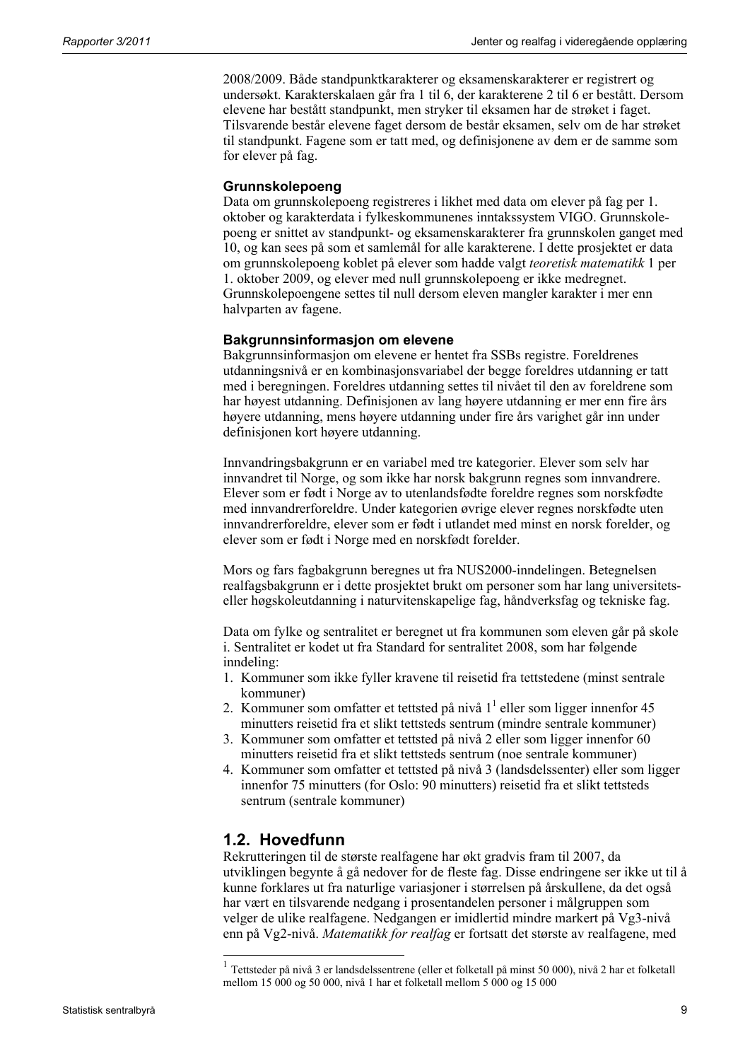2008/2009. Både standpunktkarakterer og eksamenskarakterer er registrert og undersøkt. Karakterskalaen går fra 1 til 6, der karakterene 2 til 6 er bestått. Dersom elevene har bestått standpunkt, men stryker til eksamen har de strøket i faget. Tilsvarende består elevene faget dersom de består eksamen, selv om de har strøket til standpunkt. Fagene som er tatt med, og definisjonene av dem er de samme som for elever på fag.

### Grunnskolepoeng

Data om grunnskolepoeng registreres i likhet med data om elever på fag per 1. oktober og karakterdata i fylkeskommunenes inntakssystem VIGO. Grunnskolepoeng er snittet av standpunkt- og eksamenskarakterer fra grunnskolen ganget med 10, og kan sees på som et samlemål for alle karakterene. I dette prosjektet er data om grunnskolepoeng koblet på elever som hadde valgt *teoretisk matematikk* 1 per 1. oktober 2009, og elever med null grunnskolepoeng er ikke medregnet. Grunnskolepoengene settes til null dersom eleven mangler karakter i mer enn halvparten av fagene.

### Bakgrunnsinformasjon om elevene

Bakgrunnsinformasjon om elevene er hentet fra SSBs registre. Foreldrenes utdanningsnivå er en kombinasjonsvariabel der begge foreldres utdanning er tatt med i beregningen. Foreldres utdanning settes til nivået til den av foreldrene som har høyest utdanning. Definisjonen av lang høyere utdanning er mer enn fire års høyere utdanning, mens høyere utdanning under fire års varighet går inn under definisjonen kort høyere utdanning.

Innvandringsbakgrunn er en variabel med tre kategorier. Elever som selv har innvandret til Norge, og som ikke har norsk bakgrunn regnes som innvandrere. Elever som er født i Norge av to utenlandsfødte foreldre regnes som norskfødte med innvandrerforeldre. Under kategorien øvrige elever regnes norskfødte uten innvandrerforeldre, elever som er født i utlandet med minst en norsk forelder, og elever som er født i Norge med en norskfødt forelder.

Mors og fars fagbakgrunn beregnes ut fra NUS2000-inndelingen. Betegnelsen realfagsbakgrunn er i dette prosjektet brukt om personer som har lang universitets- eller høgskoleutdanning i naturvitenskapelige fag, håndverksfag og tekniske fag.

Data om fylke og sentralitet er beregnet ut fra kommunen som eleven går på skole i. Sentralitet er kodet ut fra Standard for sentralitet 2008, som har følgende inndeling:

1. Kommuner som ikke fyller kravene til reisetid fra tettstedene (minst sentrale kommuner)
2. Kommuner som omfatter et tettsted på nivå 1[1] eller som ligger innenfor 45 minutters reisetid fra et slikt tettsteds sentrum (mindre sentrale kommuner)
3. Kommuner som omfatter et tettsted på nivå 2 eller som ligger innenfor 60 minutters reisetid fra et slikt tettsteds sentrum (noe sentrale kommuner)
4. Kommuner som omfatter et tettsted på nivå 3 (landsdelssenter) eller som ligger innenfor 75 minutters (for Oslo: 90 minutters) reisetid fra et slikt tettsteds sentrum (sentrale kommuner)

## 1.2. Hovedfunn

Rekrutteringen til de største realfagene har økt gradvis fram til 2007, da utviklingen begynte å gå nedover for de fleste fag. Disse endringene ser ikke ut til å kunne forklares ut fra naturlige variasjoner i størrelsen på årskullene, da det også har vært en tilsvarende nedgang i prosentandelen personer i målgruppen som velger de ulike realfagene. Nedgangen er imidlertid mindre markert på Vg3-nivå enn på Vg2-nivå. *Matematikk for realfag* er fortsatt det største av realfagene, med

[1] Tettsteder på nivå 3 er landsdelssentrene (eller et folketall på minst 50 000), nivå 2 har et folketall mellom 15 000 og 50 000, nivå 1 har et folketall mellom 5 000 og 15 000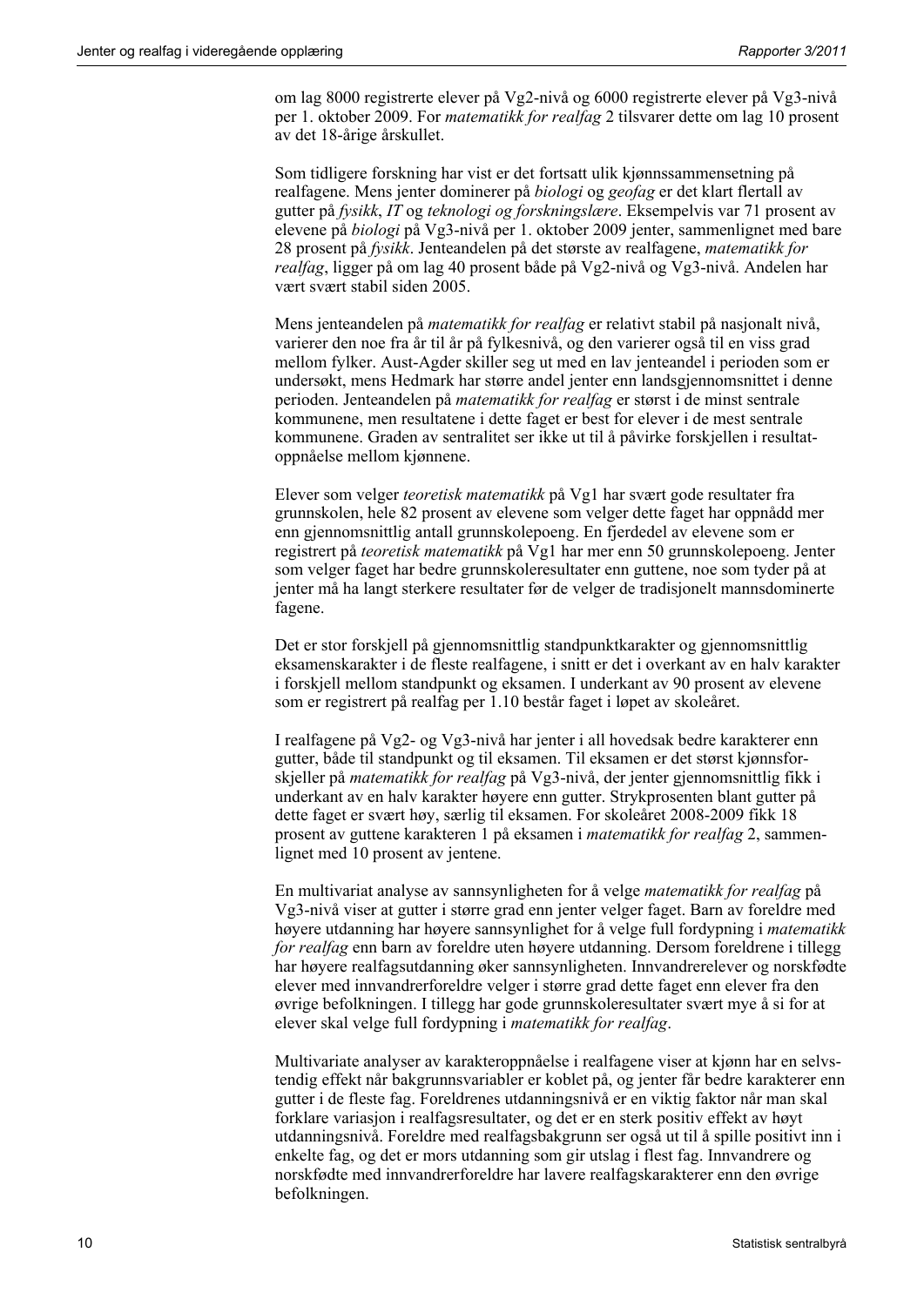om lag 8000 registrerte elever på Vg2-nivå og 6000 registrerte elever på Vg3-nivå per 1. oktober 2009. For *matematikk for realfag* 2 tilsvarer dette om lag 10 prosent av det 18-årige årskullet.

Som tidligere forskning har vist er det fortsatt ulik kjønnssammensetning på realfagene. Mens jenter dominerer på *biologi* og *geofag* er det klart flertall av gutter på *fysikk*, *IT* og *teknologi og forskningslære*. Eksempelvis var 71 prosent av elevene på *biologi* på Vg3-nivå per 1. oktober 2009 jenter, sammenlignet med bare 28 prosent på *fysikk*. Jenteandelen på det største av realfagene, *matematikk for realfag*, ligger på om lag 40 prosent både på Vg2-nivå og Vg3-nivå. Andelen har vært svært stabil siden 2005.

Mens jenteandelen på *matematikk for realfag* er relativt stabil på nasjonalt nivå, varierer den noe fra år til år på fylkesnivå, og den varierer også til en viss grad mellom fylker. Aust-Agder skiller seg ut med en lav jenteandel i perioden som er undersøkt, mens Hedmark har større andel jenter enn landsgjennomsnittet i denne perioden. Jenteandelen på *matematikk for realfag* er størst i de minst sentrale kommunene, men resultatene i dette faget er best for elever i de mest sentrale kommunene. Graden av sentralitet ser ikke ut til å påvirke forskjellen i resultatoppnåelse mellom kjønnene.

Elever som velger *teoretisk matematikk* på Vg1 har svært gode resultater fra grunnskolen, hele 82 prosent av elevene som velger dette faget har oppnådd mer enn gjennomsnittlig antall grunnskolepoeng. En fjerdedel av elevene som er registrert på *teoretisk matematikk* på Vg1 har mer enn 50 grunnskolepoeng. Jenter som velger faget har bedre grunnskoleresultater enn guttene, noe som tyder på at jenter må ha langt sterkere resultater før de velger de tradisjonelt mannsdominerte fagene.

Det er stor forskjell på gjennomsnittlig standpunktkarakter og gjennomsnittlig eksamenskarakter i de fleste realfagene, i snitt er det i overkant av en halv karakter i forskjell mellom standpunkt og eksamen. I underkant av 90 prosent av elevene som er registrert på realfag per 1.10 består faget i løpet av skoleåret.

I realfagene på Vg2- og Vg3-nivå har jenter i all hovedsak bedre karakterer enn gutter, både til standpunkt og til eksamen. Til eksamen er det størst kjønnsforskjeller på *matematikk for realfag* på Vg3-nivå, der jenter gjennomsnittlig fikk i underkant av en halv karakter høyere enn gutter. Strykprosenten blant gutter på dette faget er svært høy, særlig til eksamen. For skoleåret 2008-2009 fikk 18 prosent av guttene karakteren 1 på eksamen i *matematikk for realfag* 2, sammenlignet med 10 prosent av jentene.

En multivariat analyse av sannsynligheten for å velge *matematikk for realfag* på Vg3-nivå viser at gutter i større grad enn jenter velger faget. Barn av foreldre med høyere utdanning har høyere sannsynlighet for å velge full fordypning i *matematikk for realfag* enn barn av foreldre uten høyere utdanning. Dersom foreldrene i tillegg har høyere realfagsutdanning øker sannsynligheten. Innvandrerelever og norskfødte elever med innvandrerforeldre velger i større grad dette faget enn elever fra den øvrige befolkningen. I tillegg har gode grunnskoleresultater svært mye å si for at elever skal velge full fordypning i *matematikk for realfag*.

Multivariate analyser av karakteroppnåelse i realfagene viser at kjønn har en selvstendig effekt når bakgrunnsvariabler er koblet på, og jenter får bedre karakterer enn gutter i de fleste fag. Foreldrenes utdanningsnivå er en viktig faktor når man skal forklare variasjon i realfagsresultater, og det er en sterk positiv effekt av høyt utdanningsnivå. Foreldre med realfagsbakgrunn ser også ut til å spille positivt inn i enkelte fag, og det er mors utdanning som gir utslag i flest fag. Innvandrere og norskfødte med innvandrerforeldre har lavere realfagskarakterer enn den øvrige befolkningen.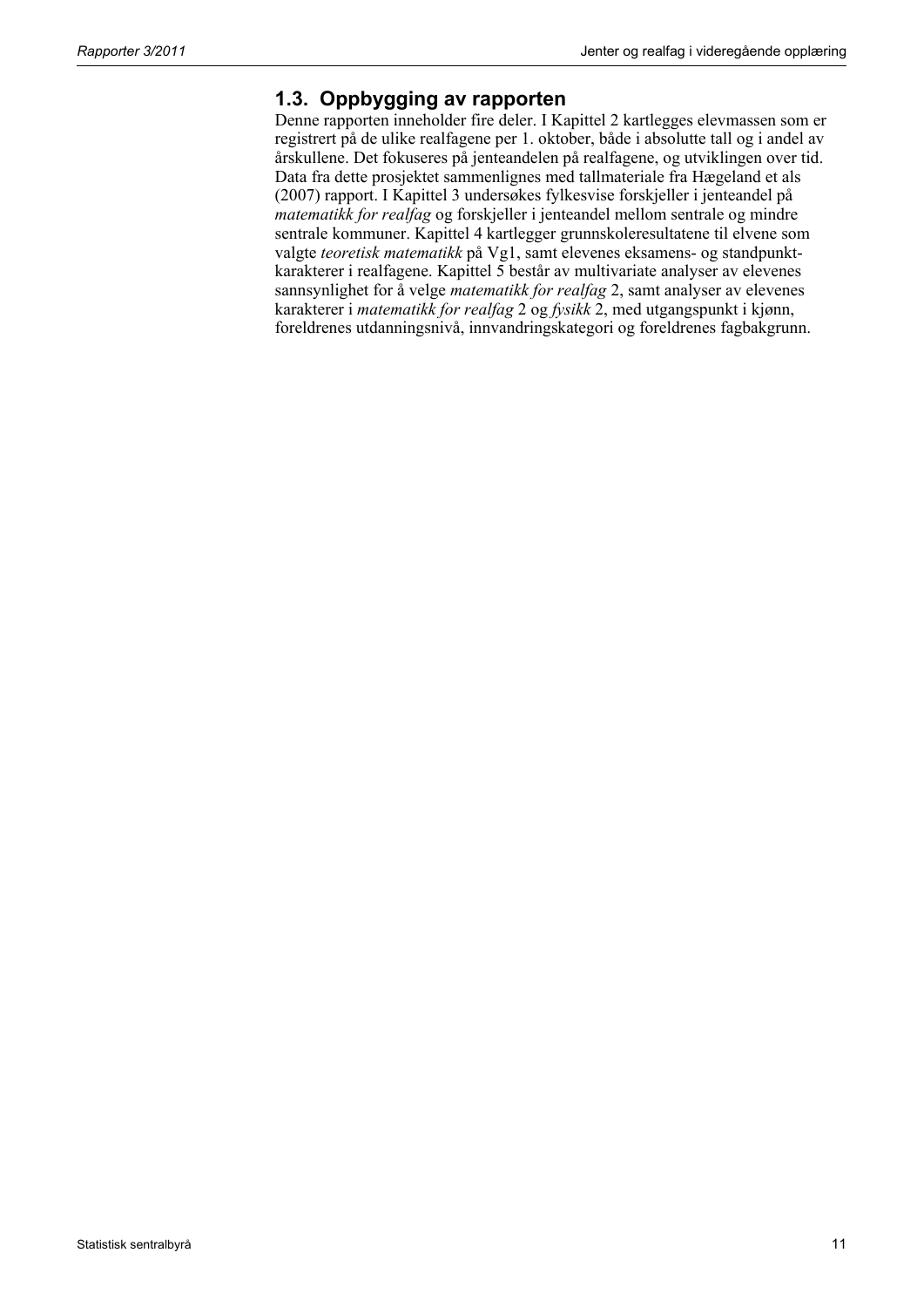## 1.3. Oppbygging av rapporten

Denne rapporten inneholder fire deler. I Kapittel 2 kartlegges elevmassen som er registrert på de ulike realfagene per 1. oktober, både i absolutte tall og i andel av årskullene. Det fokuseres på jenteandelen på realfagene, og utviklingen over tid. Data fra dette prosjektet sammenlignes med tallmateriale fra Hægeland et als (2007) rapport. I Kapittel 3 undersøkes fylkesvise forskjeller i jenteandel på *matematikk for realfag* og forskjeller i jenteandel mellom sentrale og mindre sentrale kommuner. Kapittel 4 kartlegger grunnskoleresultatene til elvene som valgte *teoretisk matematikk* på Vg1, samt elevenes eksamens- og standpunkt-karakterer i realfagene. Kapittel 5 består av multivariate analyser av elevenes sannsynlighet for å velge *matematikk for realfag* 2, samt analyser av elevenes karakterer i *matematikk for realfag* 2 og *fysikk* 2, med utgangspunkt i kjønn, foreldrenes utdanningsnivå, innvandringskategori og foreldrenes fagbakgrunn.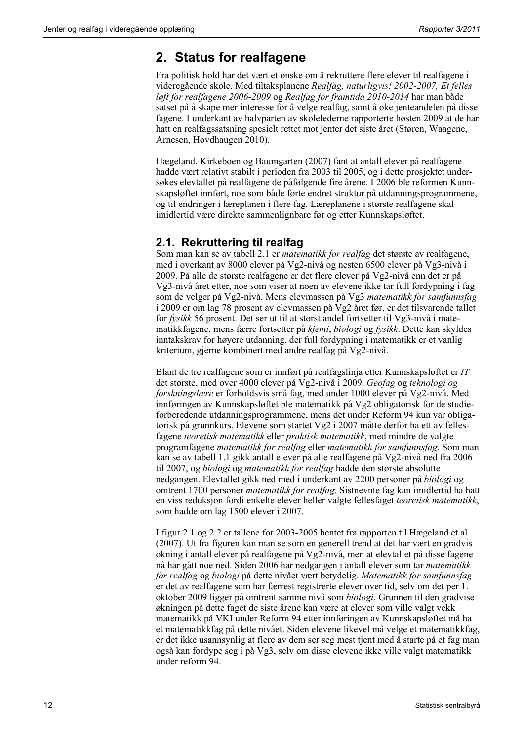## 2. Status for realfagene

Fra politisk hold har det vært et ønske om å rekruttere flere elever til realfagene i videregående skole. Med tiltaksplanene *Realfag, naturligvis! 2002-2007, Et felles løft for realfagene 2006-2009* og *Realfag for framtida 2010-2014* har man både satset på å skape mer interesse for å velge realfag, samt å øke jenteandelen på disse fagene. I underkant av halvparten av skolelederne rapporterte høsten 2009 at de har hatt en realfagssatsning spesielt rettet mot jenter det siste året (Støren, Waagene, Arnesen, Hovdhaugen 2010).

Hægeland, Kirkebøen og Baumgarten (2007) fant at antall elever på realfagene hadde vært relativt stabilt i perioden fra 2003 til 2005, og i dette prosjektet undersøkes elevtallet på realfagene de påfølgende fire årene. I 2006 ble reformen Kunnskapsløftet innført, noe som både førte endret struktur på utdanningsprogrammene, og til endringer i læreplanen i flere fag. Læreplanene i største realfagene skal imidlertid være direkte sammenlignbare før og etter Kunnskapsløftet.

### 2.1. Rekruttering til realfag

Som man kan se av tabell 2.1 er *matematikk for realfag* det største av realfagene, med i overkant av 8000 elever på Vg2-nivå og nesten 6500 elever på Vg3-nivå i 2009. På alle de største realfagene er det flere elever på Vg2-nivå enn det er på Vg3-nivå året etter, noe som viser at noen av elevene ikke tar full fordypning i fag som de velger på Vg2-nivå. Mens elevmassen på Vg3 *matematikk for samfunnsfag* i 2009 er om lag 78 prosent av elevmassen på Vg2 året før, er det tilsvarende tallet for *fysikk* 56 prosent. Det ser ut til at størst andel fortsetter til Vg3-nivå i matematikkfagene, mens færre fortsetter på *kjemi*, *biologi* og *fysikk*. Dette kan skyldes inntakskrav for høyere utdanning, der full fordypning i matematikk er et vanlig kriterium, gjerne kombinert med andre realfag på Vg2-nivå.

Blant de tre realfagene som er innført på realfagslinja etter Kunnskapsløftet er *IT* det største, med over 4000 elever på Vg2-nivå i 2009. *Geofag* og *teknologi og forskningslære* er forholdsvis små fag, med under 1000 elever på Vg2-nivå. Med innføringen av Kunnskapsløftet ble matematikk på Vg2 obligatorisk for de studieforberedende utdanningsprogrammene, mens det under Reform 94 kun var obligatorisk på grunnkurs. Elevene som startet Vg2 i 2007 måtte derfor ha ett av fellesfagene *teoretisk matematikk* eller *praktisk matematikk*, med mindre de valgte programfagene *matematikk for realfag* eller *matematikk for samfunnsfag*. Som man kan se av tabell 1.1 gikk antall elever på alle realfagene på Vg2-nivå ned fra 2006 til 2007, og *biologi* og *matematikk for realfag* hadde den største absolutte nedgangen. Elevtallet gikk ned med i underkant av 2200 personer på *biologi* og omtrent 1700 personer *matematikk for realfag*. Sistnevnte fag kan imidlertid ha hatt en viss reduksjon fordi enkelte elever heller valgte fellesfaget *teoretisk matematikk*, som hadde om lag 1500 elever i 2007.

I figur 2.1 og 2.2 er tallene for 2003-2005 hentet fra rapporten til Hægeland et al (2007). Ut fra figuren kan man se som en generell trend at det har vært en gradvis økning i antall elever på realfagene på Vg2-nivå, men at elevtallet på disse fagene nå har gått noe ned. Siden 2006 har nedgangen i antall elever som tar *matematikk for realfag* og *biologi* på dette nivået vært betydelig. *Matematikk for samfunnsfag* er det av realfagene som har færrest registrerte elever over tid, selv om det per 1. oktober 2009 ligger på omtrent samme nivå som *biologi*. Grunnen til den gradvise økningen på dette faget de siste årene kan være at elever som ville valgt vekk matematikk på VKI under Reform 94 etter innføringen av Kunnskapsløftet må ha et matematikkfag på dette nivået. Siden elevene likevel må velge et matematikkfag, er det ikke usannsynlig at flere av dem ser seg mest tjent med å starte på et fag man også kan fordype seg i på Vg3, selv om disse elevene ikke ville valgt matematikk under reform 94.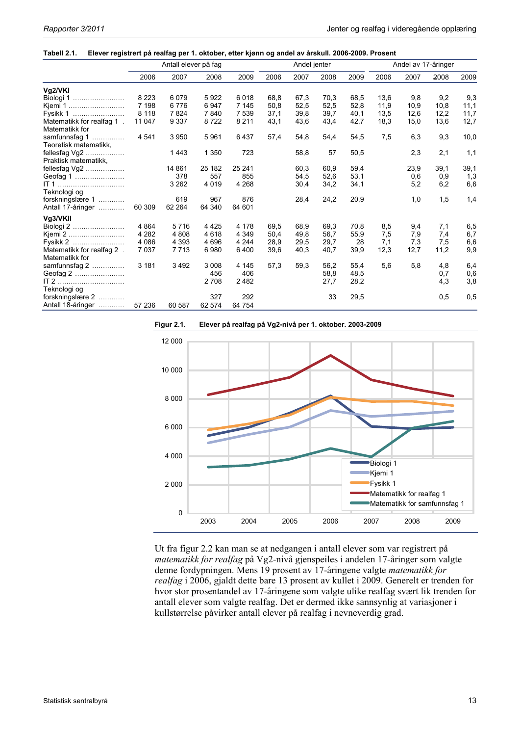**Tabell 2.1. Elever registrert på realfag per 1. oktober, etter kjønn og andel av årskull. 2006-2009. Prosent**

| | Antall elever på fag | | | | Andel jenter | | | | Andel av 17-åringer | | | |
|---|---|---|---|---|---|---|---|---|---|---|---|---|
| | 2006 | 2007 | 2008 | 2009 | 2006 | 2007 | 2008 | 2009 | 2006 | 2007 | 2008 | 2009 |
| **Vg2/VKI** | | | | | | | | | | | | |
| Biologi 1 | 8 223 | 6 079 | 5 922 | 6 018 | 68,8 | 67,3 | 70,3 | 68,5 | 13,6 | 9,8 | 9,2 | 9,3 |
| Kjemi 1 | 7 198 | 6 776 | 6 947 | 7 145 | 50,8 | 52,5 | 52,5 | 52,8 | 11,9 | 10,9 | 10,8 | 11,1 |
| Fysikk 1 | 8 118 | 7 824 | 7 840 | 7 539 | 37,1 | 39,8 | 39,7 | 40,1 | 13,5 | 12,6 | 12,2 | 11,7 |
| Matematikk for realfag 1 | 11 047 | 9 337 | 8 722 | 8 211 | 43,1 | 43,6 | 43,4 | 42,7 | 18,3 | 15,0 | 13,6 | 12,7 |
| Matematikk for samfunnsfag 1 | 4 541 | 3 950 | 5 961 | 6 437 | 57,4 | 54,8 | 54,4 | 54,5 | 7,5 | 6,3 | 9,3 | 10,0 |
| Teoretisk matematikk, fellesfag Vg2 | | 1 443 | 1 350 | 723 | | 58,8 | 57 | 50,5 | | 2,3 | 2,1 | 1,1 |
| Praktisk matematikk, fellesfag Vg2 | | 14 861 | 25 182 | 25 241 | | 60,3 | 60,9 | 59,4 | | 23,9 | 39,1 | 39,1 |
| Geofag 1 | | 378 | 557 | 855 | | 54,5 | 52,6 | 53,1 | | 0,6 | 0,9 | 1,3 |
| IT 1 | | 3 262 | 4 019 | 4 268 | | 30,4 | 34,2 | 34,1 | | 5,2 | 6,2 | 6,6 |
| Teknologi og forskningslære 1 | | 619 | 967 | 876 | | 28,4 | 24,2 | 20,9 | | 1,0 | 1,5 | 1,4 |
| Antall 17-åringer | 60 309 | 62 264 | 64 340 | 64 601 | | | | | | | | |
| **Vg3/VKII** | | | | | | | | | | | | |
| Biologi 2 | 4 864 | 5 716 | 4 425 | 4 178 | 69,5 | 68,9 | 69,3 | 70,8 | 8,5 | 9,4 | 7,1 | 6,5 |
| Kjemi 2 | 4 282 | 4 808 | 4 618 | 4 349 | 50,4 | 49,8 | 56,7 | 55,9 | 7,5 | 7,9 | 7,4 | 6,7 |
| Fysikk 2 | 4 086 | 4 393 | 4 696 | 4 244 | 28,9 | 29,5 | 29,7 | 28 | 7,1 | 7,3 | 7,5 | 6,6 |
| Matematikk for realfag 2 | 7 037 | 7 713 | 6 980 | 6 400 | 39,6 | 40,3 | 40,7 | 39,9 | 12,3 | 12,7 | 11,2 | 9,9 |
| Matematikk for samfunnsfag 2 | 3 181 | 3 492 | 3 008 | 4 145 | 57,3 | 59,3 | 56,2 | 55,4 | 5,6 | 5,8 | 4,8 | 6,4 |
| Geofag 2 | | | 456 | 406 | | | 58,8 | 48,5 | | | 0,7 | 0,6 |
| IT 2 | | | 2 708 | 2 482 | | | 27,7 | 28,2 | | | 4,3 | 3,8 |
| Teknologi og forskningslære 2 | | | 327 | 292 | | | 33 | 29,5 | | | 0,5 | 0,5 |
| Antall 18-åringer | 57 236 | 60 587 | 62 574 | 64 754 | | | | | | | | |

**Figur 2.1. Elever på realfag på Vg2-nivå per 1. oktober. 2003-2009**

Ut fra figur 2.2 kan man se at nedgangen i antall elever som var registrert på *matematikk for realfag* på Vg2-nivå gjenspeiles i andelen 17-åringer som valgte denne fordypningen. Mens 19 prosent av 17-åringene valgte *matematikk for realfag* i 2006, gjaldt dette bare 13 prosent av kullet i 2009. Generelt er trenden for hvor stor prosentandel av 17-åringene som valgte ulike realfag svært lik trenden for antall elever som valgte realfag. Det er dermed ikke sannsynlig at variasjoner i kullstørrelse påvirker antall elever på realfag i nevneverdig grad.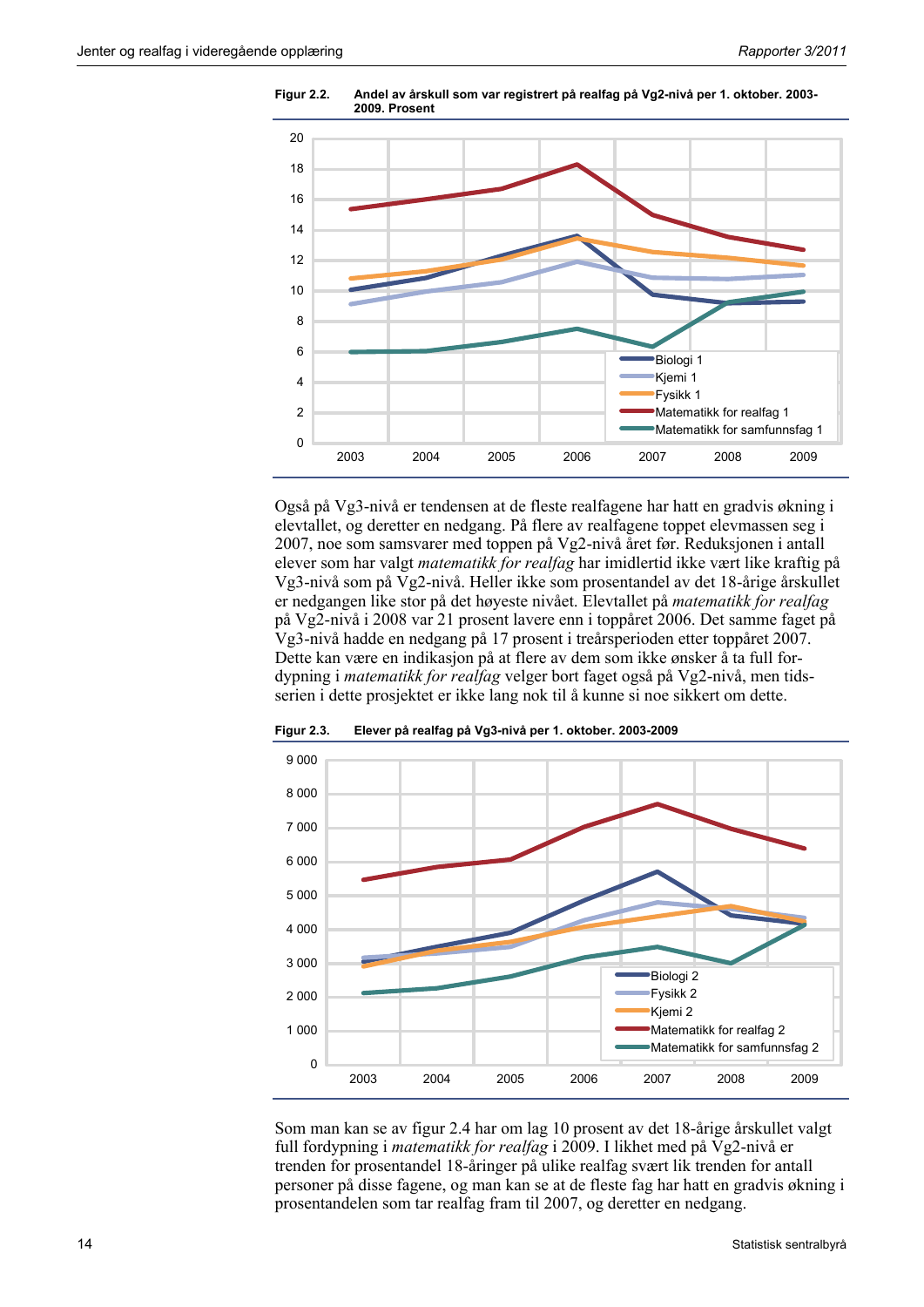**Figur 2.2. Andel av årskull som var registrert på realfag på Vg2-nivå per 1. oktober. 2003-2009. Prosent**

Også på Vg3-nivå er tendensen at de fleste realfagene har hatt en gradvis økning i elevtallet, og deretter en nedgang. På flere av realfagene toppet elevmassen seg i 2007, noe som samsvarer med toppen på Vg2-nivå året før. Reduksjonen i antall elever som har valgt *matematikk for realfag* har imidlertid ikke vært like kraftig på Vg3-nivå som på Vg2-nivå. Heller ikke som prosentandel av det 18-årige årskullet er nedgangen like stor på det høyeste nivået. Elevtallet på *matematikk for realfag* på Vg2-nivå i 2008 var 21 prosent lavere enn i toppåret 2006. Det samme faget på Vg3-nivå hadde en nedgang på 17 prosent i treårsperioden etter toppåret 2007. Dette kan være en indikasjon på at flere av dem som ikke ønsker å ta full fordypning i *matematikk for realfag* velger bort faget også på Vg2-nivå, men tidsserien i dette prosjektet er ikke lang nok til å kunne si noe sikkert om dette.

**Figur 2.3. Elever på realfag på Vg3-nivå per 1. oktober. 2003-2009**

Som man kan se av figur 2.4 har om lag 10 prosent av det 18-årige årskullet valgt full fordypning i *matematikk for realfag* i 2009. I likhet med på Vg2-nivå er trenden for prosentandel 18-åringer på ulike realfag svært lik trenden for antall personer på disse fagene, og man kan se at de fleste fag har hatt en gradvis økning i prosentandelen som tar realfag fram til 2007, og deretter en nedgang.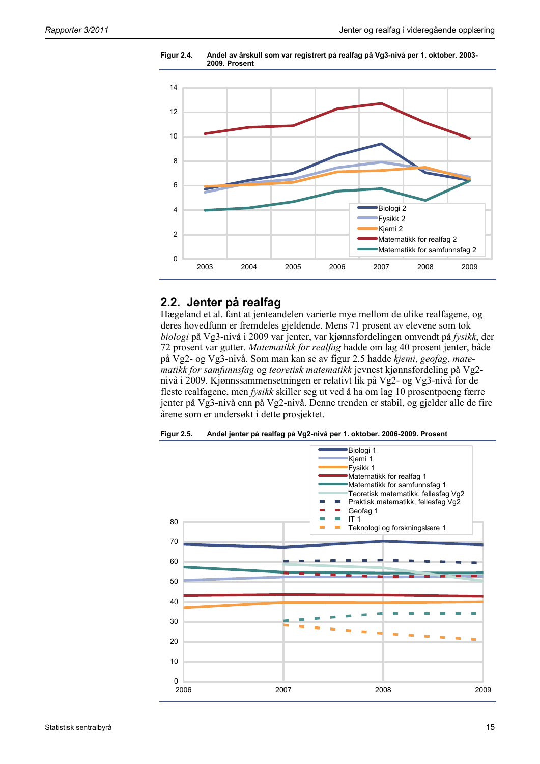**Figur 2.4. Andel av årskull som var registrert på realfag på Vg3-nivå per 1. oktober. 2003-2009. Prosent**

## 2.2. Jenter på realfag

Hægeland et al. fant at jenteandelen varierte mye mellom de ulike realfagene, og deres hovedfunn er fremdeles gjeldende. Mens 71 prosent av elevene som tok *biologi* på Vg3-nivå i 2009 var jenter, var kjønnsfordelingen omvendt på *fysikk*, der 72 prosent var gutter. *Matematikk for realfag* hadde om lag 40 prosent jenter, både på Vg2- og Vg3-nivå. Som man kan se av figur 2.5 hadde *kjemi*, *geofag*, *matematikk for samfunnsfag* og *teoretisk matematikk* jevnest kjønnsfordeling på Vg2-nivå i 2009. Kjønnssammensetningen er relativt lik på Vg2- og Vg3-nivå for de fleste realfagene, men *fysikk* skiller seg ut ved å ha om lag 10 prosentpoeng færre jenter på Vg3-nivå enn på Vg2-nivå. Denne trenden er stabil, og gjelder alle de fire årene som er undersøkt i dette prosjektet.

**Figur 2.5. Andel jenter på realfag på Vg2-nivå per 1. oktober. 2006-2009. Prosent**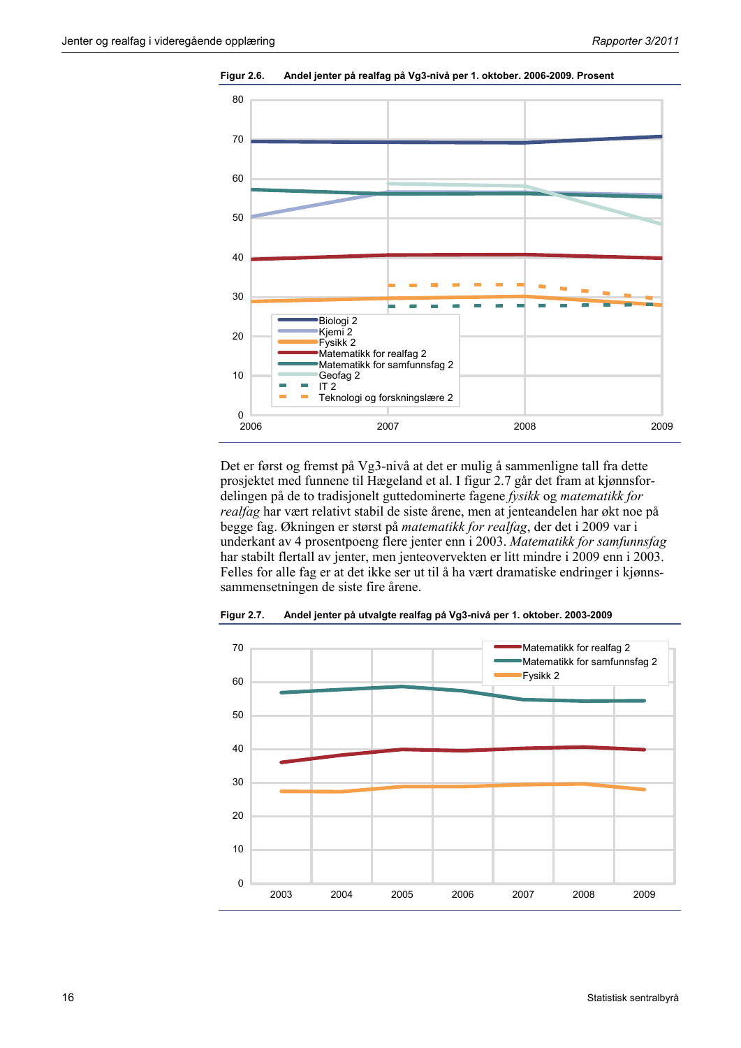**Figur 2.6. Andel jenter på realfag på Vg3-nivå per 1. oktober. 2006-2009. Prosent**

Det er først og fremst på Vg3-nivå at det er mulig å sammenligne tall fra dette prosjektet med funnene til Hægeland et al. I figur 2.7 går det fram at kjønnsfordelingen på de to tradisjonelt guttedominerte fagene *fysikk* og *matematikk for realfag* har vært relativt stabil de siste årene, men at jenteandelen har økt noe på begge fag. Økningen er størst på *matematikk for realfag*, der det i 2009 var i underkant av 4 prosentpoeng flere jenter enn i 2003. *Matematikk for samfunnsfag* har stabilt flertall av jenter, men jenteovervekten er litt mindre i 2009 enn i 2003. Felles for alle fag er at det ikke ser ut til å ha vært dramatiske endringer i kjønnssammensetningen de siste fire årene.

**Figur 2.7. Andel jenter på utvalgte realfag på Vg3-nivå per 1. oktober. 2003-2009**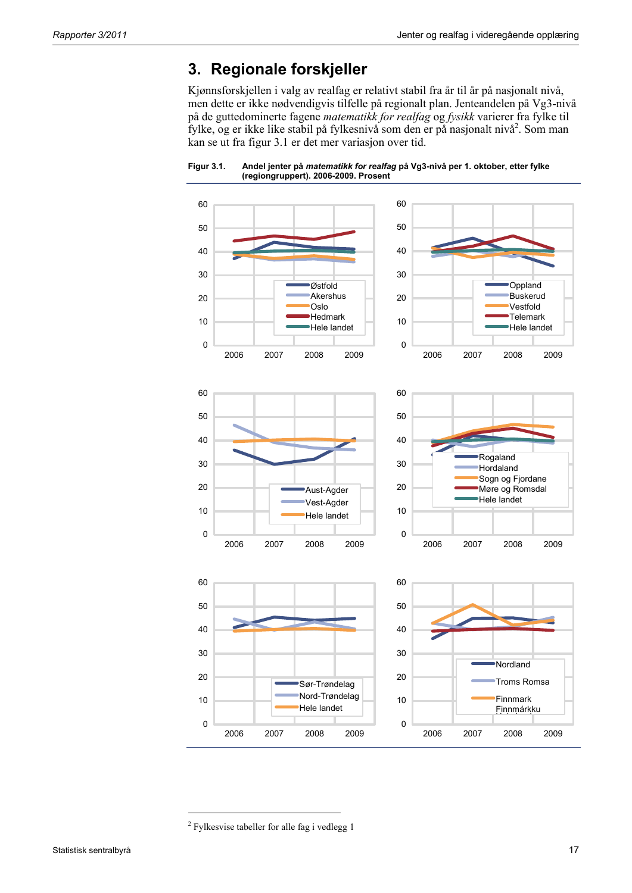# 3. Regionale forskjeller

Kjønnsforskjellen i valg av realfag er relativt stabil fra år til år på nasjonalt nivå, men dette er ikke nødvendigvis tilfelle på regionalt plan. Jenteandelen på Vg3-nivå på de guttedominerte fagene *matematikk for realfag* og *fysikk* varierer fra fylke til fylke, og er ikke like stabil på fylkesnivå som den er på nasjonalt nivå[2]. Som man kan se ut fra figur 3.1 er det mer variasjon over tid.

**Figur 3.1. Andel jenter på *matematikk for realfag* på Vg3-nivå per 1. oktober, etter fylke (regiongruppert). 2006-2009. Prosent**

[2] Fylkesvise tabeller for alle fag i vedlegg 1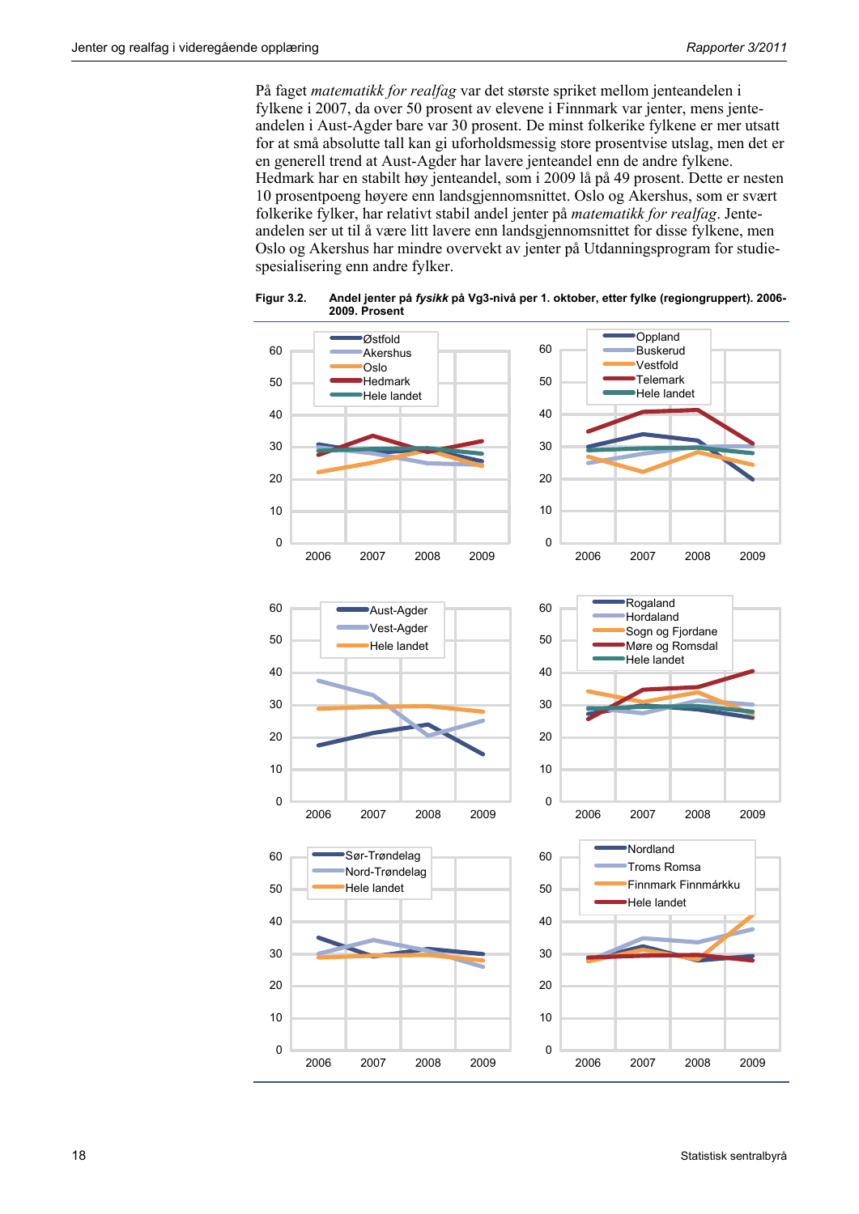På faget *matematikk for realfag* var det største spriket mellom jenteandelen i fylkene i 2007, da over 50 prosent av elevene i Finnmark var jenter, mens jenteandelen i Aust-Agder bare var 30 prosent. De minst folkerike fylkene er mer utsatt for at små absolutte tall kan gi uforholdsmessig store prosentvise utslag, men det er en generell trend at Aust-Agder har lavere jenteandel enn de andre fylkene. Hedmark har en stabilt høy jenteandel, som i 2009 lå på 49 prosent. Dette er nesten 10 prosentpoeng høyere enn landsgjennomsnittet. Oslo og Akershus, som er svært folkerike fylker, har relativt stabil andel jenter på *matematikk for realfag*. Jenteandelen ser ut til å være litt lavere enn landsgjennomsnittet for disse fylkene, men Oslo og Akershus har mindre overvekt av jenter på Utdanningsprogram for studiespesialisering enn andre fylker.

**Figur 3.2. Andel jenter på *fysikk* på Vg3-nivå per 1. oktober, etter fylke (regiongruppert). 2006-2009. Prosent**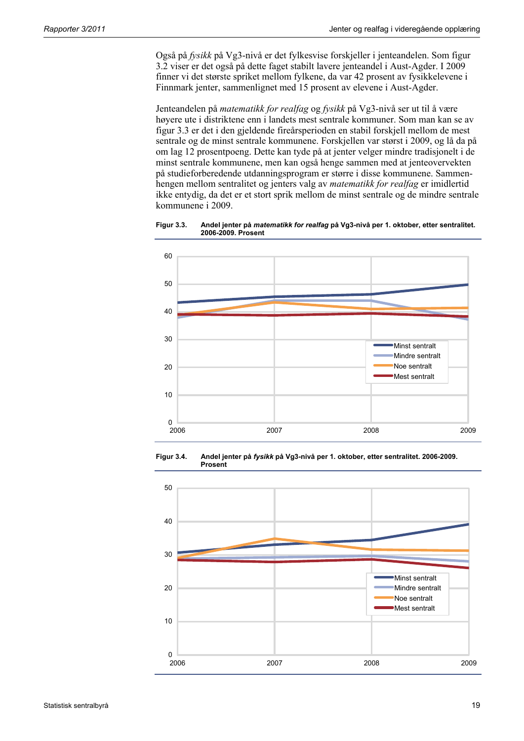Også på *fysikk* på Vg3-nivå er det fylkesvise forskjeller i jenteandelen. Som figur 3.2 viser er det også på dette faget stabilt lavere jenteandel i Aust-Agder. I 2009 finner vi det største spriket mellom fylkene, da var 42 prosent av fysikkelevene i Finnmark jenter, sammenlignet med 15 prosent av elevene i Aust-Agder.

Jenteandelen på *matematikk for realfag* og *fysikk* på Vg3-nivå ser ut til å være høyere ute i distriktene enn i landets mest sentrale kommuner. Som man kan se av figur 3.3 er det i den gjeldende fireårsperioden en stabil forskjell mellom de mest sentrale og de minst sentrale kommunene. Forskjellen var størst i 2009, og lå da på om lag 12 prosentpoeng. Dette kan tyde på at jenter velger mindre tradisjonelt i de minst sentrale kommunene, men kan også henge sammen med at jenteovervekten på studieforberedende utdanningsprogram er større i disse kommunene. Sammenhengen mellom sentralitet og jenters valg av *matematikk for realfag* er imidlertid ikke entydig, da det er et stort sprik mellom de minst sentrale og de mindre sentrale kommunene i 2009.

**Figur 3.3. Andel jenter på *matematikk for realfag* på Vg3-nivå per 1. oktober, etter sentralitet. 2006-2009. Prosent**

**Figur 3.4. Andel jenter på *fysikk* på Vg3-nivå per 1. oktober, etter sentralitet. 2006-2009. Prosent**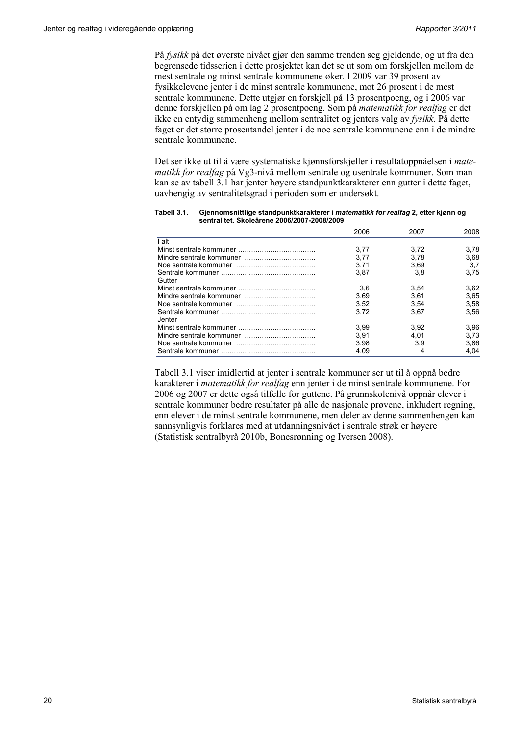På *fysikk* på det øverste nivået gjør den samme trenden seg gjeldende, og ut fra den begrensede tidsserien i dette prosjektet kan det se ut som om forskjellen mellom de mest sentrale og minst sentrale kommunene øker. I 2009 var 39 prosent av fysikkelevene jenter i de minst sentrale kommunene, mot 26 prosent i de mest sentrale kommunene. Dette utgjør en forskjell på 13 prosentpoeng, og i 2006 var denne forskjellen på om lag 2 prosentpoeng. Som på *matematikk for realfag* er det ikke en entydig sammenheng mellom sentralitet og jenters valg av *fysikk*. På dette faget er det større prosentandel jenter i de noe sentrale kommunene enn i de mindre sentrale kommunene.

Det ser ikke ut til å være systematiske kjønnsforskjeller i resultatoppnåelsen i *matematikk for realfag* på Vg3-nivå mellom sentrale og usentrale kommuner. Som man kan se av tabell 3.1 har jenter høyere standpunktkarakterer enn gutter i dette faget, uavhengig av sentralitetsgrad i perioden som er undersøkt.

**Tabell 3.1. Gjennomsnittlige standpunktkarakterer i *matematikk for realfag* 2, etter kjønn og sentralitet. Skoleårene 2006/2007-2008/2009**

| | 2006 | 2007 | 2008 |
|---|---|---|---|
| I alt | | | |
| Minst sentrale kommuner | 3,77 | 3,72 | 3,78 |
| Mindre sentrale kommuner | 3,77 | 3,78 | 3,68 |
| Noe sentrale kommuner | 3,71 | 3,69 | 3,7 |
| Sentrale kommuner | 3,87 | 3,8 | 3,75 |
| Gutter | | | |
| Minst sentrale kommuner | 3,6 | 3,54 | 3,62 |
| Mindre sentrale kommuner | 3,69 | 3,61 | 3,65 |
| Noe sentrale kommuner | 3,52 | 3,54 | 3,58 |
| Sentrale kommuner | 3,72 | 3,67 | 3,56 |
| Jenter | | | |
| Minst sentrale kommuner | 3,99 | 3,92 | 3,96 |
| Mindre sentrale kommuner | 3,91 | 4,01 | 3,73 |
| Noe sentrale kommuner | 3,98 | 3,9 | 3,86 |
| Sentrale kommuner | 4,09 | 4 | 4,04 |

Tabell 3.1 viser imidlertid at jenter i sentrale kommuner ser ut til å oppnå bedre karakterer i *matematikk for realfag* enn jenter i de minst sentrale kommunene. For 2006 og 2007 er dette også tilfelle for guttene. På grunnskolenivå oppnår elever i sentrale kommuner bedre resultater på alle de nasjonale prøvene, inkludert regning, enn elever i de minst sentrale kommunene, men deler av denne sammenhengen kan sannsynligvis forklares med at utdanningsnivået i sentrale strøk er høyere (Statistisk sentralbyrå 2010b, Bonesrønning og Iversen 2008).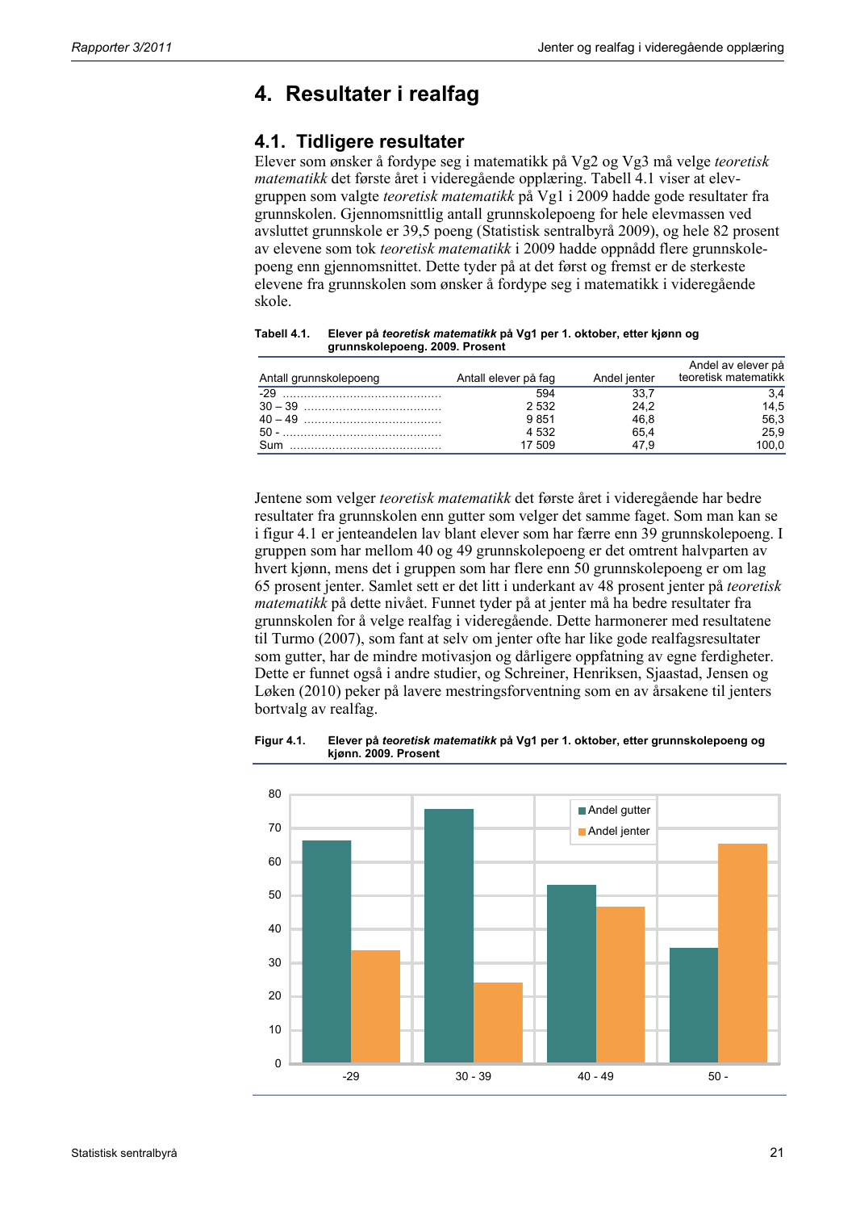# 4. Resultater i realfag

## 4.1. Tidligere resultater

Elever som ønsker å fordype seg i matematikk på Vg2 og Vg3 må velge *teoretisk matematikk* det første året i videregående opplæring. Tabell 4.1 viser at elevgruppen som valgte *teoretisk matematikk* på Vg1 i 2009 hadde gode resultater fra grunnskolen. Gjennomsnittlig antall grunnskolepoeng for hele elevmassen ved avsluttet grunnskole er 39,5 poeng (Statistisk sentralbyrå 2009), og hele 82 prosent av elevene som tok *teoretisk matematikk* i 2009 hadde oppnådd flere grunnskolepoeng enn gjennomsnittet. Dette tyder på at det først og fremst er de sterkeste elevene fra grunnskolen som ønsker å fordype seg i matematikk i videregående skole.

**Tabell 4.1. Elever på *teoretisk matematikk* på Vg1 per 1. oktober, etter kjønn og grunnskolepoeng. 2009. Prosent**

| Antall grunnskolepoeng | Antall elever på fag | Andel jenter | Andel av elever på teoretisk matematikk |
|---|---|---|---|
| -29 | 594 | 33,7 | 3,4 |
| 30 – 39 | 2 532 | 24,2 | 14,5 |
| 40 – 49 | 9 851 | 46,8 | 56,3 |
| 50 - | 4 532 | 65,4 | 25,9 |
| Sum | 17 509 | 47,9 | 100,0 |

Jentene som velger *teoretisk matematikk* det første året i videregående har bedre resultater fra grunnskolen enn gutter som velger det samme faget. Som man kan se i figur 4.1 er jenteandelen lav blant elever som har færre enn 39 grunnskolepoeng. I gruppen som har mellom 40 og 49 grunnskolepoeng er det omtrent halvparten av hvert kjønn, mens det i gruppen som har flere enn 50 grunnskolepoeng er om lag 65 prosent jenter. Samlet sett er det litt i underkant av 48 prosent jenter på *teoretisk matematikk* på dette nivået. Funnet tyder på at jenter må ha bedre resultater fra grunnskolen for å velge realfag i videregående. Dette harmonerer med resultatene til Turmo (2007), som fant at selv om jenter ofte har like gode realfagsresultater som gutter, har de mindre motivasjon og dårligere oppfatning av egne ferdigheter. Dette er funnet også i andre studier, og Schreiner, Henriksen, Sjaastad, Jensen og Løken (2010) peker på lavere mestringsforventning som en av årsakene til jenters bortvalg av realfag.

**Figur 4.1. Elever på *teoretisk matematikk* på Vg1 per 1. oktober, etter grunnskolepoeng og kjønn. 2009. Prosent**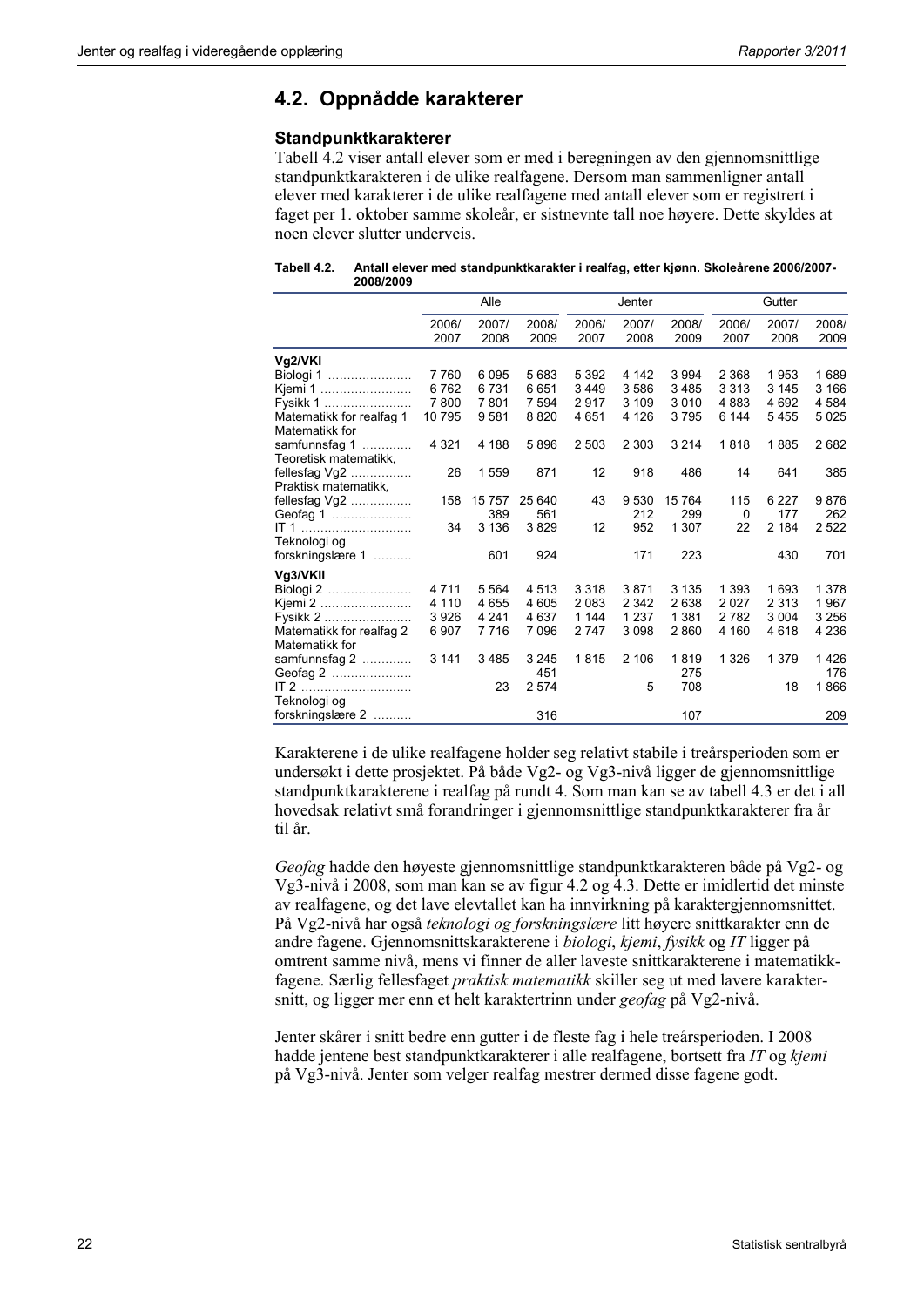## 4.2. Oppnådde karakterer

### Standpunktkarakterer

Tabell 4.2 viser antall elever som er med i beregningen av den gjennomsnittlige standpunktkarakteren i de ulike realfagene. Dersom man sammenligner antall elever med karakterer i de ulike realfagene med antall elever som er registrert i faget per 1. oktober samme skoleår, er sistnevnte tall noe høyere. Dette skyldes at noen elever slutter underveis.

**Tabell 4.2. Antall elever med standpunktkarakter i realfag, etter kjønn. Skoleårene 2006/2007-2008/2009**

| | Alle | | | Jenter | | | Gutter | | |
|---|---|---|---|---|---|---|---|---|---|
| | 2006/2007 | 2007/2008 | 2008/2009 | 2006/2007 | 2007/2008 | 2008/2009 | 2006/2007 | 2007/2008 | 2008/2009 |
| **Vg2/VKI** | | | | | | | | | |
| Biologi 1 | 7 760 | 6 095 | 5 683 | 5 392 | 4 142 | 3 994 | 2 368 | 1 953 | 1 689 |
| Kjemi 1 | 6 762 | 6 731 | 6 651 | 3 449 | 3 586 | 3 485 | 3 313 | 3 145 | 3 166 |
| Fysikk 1 | 7 800 | 7 801 | 7 594 | 2 917 | 3 109 | 3 010 | 4 883 | 4 692 | 4 584 |
| Matematikk for realfag 1 | 10 795 | 9 581 | 8 820 | 4 651 | 4 126 | 3 795 | 6 144 | 5 455 | 5 025 |
| Matematikk for samfunnsfag 1 | 4 321 | 4 188 | 5 896 | 2 503 | 2 303 | 3 214 | 1 818 | 1 885 | 2 682 |
| Teoretisk matematikk, fellesfag Vg2 | 26 | 1 559 | 871 | 12 | 918 | 486 | 14 | 641 | 385 |
| Praktisk matematikk, fellesfag Vg2 | 158 | 15 757 | 25 640 | 43 | 9 530 | 15 764 | 115 | 6 227 | 9 876 |
| Geofag 1 | | 389 | 561 | | 212 | 299 | 0 | 177 | 262 |
| IT 1 | 34 | 3 136 | 3 829 | 12 | 952 | 1 307 | 22 | 2 184 | 2 522 |
| Teknologi og forskningslære 1 | | 601 | 924 | | 171 | 223 | | 430 | 701 |
| **Vg3/VKII** | | | | | | | | | |
| Biologi 2 | 4 711 | 5 564 | 4 513 | 3 318 | 3 871 | 3 135 | 1 393 | 1 693 | 1 378 |
| Kjemi 2 | 4 110 | 4 655 | 4 605 | 2 083 | 2 342 | 2 638 | 2 027 | 2 313 | 1 967 |
| Fysikk 2 | 3 926 | 4 241 | 4 637 | 1 144 | 1 237 | 1 381 | 2 782 | 3 004 | 3 256 |
| Matematikk for realfag 2 | 6 907 | 7 716 | 7 096 | 2 747 | 3 098 | 2 860 | 4 160 | 4 618 | 4 236 |
| Matematikk for samfunnsfag 2 | 3 141 | 3 485 | 3 245 | 1 815 | 2 106 | 1 819 | 1 326 | 1 379 | 1 426 |
| Geofag 2 | | | 451 | | | 275 | | | 176 |
| IT 2 | | 23 | 2 574 | | 5 | 708 | | 18 | 1 866 |
| Teknologi og forskningslære 2 | | | 316 | | | 107 | | | 209 |

Karakterene i de ulike realfagene holder seg relativt stabile i treårsperioden som er undersøkt i dette prosjektet. På både Vg2- og Vg3-nivå ligger de gjennomsnittlige standpunktkarakterene i realfag på rundt 4. Som man kan se av tabell 4.3 er det i all hovedsak relativt små forandringer i gjennomsnittlige standpunktkarakterer fra år til år.

*Geofag* hadde den høyeste gjennomsnittlige standpunktkarakteren både på Vg2- og Vg3-nivå i 2008, som man kan se av figur 4.2 og 4.3. Dette er imidlertid det minste av realfagene, og det lave elevtallet kan ha innvirkning på karaktergjennomsnittet. På Vg2-nivå har også *teknologi og forskningslære* litt høyere snittkarakter enn de andre fagene. Gjennomsnittskarakterene i *biologi*, *kjemi*, *fysikk* og *IT* ligger på omtrent samme nivå, mens vi finner de aller laveste snittkarakterene i matematikkfagene. Særlig fellesfaget *praktisk matematikk* skiller seg ut med lavere karaktersnitt, og ligger mer enn et helt karaktertrinn under *geofag* på Vg2-nivå.

Jenter skårer i snitt bedre enn gutter i de fleste fag i hele treårsperioden. I 2008 hadde jentene best standpunktkarakterer i alle realfagene, bortsett fra *IT* og *kjemi* på Vg3-nivå. Jenter som velger realfag mestrer dermed disse fagene godt.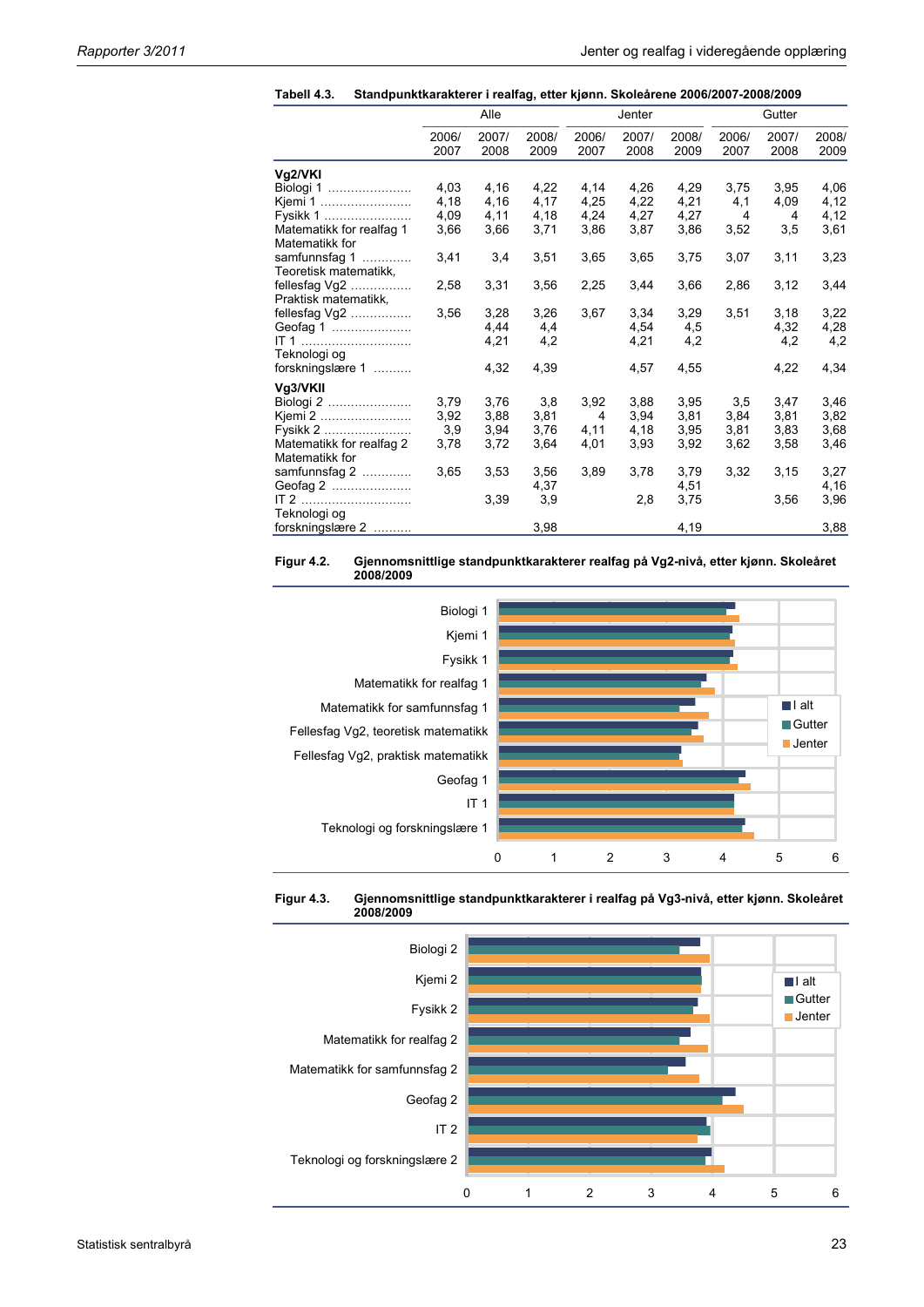**Tabell 4.3. Standpunktkarakterer i realfag, etter kjønn. Skoleårene 2006/2007-2008/2009**

| | Alle | | | Jenter | | | Gutter | | |
|---|---|---|---|---|---|---|---|---|---|
| | 2006/2007 | 2007/2008 | 2008/2009 | 2006/2007 | 2007/2008 | 2008/2009 | 2006/2007 | 2007/2008 | 2008/2009 |
| **Vg2/VKI** | | | | | | | | | |
| Biologi 1 | 4,03 | 4,16 | 4,22 | 4,14 | 4,26 | 4,29 | 3,75 | 3,95 | 4,06 |
| Kjemi 1 | 4,18 | 4,16 | 4,17 | 4,25 | 4,22 | 4,21 | 4,1 | 4,09 | 4,12 |
| Fysikk 1 | 4,09 | 4,11 | 4,18 | 4,24 | 4,27 | 4,27 | 4 | 4 | 4,12 |
| Matematikk for realfag 1 | 3,66 | 3,66 | 3,71 | 3,86 | 3,87 | 3,86 | 3,52 | 3,5 | 3,61 |
| Matematikk for samfunnsfag 1 | 3,41 | 3,4 | 3,51 | 3,65 | 3,65 | 3,75 | 3,07 | 3,11 | 3,23 |
| Teoretisk matematikk, fellesfag Vg2 | 2,58 | 3,31 | 3,56 | 2,25 | 3,44 | 3,66 | 2,86 | 3,12 | 3,44 |
| Praktisk matematikk, fellesfag Vg2 | 3,56 | 3,28 | 3,26 | 3,67 | 3,34 | 3,29 | 3,51 | 3,18 | 3,22 |
| Geofag 1 | | 4,44 | 4,4 | | 4,54 | 4,5 | | 4,32 | 4,28 |
| IT 1 | | 4,21 | 4,2 | | 4,21 | 4,2 | | 4,2 | 4,2 |
| Teknologi og forskningslære 1 | | 4,32 | 4,39 | | 4,57 | 4,55 | | 4,22 | 4,34 |
| **Vg3/VKII** | | | | | | | | | |
| Biologi 2 | 3,79 | 3,76 | 3,8 | 3,92 | 3,88 | 3,95 | 3,5 | 3,47 | 3,46 |
| Kjemi 2 | 3,92 | 3,88 | 3,81 | 4 | 3,94 | 3,81 | 3,84 | 3,81 | 3,82 |
| Fysikk 2 | 3,9 | 3,94 | 3,76 | 4,11 | 4,18 | 3,95 | 3,81 | 3,83 | 3,68 |
| Matematikk for realfag 2 | 3,78 | 3,72 | 3,64 | 4,01 | 3,93 | 3,92 | 3,62 | 3,58 | 3,46 |
| Matematikk for samfunnsfag 2 | 3,65 | 3,53 | 3,56 | 3,89 | 3,78 | 3,79 | 3,32 | 3,15 | 3,27 |
| Geofag 2 | | | 4,37 | | | 4,51 | | | 4,16 |
| IT 2 | | 3,39 | 3,9 | | 2,8 | 3,75 | | 3,56 | 3,96 |
| Teknologi og forskningslære 2 | | | 3,98 | | | 4,19 | | | 3,88 |

**Figur 4.2. Gjennomsnittlige standpunktkarakterer realfag på Vg2-nivå, etter kjønn. Skoleåret 2008/2009**

**Figur 4.3. Gjennomsnittlige standpunktkarakterer i realfag på Vg3-nivå, etter kjønn. Skoleåret 2008/2009**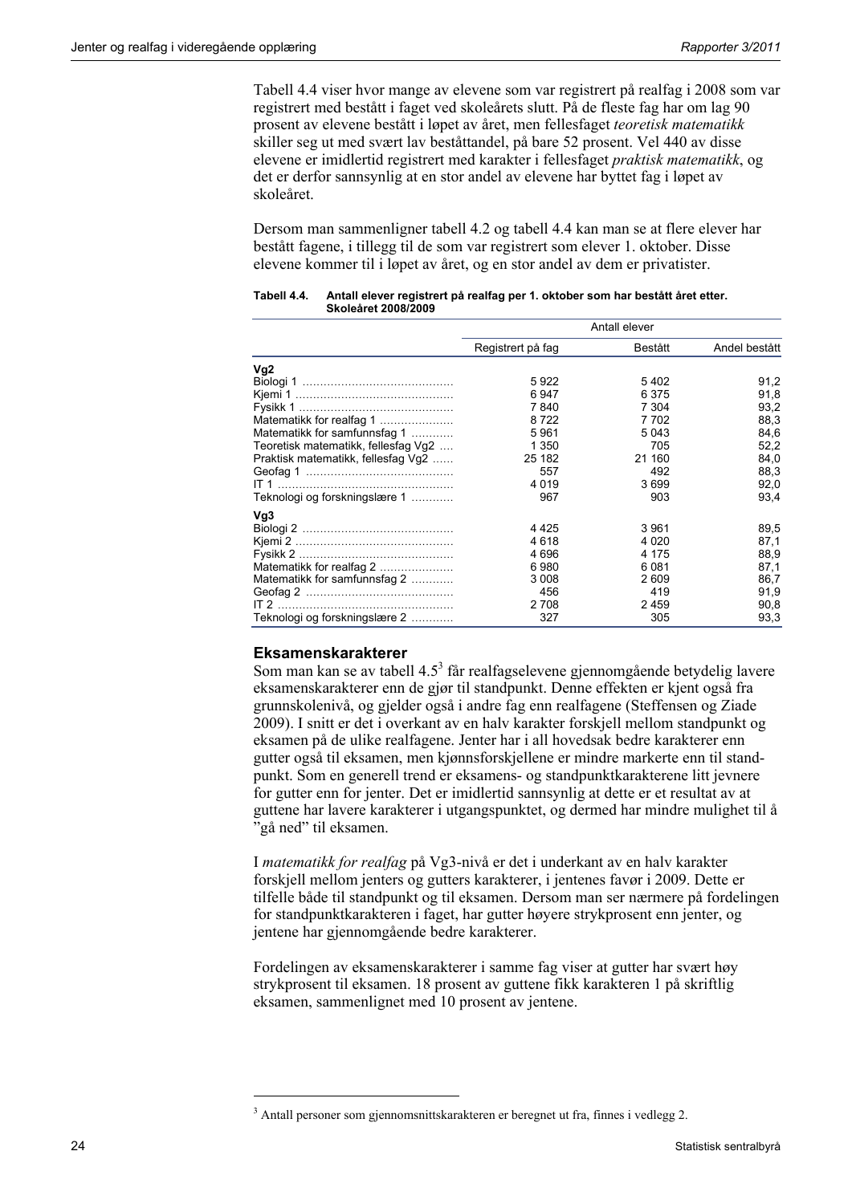Tabell 4.4 viser hvor mange av elevene som var registrert på realfag i 2008 som var registrert med bestått i faget ved skoleårets slutt. På de fleste fag har om lag 90 prosent av elevene bestått i løpet av året, men fellesfaget *teoretisk matematikk* skiller seg ut med svært lav beståttandel, på bare 52 prosent. Vel 440 av disse elevene er imidlertid registrert med karakter i fellesfaget *praktisk matematikk*, og det er derfor sannsynlig at en stor andel av elevene har byttet fag i løpet av skoleåret.

Dersom man sammenligner tabell 4.2 og tabell 4.4 kan man se at flere elever har bestått fagene, i tillegg til de som var registrert som elever 1. oktober. Disse elevene kommer til i løpet av året, og en stor andel av dem er privatister.

**Tabell 4.4. Antall elever registrert på realfag per 1. oktober som har bestått året etter. Skoleåret 2008/2009**

| | Antall elever | | |
|---|---|---|---|
| | Registrert på fag | Bestått | Andel bestått |
| **Vg2** | | | |
| Biologi 1 | 5 922 | 5 402 | 91,2 |
| Kjemi 1 | 6 947 | 6 375 | 91,8 |
| Fysikk 1 | 7 840 | 7 304 | 93,2 |
| Matematikk for realfag 1 | 8 722 | 7 702 | 88,3 |
| Matematikk for samfunnsfag 1 | 5 961 | 5 043 | 84,6 |
| Teoretisk matematikk, fellesfag Vg2 | 1 350 | 705 | 52,2 |
| Praktisk matematikk, fellesfag Vg2 | 25 182 | 21 160 | 84,0 |
| Geofag 1 | 557 | 492 | 88,3 |
| IT 1 | 4 019 | 3 699 | 92,0 |
| Teknologi og forskningslære 1 | 967 | 903 | 93,4 |
| **Vg3** | | | |
| Biologi 2 | 4 425 | 3 961 | 89,5 |
| Kjemi 2 | 4 618 | 4 020 | 87,1 |
| Fysikk 2 | 4 696 | 4 175 | 88,9 |
| Matematikk for realfag 2 | 6 980 | 6 081 | 87,1 |
| Matematikk for samfunnsfag 2 | 3 008 | 2 609 | 86,7 |
| Geofag 2 | 456 | 419 | 91,9 |
| IT 2 | 2 708 | 2 459 | 90,8 |
| Teknologi og forskningslære 2 | 327 | 305 | 93,3 |

### Eksamenskarakterer

Som man kan se av tabell 4.5[3] får realfagselevene gjennomgående betydelig lavere eksamenskarakterer enn de gjør til standpunkt. Denne effekten er kjent også fra grunnskolenivå, og gjelder også i andre fag enn realfagene (Steffensen og Ziade 2009). I snitt er det i overkant av en halv karakter forskjell mellom standpunkt og eksamen på de ulike realfagene. Jenter har i all hovedsak bedre karakterer enn gutter også til eksamen, men kjønnsforskjellene er mindre markerte enn til standpunkt. Som en generell trend er eksamens- og standpunktkarakterene litt jevnere for gutter enn for jenter. Det er imidlertid sannsynlig at dette er et resultat av at guttene har lavere karakterer i utgangspunktet, og dermed har mindre mulighet til å "gå ned" til eksamen.

I *matematikk for realfag* på Vg3-nivå er det i underkant av en halv karakter forskjell mellom jenters og gutters karakterer, i jentenes favør i 2009. Dette er tilfelle både til standpunkt og til eksamen. Dersom man ser nærmere på fordelingen for standpunktkarakteren i faget, har gutter høyere strykprosent enn jenter, og jentene har gjennomgående bedre karakterer.

Fordelingen av eksamenskarakterer i samme fag viser at gutter har svært høy strykprosent til eksamen. 18 prosent av guttene fikk karakteren 1 på skriftlig eksamen, sammenlignet med 10 prosent av jentene.

[3] Antall personer som gjennomsnittskarakteren er beregnet ut fra, finnes i vedlegg 2.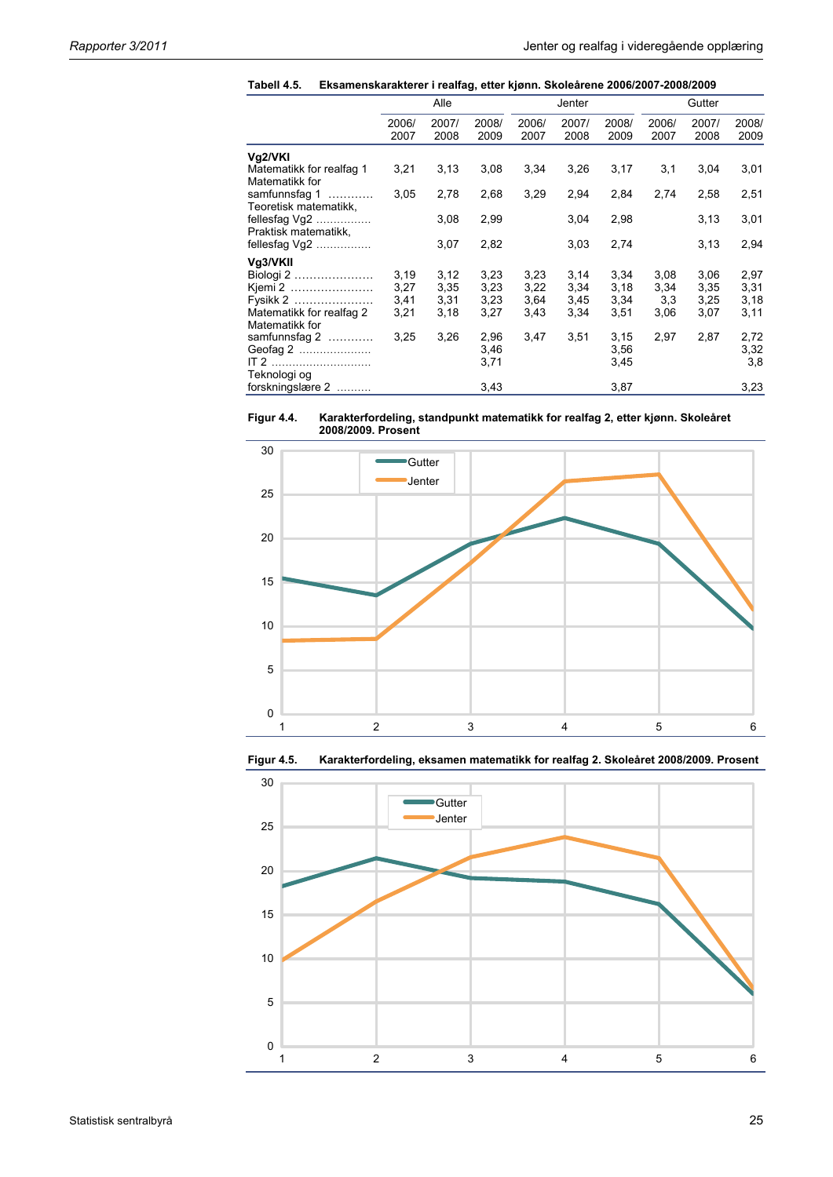**Tabell 4.5. Eksamenskarakterer i realfag, etter kjønn. Skoleårene 2006/2007-2008/2009**

| | Alle | | | Jenter | | | Gutter | | |
|---|---|---|---|---|---|---|---|---|---|
| | 2006/ 2007 | 2007/ 2008 | 2008/ 2009 | 2006/ 2007 | 2007/ 2008 | 2008/ 2009 | 2006/ 2007 | 2007/ 2008 | 2008/ 2009 |
| **Vg2/VKI** | | | | | | | | | |
| Matematikk for realfag 1 | 3,21 | 3,13 | 3,08 | 3,34 | 3,26 | 3,17 | 3,1 | 3,04 | 3,01 |
| Matematikk for samfunnsfag 1 ………… | 3,05 | 2,78 | 2,68 | 3,29 | 2,94 | 2,84 | 2,74 | 2,58 | 2,51 |
| Teoretisk matematikk, fellesfag Vg2 …………… | | 3,08 | 2,99 | | 3,04 | 2,98 | | 3,13 | 3,01 |
| Praktisk matematikk, fellesfag Vg2 …………… | | 3,07 | 2,82 | | 3,03 | 2,74 | | 3,13 | 2,94 |
| **Vg3/VKII** | | | | | | | | | |
| Biologi 2 ………………… | 3,19 | 3,12 | 3,23 | 3,23 | 3,14 | 3,34 | 3,08 | 3,06 | 2,97 |
| Kjemi 2 ………………… | 3,27 | 3,35 | 3,23 | 3,22 | 3,34 | 3,18 | 3,34 | 3,35 | 3,31 |
| Fysikk 2 ………………… | 3,41 | 3,31 | 3,23 | 3,64 | 3,45 | 3,34 | 3,3 | 3,25 | 3,18 |
| Matematikk for realfag 2 | 3,21 | 3,18 | 3,27 | 3,43 | 3,34 | 3,51 | 3,06 | 3,07 | 3,11 |
| Matematikk for samfunnsfag 2 ………… | 3,25 | 3,26 | 2,96 | 3,47 | 3,51 | 3,15 | 2,97 | 2,87 | 2,72 |
| Geofag 2 ………………… | | | 3,46 | | | 3,56 | | | 3,32 |
| IT 2 ……………………… | | | 3,71 | | | 3,45 | | | 3,8 |
| Teknologi og forskningslære 2 ……… | | | 3,43 | | | 3,87 | | | 3,23 |

**Figur 4.4. Karakterfordeling, standpunkt matematikk for realfag 2, etter kjønn. Skoleåret 2008/2009. Prosent**

| Karakter | Gutter | Jenter |
|---|---|---|
| 1 | 15,4 | 8,3 |
| 2 | 13,5 | 8,5 |
| 3 | 19,4 | 17,2 |
| 4 | 22,3 | 26,5 |
| 5 | 19,4 | 27,3 |
| 6 | 9,7 | 11,9 |

**Figur 4.5. Karakterfordeling, eksamen matematikk for realfag 2. Skoleåret 2008/2009. Prosent**

| Karakter | Gutter | Jenter |
|---|---|---|
| 1 | 18,2 | 9,9 |
| 2 | 21,4 | 16,5 |
| 3 | 19,2 | 21,6 |
| 4 | 18,8 | 23,9 |
| 5 | 16,2 | 21,4 |
| 6 | 5,9 | 6,6 |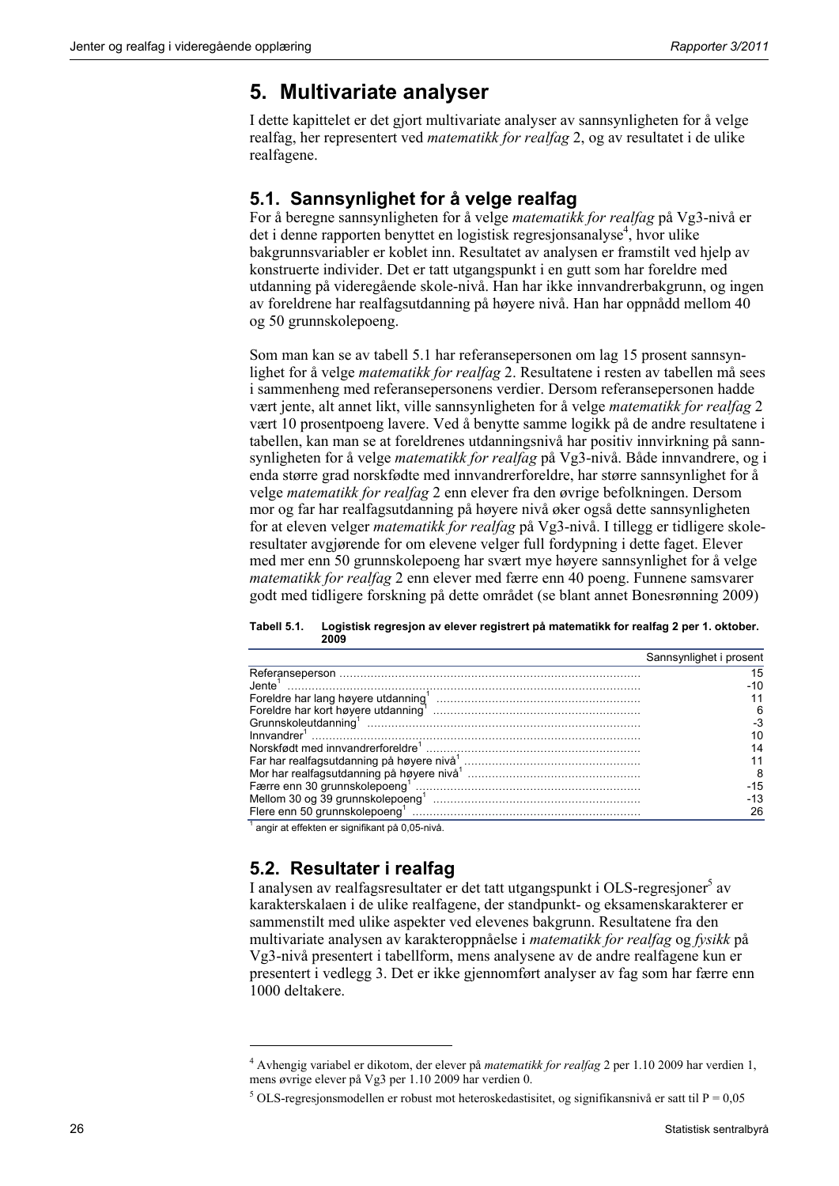# 5. Multivariate analyser

I dette kapittelet er det gjort multivariate analyser av sannsynligheten for å velge realfag, her representert ved *matematikk for realfag* 2, og av resultatet i de ulike realfagene.

## 5.1. Sannsynlighet for å velge realfag

For å beregne sannsynligheten for å velge *matematikk for realfag* på Vg3-nivå er det i denne rapporten benyttet en logistisk regresjonsanalyse[4], hvor ulike bakgrunnsvariabler er koblet inn. Resultatet av analysen er framstilt ved hjelp av konstruerte individer. Det er tatt utgangspunkt i en gutt som har foreldre med utdanning på videregående skole-nivå. Han har ikke innvandrerbakgrunn, og ingen av foreldrene har realfagsutdanning på høyere nivå. Han har oppnådd mellom 40 og 50 grunnskolepoeng.

Som man kan se av tabell 5.1 har referansepersonen om lag 15 prosent sannsynlighet for å velge *matematikk for realfag* 2. Resultatene i resten av tabellen må sees i sammenheng med referansepersonens verdier. Dersom referansepersonen hadde vært jente, alt annet likt, ville sannsynligheten for å velge *matematikk for realfag* 2 vært 10 prosentpoeng lavere. Ved å benytte samme logikk på de andre resultatene i tabellen, kan man se at foreldrenes utdanningsnivå har positiv innvirkning på sannsynligheten for å velge *matematikk for realfag* på Vg3-nivå. Både innvandrere, og i enda større grad norskfødte med innvandrerforeldre, har større sannsynlighet for å velge *matematikk for realfag* 2 enn elever fra den øvrige befolkningen. Dersom mor og far har realfagsutdanning på høyere nivå øker også dette sannsynligheten for at eleven velger *matematikk for realfag* på Vg3-nivå. I tillegg er tidligere skoleresultater avgjørende for om elevene velger full fordypning i dette faget. Elever med mer enn 50 grunnskolepoeng har svært mye høyere sannsynlighet for å velge *matematikk for realfag* 2 enn elever med færre enn 40 poeng. Funnene samsvarer godt med tidligere forskning på dette området (se blant annet Bonesrønning 2009)

**Tabell 5.1. Logistisk regresjon av elever registrert på matematikk for realfag 2 per 1. oktober. 2009**

| | Sannsynlighet i prosent |
|---|---|
| Referanseperson | 15 |
| Jente[1] | -10 |
| Foreldre har lang høyere utdanning[1] | 11 |
| Foreldre har kort høyere utdanning[1] | 6 |
| Grunnskoleutdanning[1] | -3 |
| Innvandrer[1] | 10 |
| Norskfødt med innvandrerforeldre[1] | 14 |
| Far har realfagsutdanning på høyere nivå[1] | 11 |
| Mor har realfagsutdanning på høyere nivå[1] | 8 |
| Færre enn 30 grunnskolepoeng[1] | -15 |
| Mellom 30 og 39 grunnskolepoeng[1] | -13 |
| Flere enn 50 grunnskolepoeng[1] | 26 |

[1] angir at effekten er signifikant på 0,05-nivå.

## 5.2. Resultater i realfag

I analysen av realfagsresultater er det tatt utgangspunkt i OLS-regresjoner[5] av karakterskalaen i de ulike realfagene, der standpunkt- og eksamenskarakterer er sammenstilt med ulike aspekter ved elevenes bakgrunn. Resultatene fra den multivariate analysen av karakteroppnåelse i *matematikk for realfag* og *fysikk* på Vg3-nivå presentert i tabellform, mens analysene av de andre realfagene kun er presentert i vedlegg 3. Det er ikke gjennomført analyser av fag som har færre enn 1000 deltakere.

---

[4] Avhengig variabel er dikotom, der elever på *matematikk for realfag* 2 per 1.10 2009 har verdien 1, mens øvrige elever på Vg3 per 1.10 2009 har verdien 0.

[5] OLS-regresjonsmodellen er robust mot heteroskedastisitet, og signifikansnivå er satt til P = 0,05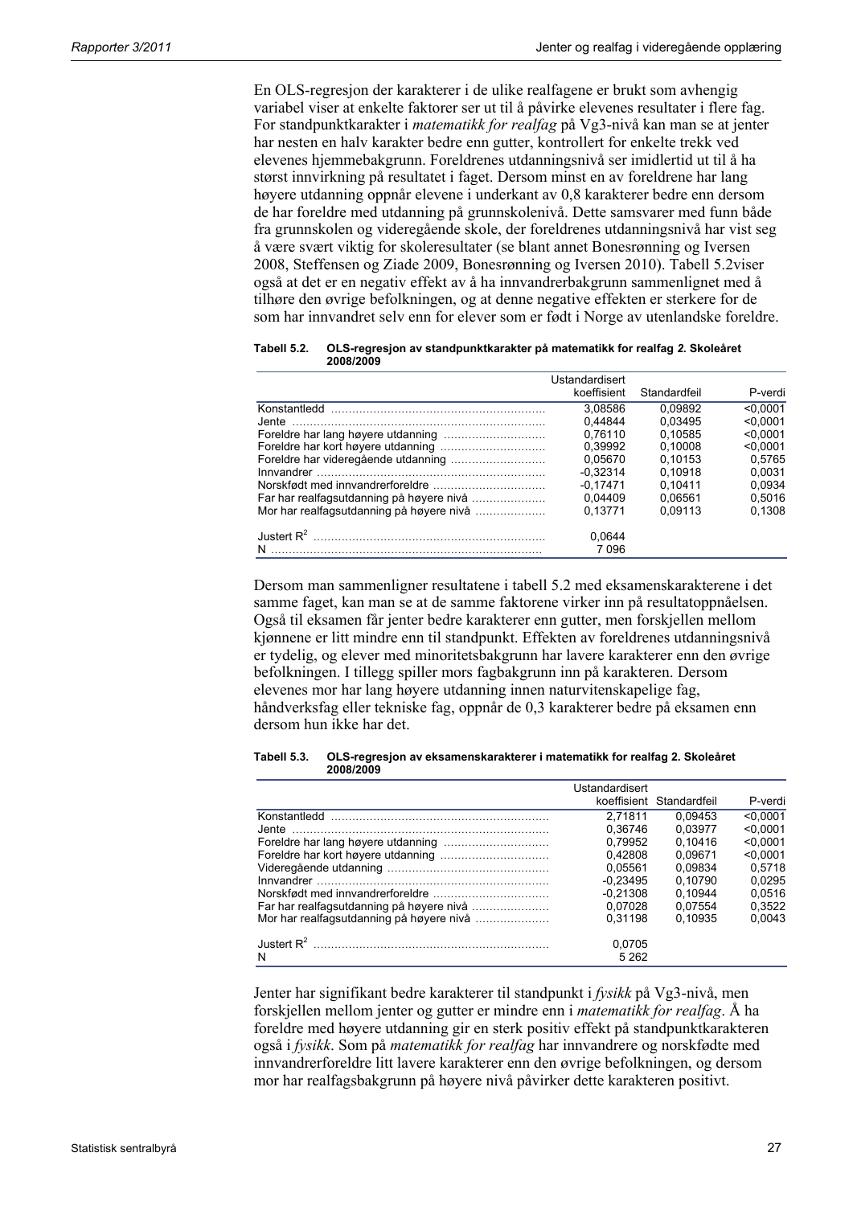En OLS-regresjon der karakterer i de ulike realfagene er brukt som avhengig variabel viser at enkelte faktorer ser ut til å påvirke elevenes resultater i flere fag. For standpunktkarakter i *matematikk for realfag* på Vg3-nivå kan man se at jenter har nesten en halv karakter bedre enn gutter, kontrollert for enkelte trekk ved elevenes hjemmebakgrunn. Foreldrenes utdanningsnivå ser imidlertid ut til å ha størst innvirkning på resultatet i faget. Dersom minst en av foreldrene har lang høyere utdanning oppnår elevene i underkant av 0,8 karakterer bedre enn dersom de har foreldre med utdanning på grunnskolenivå. Dette samsvarer med funn både fra grunnskolen og videregående skole, der foreldrenes utdanningsnivå har vist seg å være svært viktig for skoleresultater (se blant annet Bonesrønning og Iversen 2008, Steffensen og Ziade 2009, Bonesrønning og Iversen 2010). Tabell 5.2viser også at det er en negativ effekt av å ha innvandrerbakgrunn sammenlignet med å tilhøre den øvrige befolkningen, og at denne negative effekten er sterkere for de som har innvandret selv enn for elever som er født i Norge av utenlandske foreldre.

**Tabell 5.2. OLS-regresjon av standpunktkarakter på matematikk for realfag 2. Skoleåret 2008/2009**

| | Ustandardisert koeffisient | Standardfeil | P-verdi |
|---|---|---|---|
| Konstantledd | 3,08586 | 0,09892 | <0,0001 |
| Jente | 0,44844 | 0,03495 | <0,0001 |
| Foreldre har lang høyere utdanning | 0,76110 | 0,10585 | <0,0001 |
| Foreldre har kort høyere utdanning | 0,39992 | 0,10008 | <0,0001 |
| Foreldre har videregående utdanning | 0,05670 | 0,10153 | 0,5765 |
| Innvandrer | -0,32314 | 0,10918 | 0,0031 |
| Norskfødt med innvandrerforeldre | -0,17471 | 0,10411 | 0,0934 |
| Far har realfagsutdanning på høyere nivå | 0,04409 | 0,06561 | 0,5016 |
| Mor har realfagsutdanning på høyere nivå | 0,13771 | 0,09113 | 0,1308 |
| Justert $R^2$ | 0,0644 | | |
| N | 7 096 | | |

Dersom man sammenligner resultatene i tabell 5.2 med eksamenskarakterene i det samme faget, kan man se at de samme faktorene virker inn på resultatoppnåelsen. Også til eksamen får jenter bedre karakterer enn gutter, men forskjellen mellom kjønnene er litt mindre enn til standpunkt. Effekten av foreldrenes utdanningsnivå er tydelig, og elever med minoritetsbakgrunn har lavere karakterer enn den øvrige befolkningen. I tillegg spiller mors fagbakgrunn inn på karakteren. Dersom elevenes mor har lang høyere utdanning innen naturvitenskapelige fag, håndverksfag eller tekniske fag, oppnår de 0,3 karakterer bedre på eksamen enn dersom hun ikke har det.

**Tabell 5.3. OLS-regresjon av eksamenskarakterer i matematikk for realfag 2. Skoleåret 2008/2009**

| | Ustandardisert koeffisient | Standardfeil | P-verdi |
|---|---|---|---|
| Konstantledd | 2,71811 | 0,09453 | <0,0001 |
| Jente | 0,36746 | 0,03977 | <0,0001 |
| Foreldre har lang høyere utdanning | 0,79952 | 0,10416 | <0,0001 |
| Foreldre har kort høyere utdanning | 0,42808 | 0,09671 | <0,0001 |
| Videregående utdanning | 0,05561 | 0,09834 | 0,5718 |
| Innvandrer | -0,23495 | 0,10790 | 0,0295 |
| Norskfødt med innvandrerforeldre | -0,21308 | 0,10944 | 0,0516 |
| Far har realfagsutdanning på høyere nivå | 0,07028 | 0,07554 | 0,3522 |
| Mor har realfagsutdanning på høyere nivå | 0,31198 | 0,10935 | 0,0043 |
| Justert $R^2$ | 0,0705 | | |
| N | 5 262 | | |

Jenter har signifikant bedre karakterer til standpunkt i *fysikk* på Vg3-nivå, men forskjellen mellom jenter og gutter er mindre enn i *matematikk for realfag*. Å ha foreldre med høyere utdanning gir en sterk positiv effekt på standpunktkarakteren også i *fysikk*. Som på *matematikk for realfag* har innvandrere og norskfødte med innvandrerforeldre litt lavere karakterer enn den øvrige befolkningen, og dersom mor har realfagsbakgrunn på høyere nivå påvirker dette karakteren positivt.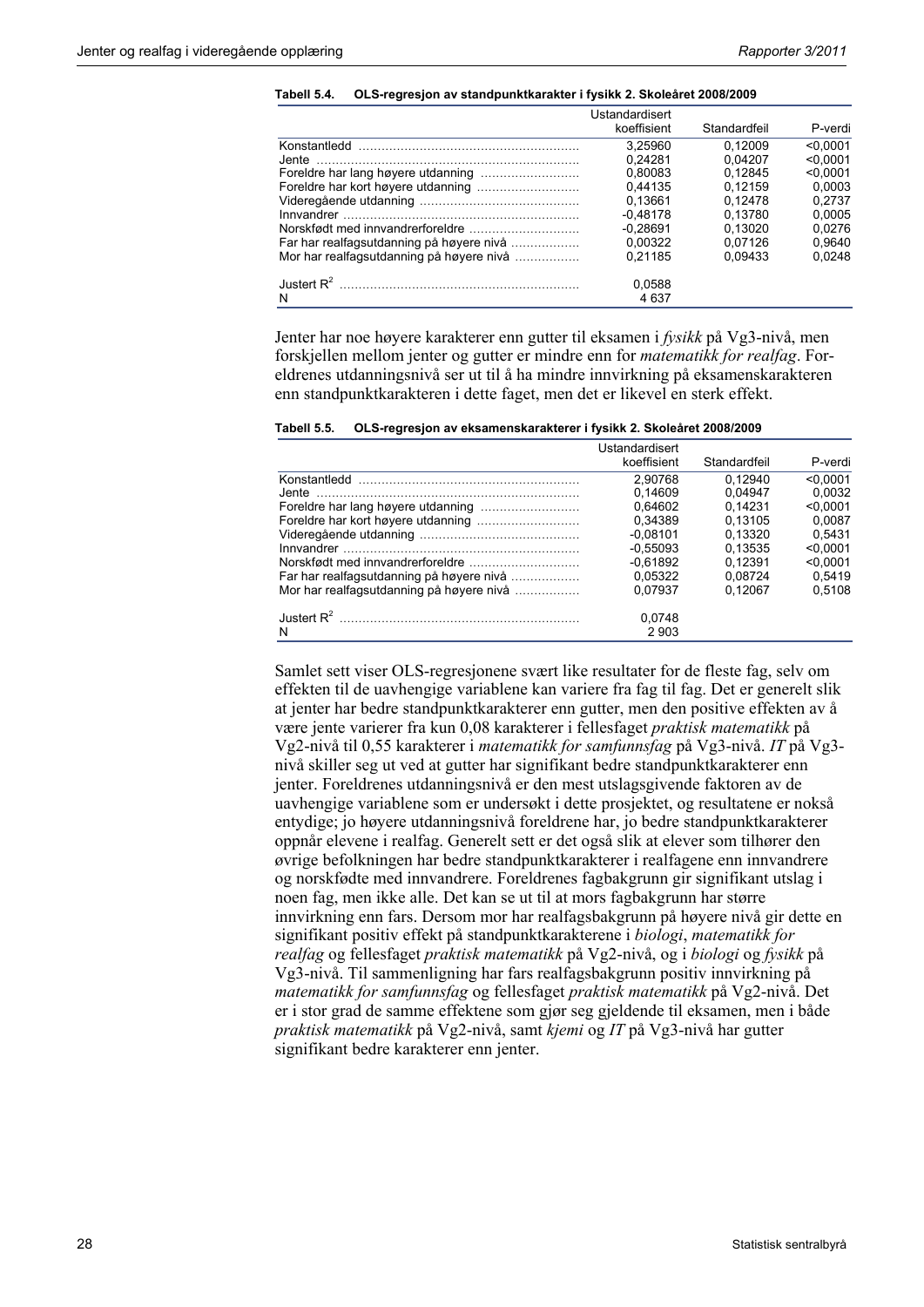**Tabell 5.4. OLS-regresjon av standpunktkarakter i fysikk 2. Skoleåret 2008/2009**

| | Ustandardisert koeffisient | Standardfeil | P-verdi |
|---|---|---|---|
| Konstantledd | 3,25960 | 0,12009 | <0,0001 |
| Jente | 0,24281 | 0,04207 | <0,0001 |
| Foreldre har lang høyere utdanning | 0,80083 | 0,12845 | <0,0001 |
| Foreldre har kort høyere utdanning | 0,44135 | 0,12159 | 0,0003 |
| Videregående utdanning | 0,13661 | 0,12478 | 0,2737 |
| Innvandrer | -0,48178 | 0,13780 | 0,0005 |
| Norskfødt med innvandrerforeldre | -0,28691 | 0,13020 | 0,0276 |
| Far har realfagsutdanning på høyere nivå | 0,00322 | 0,07126 | 0,9640 |
| Mor har realfagsutdanning på høyere nivå | 0,21185 | 0,09433 | 0,0248 |
| Justert $R^2$ | 0,0588 | | |
| N | 4 637 | | |

Jenter har noe høyere karakterer enn gutter til eksamen i *fysikk* på Vg3-nivå, men forskjellen mellom jenter og gutter er mindre enn for *matematikk for realfag*. Foreldrenes utdanningsnivå ser ut til å ha mindre innvirkning på eksamenskarakteren enn standpunktkarakteren i dette faget, men det er likevel en sterk effekt.

**Tabell 5.5. OLS-regresjon av eksamenskarakterer i fysikk 2. Skoleåret 2008/2009**

| | Ustandardisert koeffisient | Standardfeil | P-verdi |
|---|---|---|---|
| Konstantledd | 2,90768 | 0,12940 | <0,0001 |
| Jente | 0,14609 | 0,04947 | 0,0032 |
| Foreldre har lang høyere utdanning | 0,64602 | 0,14231 | <0,0001 |
| Foreldre har kort høyere utdanning | 0,34389 | 0,13105 | 0,0087 |
| Videregående utdanning | -0,08101 | 0,13320 | 0,5431 |
| Innvandrer | -0,55093 | 0,13535 | <0,0001 |
| Norskfødt med innvandrerforeldre | -0,61892 | 0,12391 | <0,0001 |
| Far har realfagsutdanning på høyere nivå | 0,05322 | 0,08724 | 0,5419 |
| Mor har realfagsutdanning på høyere nivå | 0,07937 | 0,12067 | 0,5108 |
| Justert $R^2$ | 0,0748 | | |
| N | 2 903 | | |

Samlet sett viser OLS-regresjonene svært like resultater for de fleste fag, selv om effekten til de uavhengige variablene kan variere fra fag til fag. Det er generelt slik at jenter har bedre standpunktkarakterer enn gutter, men den positive effekten av å være jente varierer fra kun 0,08 karakterer i fellesfaget *praktisk matematikk* på Vg2-nivå til 0,55 karakterer i *matematikk for samfunnsfag* på Vg3-nivå. *IT* på Vg3-nivå skiller seg ut ved at gutter har signifikant bedre standpunktkarakterer enn jenter. Foreldrenes utdanningsnivå er den mest utslagsgivende faktoren av de uavhengige variablene som er undersøkt i dette prosjektet, og resultatene er nokså entydige; jo høyere utdanningsnivå foreldrene har, jo bedre standpunktkarakterer oppnår elevene i realfag. Generelt sett er det også slik at elever som tilhører den øvrige befolkningen har bedre standpunktkarakterer i realfagene enn innvandrere og norskfødte med innvandrere. Foreldrenes fagbakgrunn gir signifikant utslag i noen fag, men ikke alle. Det kan se ut til at mors fagbakgrunn har større innvirkning enn fars. Dersom mor har realfagsbakgrunn på høyere nivå gir dette en signifikant positiv effekt på standpunktkarakterene i *biologi*, *matematikk for realfag* og fellesfaget *praktisk matematikk* på Vg2-nivå, og i *biologi* og *fysikk* på Vg3-nivå. Til sammenligning har fars realfagsbakgrunn positiv innvirkning på *matematikk for samfunnsfag* og fellesfaget *praktisk matematikk* på Vg2-nivå. Det er i stor grad de samme effektene som gjør seg gjeldende til eksamen, men i både *praktisk matematikk* på Vg2-nivå, samt *kjemi* og *IT* på Vg3-nivå har gutter signifikant bedre karakterer enn jenter.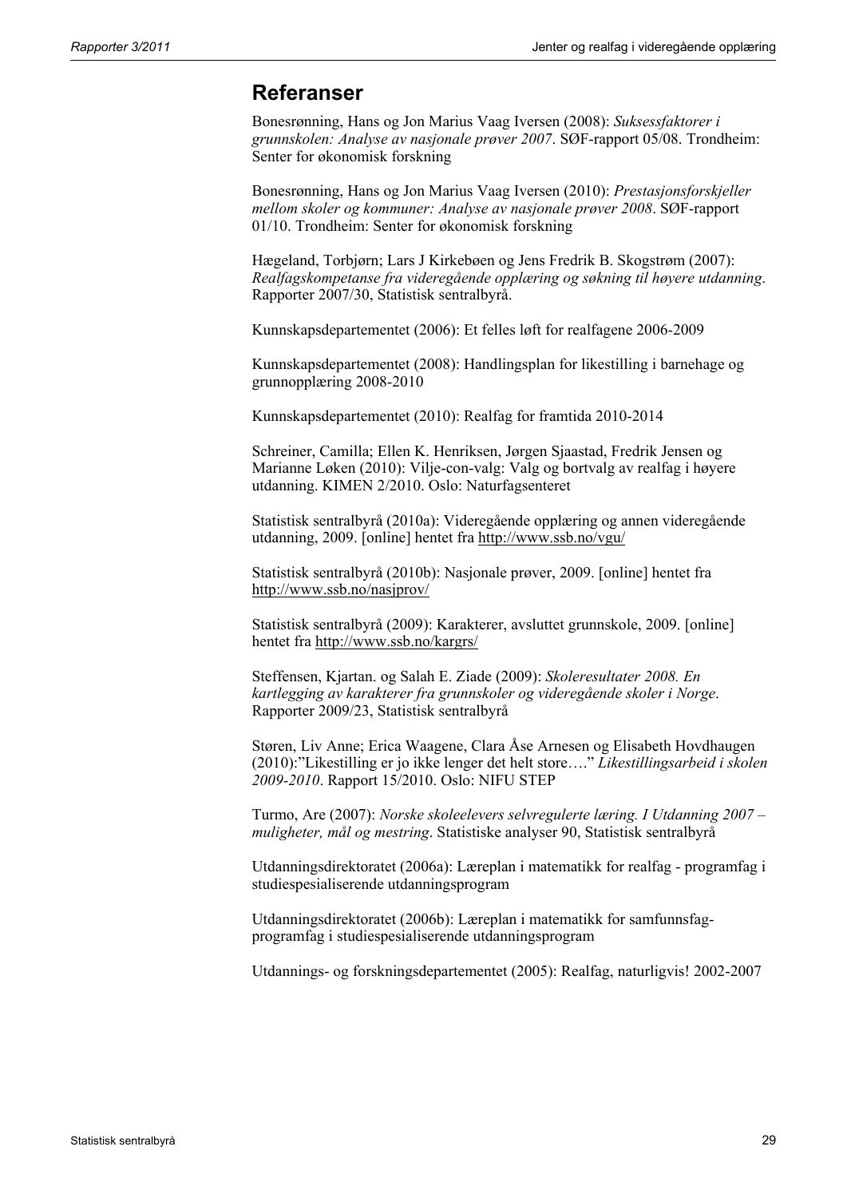## Referanser

Bonesrønning, Hans og Jon Marius Vaag Iversen (2008): *Suksessfaktorer i grunnskolen: Analyse av nasjonale prøver 2007*. SØF-rapport 05/08. Trondheim: Senter for økonomisk forskning

Bonesrønning, Hans og Jon Marius Vaag Iversen (2010): *Prestasjonsforskjeller mellom skoler og kommuner: Analyse av nasjonale prøver 2008*. SØF-rapport 01/10. Trondheim: Senter for økonomisk forskning

Hægeland, Torbjørn; Lars J Kirkebøen og Jens Fredrik B. Skogstrøm (2007): *Realfagskompetanse fra videregående opplæring og søkning til høyere utdanning*. Rapporter 2007/30, Statistisk sentralbyrå.

Kunnskapsdepartementet (2006): Et felles løft for realfagene 2006-2009

Kunnskapsdepartementet (2008): Handlingsplan for likestilling i barnehage og grunnopplæring 2008-2010

Kunnskapsdepartementet (2010): Realfag for framtida 2010-2014

Schreiner, Camilla; Ellen K. Henriksen, Jørgen Sjaastad, Fredrik Jensen og Marianne Løken (2010): Vilje-con-valg: Valg og bortvalg av realfag i høyere utdanning. KIMEN 2/2010. Oslo: Naturfagsenteret

Statistisk sentralbyrå (2010a): Videregående opplæring og annen videregående utdanning, 2009. [online] hentet fra http://www.ssb.no/vgu/

Statistisk sentralbyrå (2010b): Nasjonale prøver, 2009. [online] hentet fra http://www.ssb.no/nasjprov/

Statistisk sentralbyrå (2009): Karakterer, avsluttet grunnskole, 2009. [online] hentet fra http://www.ssb.no/kargrs/

Steffensen, Kjartan. og Salah E. Ziade (2009): *Skoleresultater 2008. En kartlegging av karakterer fra grunnskoler og videregående skoler i Norge*. Rapporter 2009/23, Statistisk sentralbyrå

Støren, Liv Anne; Erica Waagene, Clara Åse Arnesen og Elisabeth Hovdhaugen (2010):"Likestilling er jo ikke lenger det helt store…." *Likestillingsarbeid i skolen 2009-2010*. Rapport 15/2010. Oslo: NIFU STEP

Turmo, Are (2007): *Norske skoleelevers selvregulerte læring. I Utdanning 2007 – muligheter, mål og mestring*. Statistiske analyser 90, Statistisk sentralbyrå

Utdanningsdirektoratet (2006a): Læreplan i matematikk for realfag - programfag i studiespesialiserende utdanningsprogram

Utdanningsdirektoratet (2006b): Læreplan i matematikk for samfunnsfag-programfag i studiespesialiserende utdanningsprogram

Utdannings- og forskningsdepartementet (2005): Realfag, naturligvis! 2002-2007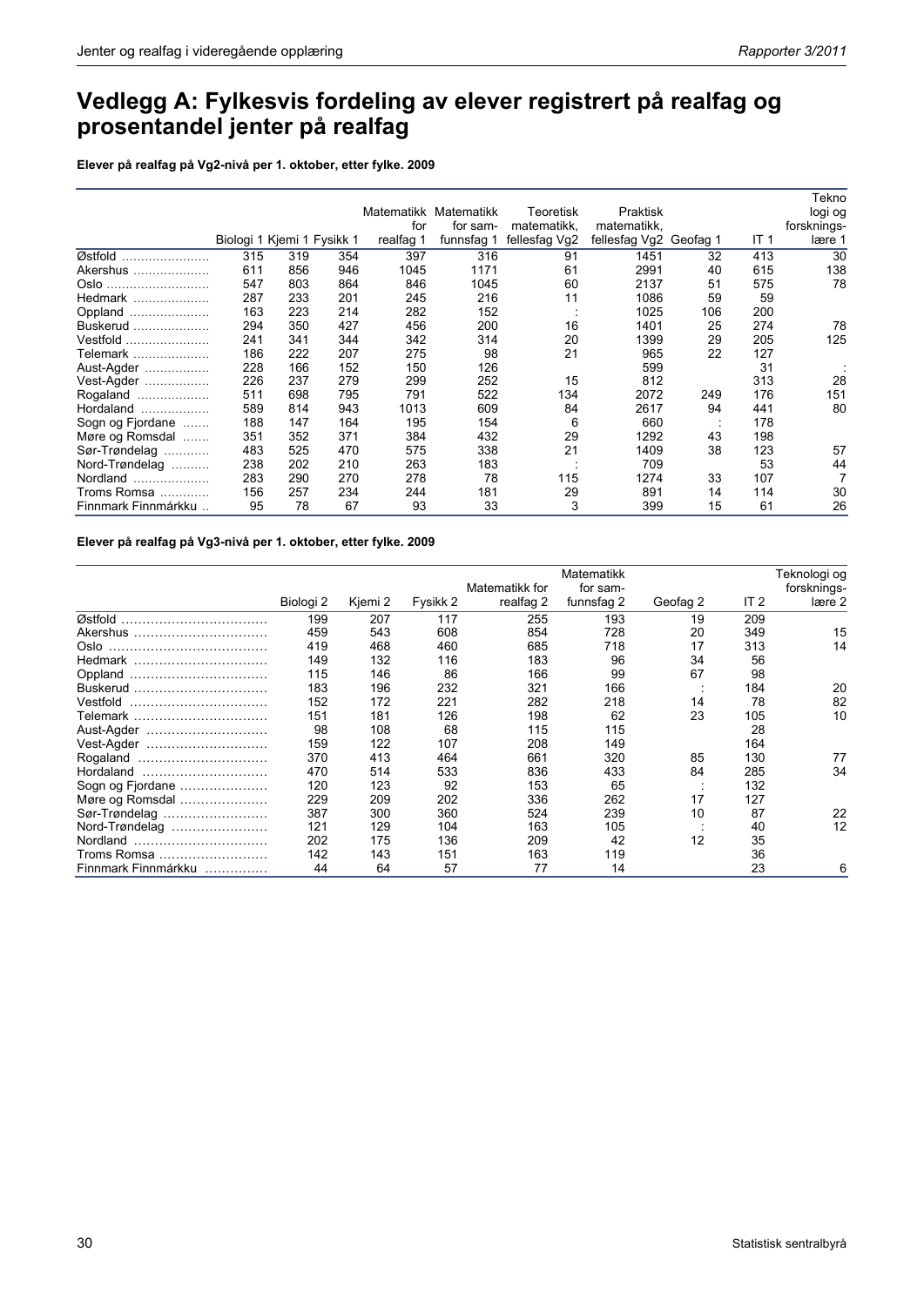# Vedlegg A: Fylkesvis fordeling av elever registrert på realfag og prosentandel jenter på realfag

**Elever på realfag på Vg2-nivå per 1. oktober, etter fylke. 2009**

| | Biologi 1 | Kjemi 1 | Fysikk 1 | Matematikk for realfag 1 | Matematikk for samfunnsfag 1 | Teoretisk matematikk, fellesfag Vg2 | Praktisk matematikk, fellesfag Vg2 | Geofag 1 | IT 1 | Teknologi og forsknings-lære 1 |
|---|---|---|---|---|---|---|---|---|---|---|
| Østfold | 315 | 319 | 354 | 397 | 316 | 91 | 1451 | 32 | 413 | 30 |
| Akershus | 611 | 856 | 946 | 1045 | 1171 | 61 | 2991 | 40 | 615 | 138 |
| Oslo | 547 | 803 | 864 | 846 | 1045 | 60 | 2137 | 51 | 575 | 78 |
| Hedmark | 287 | 233 | 201 | 245 | 216 | 11 | 1086 | 59 | 59 | |
| Oppland | 163 | 223 | 214 | 282 | 152 | : | 1025 | 106 | 200 | |
| Buskerud | 294 | 350 | 427 | 456 | 200 | 16 | 1401 | 25 | 274 | 78 |
| Vestfold | 241 | 341 | 344 | 342 | 314 | 20 | 1399 | 29 | 205 | 125 |
| Telemark | 186 | 222 | 207 | 275 | 98 | 21 | 965 | 22 | 127 | |
| Aust-Agder | 228 | 166 | 152 | 150 | 126 | | 599 | | 31 | : |
| Vest-Agder | 226 | 237 | 279 | 299 | 252 | 15 | 812 | | 313 | 28 |
| Rogaland | 511 | 698 | 795 | 791 | 522 | 134 | 2072 | 249 | 176 | 151 |
| Hordaland | 589 | 814 | 943 | 1013 | 609 | 84 | 2617 | 94 | 441 | 80 |
| Sogn og Fjordane | 188 | 147 | 164 | 195 | 154 | 6 | 660 | : | 178 | |
| Møre og Romsdal | 351 | 352 | 371 | 384 | 432 | 29 | 1292 | 43 | 198 | |
| Sør-Trøndelag | 483 | 525 | 470 | 575 | 338 | 21 | 1409 | 38 | 123 | 57 |
| Nord-Trøndelag | 238 | 202 | 210 | 263 | 183 | : | 709 | | 53 | 44 |
| Nordland | 283 | 290 | 270 | 278 | 78 | 115 | 1274 | 33 | 107 | 7 |
| Troms Romsa | 156 | 257 | 234 | 244 | 181 | 29 | 891 | 14 | 114 | 30 |
| Finnmark Finnmárku | 95 | 78 | 67 | 93 | 33 | 3 | 399 | 15 | 61 | 26 |

**Elever på realfag på Vg3-nivå per 1. oktober, etter fylke. 2009**

| | Biologi 2 | Kjemi 2 | Fysikk 2 | Matematikk for realfag 2 | Matematikk for samfunnsfag 2 | Geofag 2 | IT 2 | Teknologi og forsknings-lære 2 |
|---|---|---|---|---|---|---|---|---|
| Østfold | 199 | 207 | 117 | 255 | 193 | 19 | 209 | |
| Akershus | 459 | 543 | 608 | 854 | 728 | 20 | 349 | 15 |
| Oslo | 419 | 468 | 460 | 685 | 718 | 17 | 313 | 14 |
| Hedmark | 149 | 132 | 116 | 183 | 96 | 34 | 56 | |
| Oppland | 115 | 146 | 86 | 166 | 99 | 67 | 98 | |
| Buskerud | 183 | 196 | 232 | 321 | 166 | : | 184 | 20 |
| Vestfold | 152 | 172 | 221 | 282 | 218 | 14 | 78 | 82 |
| Telemark | 151 | 181 | 126 | 198 | 62 | 23 | 105 | 10 |
| Aust-Agder | 98 | 108 | 68 | 115 | 115 | | 28 | |
| Vest-Agder | 159 | 122 | 107 | 208 | 149 | | 164 | |
| Rogaland | 370 | 413 | 464 | 661 | 320 | 85 | 130 | 77 |
| Hordaland | 470 | 514 | 533 | 836 | 433 | 84 | 285 | 34 |
| Sogn og Fjordane | 120 | 123 | 92 | 153 | 65 | : | 132 | |
| Møre og Romsdal | 229 | 209 | 202 | 336 | 262 | 17 | 127 | |
| Sør-Trøndelag | 387 | 300 | 360 | 524 | 239 | 10 | 87 | 22 |
| Nord-Trøndelag | 121 | 129 | 104 | 163 | 105 | : | 40 | 12 |
| Nordland | 202 | 175 | 136 | 209 | 42 | 12 | 35 | |
| Troms Romsa | 142 | 143 | 151 | 163 | 119 | | 36 | |
| Finnmark Finnmárku | 44 | 64 | 57 | 77 | 14 | | 23 | 6 |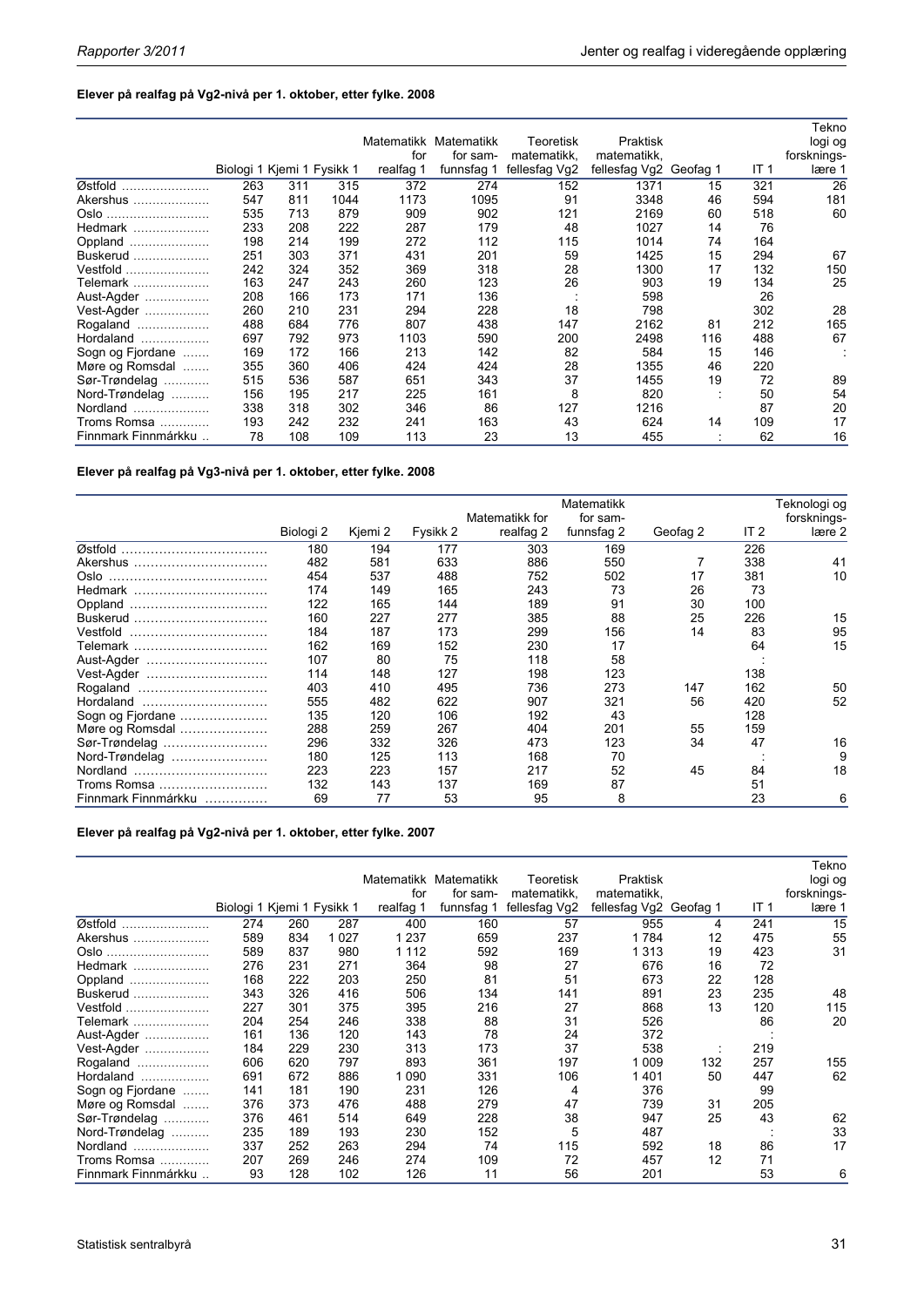**Elever på realfag på Vg2-nivå per 1. oktober, etter fylke. 2008**

| | Biologi 1 | Kjemi 1 | Fysikk 1 | Matematikk for realfag 1 | Matematikk for sam-funnsfag 1 | Teoretisk matematikk, fellesfag Vg2 | Praktisk matematikk, fellesfag Vg2 | Geofag 1 | IT 1 | Tekno logi og forsknings-lære 1 |
|---|---|---|---|---|---|---|---|---|---|---|
| Østfold | 263 | 311 | 315 | 372 | 274 | 152 | 1371 | 15 | 321 | 26 |
| Akershus | 547 | 811 | 1044 | 1173 | 1095 | 91 | 3348 | 46 | 594 | 181 |
| Oslo | 535 | 713 | 879 | 909 | 902 | 121 | 2169 | 60 | 518 | 60 |
| Hedmark | 233 | 208 | 222 | 287 | 179 | 48 | 1027 | 14 | 76 | |
| Oppland | 198 | 214 | 199 | 272 | 112 | 115 | 1014 | 74 | 164 | |
| Buskerud | 251 | 303 | 371 | 431 | 201 | 59 | 1425 | 15 | 294 | 67 |
| Vestfold | 242 | 324 | 352 | 369 | 318 | 28 | 1300 | 17 | 132 | 150 |
| Telemark | 163 | 247 | 243 | 260 | 123 | 26 | 903 | 19 | 134 | 25 |
| Aust-Agder | 208 | 166 | 173 | 171 | 136 | : | 598 | | 26 | |
| Vest-Agder | 260 | 210 | 231 | 294 | 228 | 18 | 798 | | 302 | 28 |
| Rogaland | 488 | 684 | 776 | 807 | 438 | 147 | 2162 | 81 | 212 | 165 |
| Hordaland | 697 | 792 | 973 | 1103 | 590 | 200 | 2498 | 116 | 488 | 67 |
| Sogn og Fjordane | 169 | 172 | 166 | 213 | 142 | 82 | 584 | 15 | 146 | : |
| Møre og Romsdal | 355 | 360 | 406 | 424 | 424 | 28 | 1355 | 46 | 220 | |
| Sør-Trøndelag | 515 | 536 | 587 | 651 | 343 | 37 | 1455 | 19 | 72 | 89 |
| Nord-Trøndelag | 156 | 195 | 217 | 225 | 161 | 8 | 820 | : | 50 | 54 |
| Nordland | 338 | 318 | 302 | 346 | 86 | 127 | 1216 | | 87 | 20 |
| Troms Romsa | 193 | 242 | 232 | 241 | 163 | 43 | 624 | 14 | 109 | 17 |
| Finnmark Finnmárkku | 78 | 108 | 109 | 113 | 23 | 13 | 455 | : | 62 | 16 |

**Elever på realfag på Vg3-nivå per 1. oktober, etter fylke. 2008**

| | Biologi 2 | Kjemi 2 | Fysikk 2 | Matematikk for realfag 2 | Matematikk for sam-funnsfag 2 | Geofag 2 | IT 2 | Teknologi og forsknings-lære 2 |
|---|---|---|---|---|---|---|---|---|
| Østfold | 180 | 194 | 177 | 303 | 169 | | 226 | |
| Akershus | 482 | 581 | 633 | 886 | 550 | 7 | 338 | 41 |
| Oslo | 454 | 537 | 488 | 752 | 502 | 17 | 381 | 10 |
| Hedmark | 174 | 149 | 165 | 243 | 73 | 26 | 73 | |
| Oppland | 122 | 165 | 144 | 189 | 91 | 30 | 100 | |
| Buskerud | 160 | 227 | 277 | 385 | 88 | 25 | 226 | 15 |
| Vestfold | 184 | 187 | 173 | 299 | 156 | 14 | 83 | 95 |
| Telemark | 162 | 169 | 152 | 230 | 17 | | 64 | 15 |
| Aust-Agder | 107 | 80 | 75 | 118 | 58 | | : | |
| Vest-Agder | 114 | 148 | 127 | 198 | 123 | | 138 | |
| Rogaland | 403 | 410 | 495 | 736 | 273 | 147 | 162 | 50 |
| Hordaland | 555 | 482 | 622 | 907 | 321 | 56 | 420 | 52 |
| Sogn og Fjordane | 135 | 120 | 106 | 192 | 43 | | 128 | |
| Møre og Romsdal | 288 | 259 | 267 | 404 | 201 | 55 | 159 | |
| Sør-Trøndelag | 296 | 332 | 326 | 473 | 123 | 34 | 47 | 16 |
| Nord-Trøndelag | 180 | 125 | 113 | 168 | 70 | | : | 9 |
| Nordland | 223 | 223 | 157 | 217 | 52 | 45 | 84 | 18 |
| Troms Romsa | 132 | 143 | 137 | 169 | 87 | | 51 | |
| Finnmark Finnmárkku | 69 | 77 | 53 | 95 | 8 | | 23 | 6 |

**Elever på realfag på Vg2-nivå per 1. oktober, etter fylke. 2007**

| | Biologi 1 | Kjemi 1 | Fysikk 1 | Matematikk for realfag 1 | Matematikk for sam-funnsfag 1 | Teoretisk matematikk, fellesfag Vg2 | Praktisk matematikk, fellesfag Vg2 | Geofag 1 | IT 1 | Tekno logi og forsknings-lære 1 |
|---|---|---|---|---|---|---|---|---|---|---|
| Østfold | 274 | 260 | 287 | 400 | 160 | 57 | 955 | 4 | 241 | 15 |
| Akershus | 589 | 834 | 1 027 | 1 237 | 659 | 237 | 1 784 | 12 | 475 | 55 |
| Oslo | 589 | 837 | 980 | 1 112 | 592 | 169 | 1 313 | 19 | 423 | 31 |
| Hedmark | 276 | 231 | 271 | 364 | 98 | 27 | 676 | 16 | 72 | |
| Oppland | 168 | 222 | 203 | 250 | 81 | 51 | 673 | 22 | 128 | |
| Buskerud | 343 | 326 | 416 | 506 | 134 | 141 | 891 | 23 | 235 | 48 |
| Vestfold | 227 | 301 | 375 | 395 | 216 | 27 | 868 | 13 | 120 | 115 |
| Telemark | 204 | 254 | 246 | 338 | 88 | 31 | 526 | | 86 | 20 |
| Aust-Agder | 161 | 136 | 120 | 143 | 78 | 24 | 372 | | : | |
| Vest-Agder | 184 | 229 | 230 | 313 | 173 | 37 | 538 | : | 219 | |
| Rogaland | 606 | 620 | 797 | 893 | 361 | 197 | 1 009 | 132 | 257 | 155 |
| Hordaland | 691 | 672 | 886 | 1 090 | 331 | 106 | 1 401 | 50 | 447 | 62 |
| Sogn og Fjordane | 141 | 181 | 190 | 231 | 126 | 4 | 376 | | 99 | |
| Møre og Romsdal | 376 | 373 | 476 | 488 | 279 | 47 | 739 | 31 | 205 | |
| Sør-Trøndelag | 376 | 461 | 514 | 649 | 228 | 38 | 947 | 25 | 43 | 62 |
| Nord-Trøndelag | 235 | 189 | 193 | 230 | 152 | 5 | 487 | | : | 33 |
| Nordland | 337 | 252 | 263 | 294 | 74 | 115 | 592 | 18 | 86 | 17 |
| Troms Romsa | 207 | 269 | 246 | 274 | 109 | 72 | 457 | 12 | 71 | |
| Finnmark Finnmárkku | 93 | 128 | 102 | 126 | 11 | 56 | 201 | | 53 | 6 |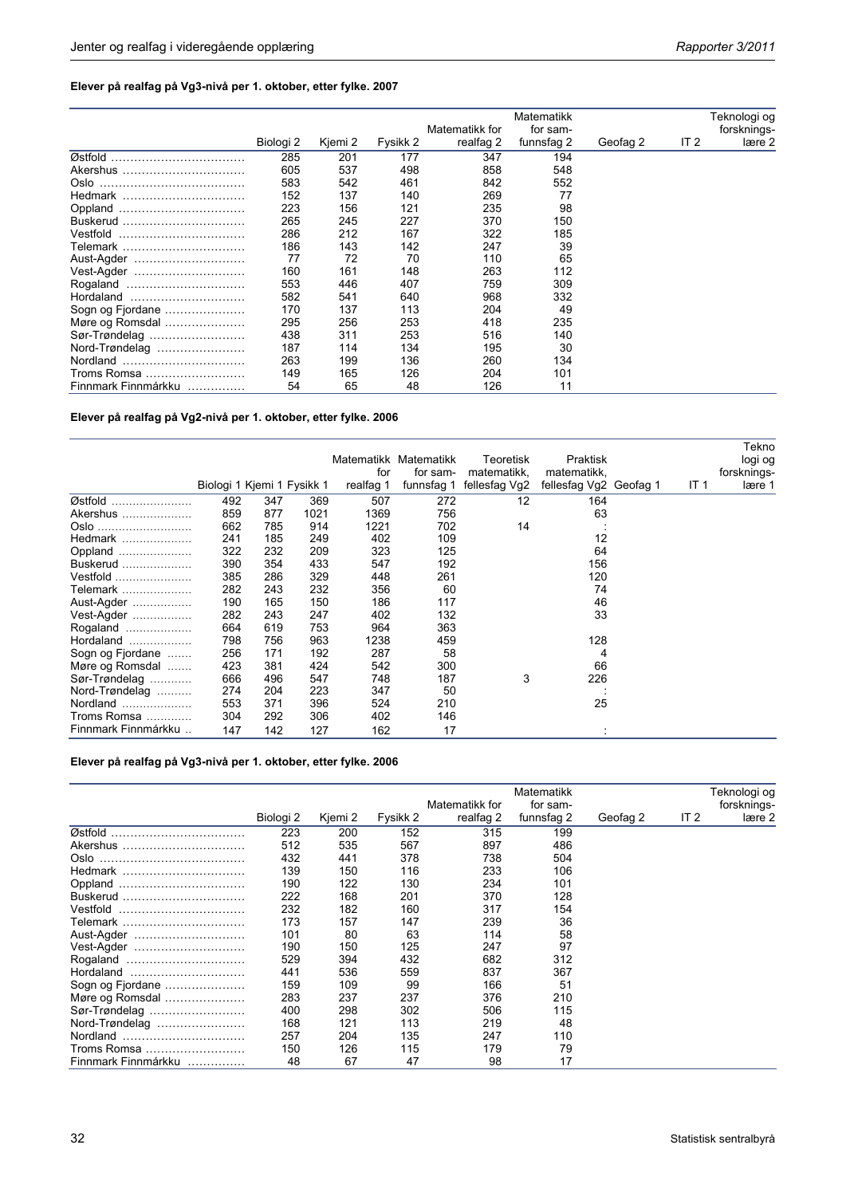**Elever på realfag på Vg3-nivå per 1. oktober, etter fylke. 2007**

| | Biologi 2 | Kjemi 2 | Fysikk 2 | Matematikk for realfag 2 | Matematikk for sam-funnsfag 2 | Geofag 2 | IT 2 | Teknologi og forsknings-lære 2 |
|---|---|---|---|---|---|---|---|---|
| Østfold | 285 | 201 | 177 | 347 | 194 | | | |
| Akershus | 605 | 537 | 498 | 858 | 548 | | | |
| Oslo | 583 | 542 | 461 | 842 | 552 | | | |
| Hedmark | 152 | 137 | 140 | 269 | 77 | | | |
| Oppland | 223 | 156 | 121 | 235 | 98 | | | |
| Buskerud | 265 | 245 | 227 | 370 | 150 | | | |
| Vestfold | 286 | 212 | 167 | 322 | 185 | | | |
| Telemark | 186 | 143 | 142 | 247 | 39 | | | |
| Aust-Agder | 77 | 72 | 70 | 110 | 65 | | | |
| Vest-Agder | 160 | 161 | 148 | 263 | 112 | | | |
| Rogaland | 553 | 446 | 407 | 759 | 309 | | | |
| Hordaland | 582 | 541 | 640 | 968 | 332 | | | |
| Sogn og Fjordane | 170 | 137 | 113 | 204 | 49 | | | |
| Møre og Romsdal | 295 | 256 | 253 | 418 | 235 | | | |
| Sør-Trøndelag | 438 | 311 | 253 | 516 | 140 | | | |
| Nord-Trøndelag | 187 | 114 | 134 | 195 | 30 | | | |
| Nordland | 263 | 199 | 136 | 260 | 134 | | | |
| Troms Romsa | 149 | 165 | 126 | 204 | 101 | | | |
| Finnmark Finnmárkku | 54 | 65 | 48 | 126 | 11 | | | |

**Elever på realfag på Vg2-nivå per 1. oktober, etter fylke. 2006**

| | Biologi 1 | Kjemi 1 | Fysikk 1 | Matematikk for realfag 1 | Matematikk for sam-funnsfag 1 | Teoretisk matematikk, fellesfag Vg2 | Praktisk matematikk, fellesfag Vg2 | Geofag 1 | IT 1 | Teknologi og forsknings-lære 1 |
|---|---|---|---|---|---|---|---|---|---|---|
| Østfold | 492 | 347 | 369 | 507 | 272 | 12 | 164 | | | |
| Akershus | 859 | 877 | 1021 | 1369 | 756 | | 63 | | | |
| Oslo | 662 | 785 | 914 | 1221 | 702 | 14 | : | | | |
| Hedmark | 241 | 185 | 249 | 402 | 109 | | 12 | | | |
| Oppland | 322 | 232 | 209 | 323 | 125 | | 64 | | | |
| Buskerud | 390 | 354 | 433 | 547 | 192 | | 156 | | | |
| Vestfold | 385 | 286 | 329 | 448 | 261 | | 120 | | | |
| Telemark | 282 | 243 | 232 | 356 | 60 | | 74 | | | |
| Aust-Agder | 190 | 165 | 150 | 186 | 117 | | 46 | | | |
| Vest-Agder | 282 | 243 | 247 | 402 | 132 | | 33 | | | |
| Rogaland | 664 | 619 | 753 | 964 | 363 | | | | | |
| Hordaland | 798 | 756 | 963 | 1238 | 459 | | 128 | | | |
| Sogn og Fjordane | 256 | 171 | 192 | 287 | 58 | | 4 | | | |
| Møre og Romsdal | 423 | 381 | 424 | 542 | 300 | | 66 | | | |
| Sør-Trøndelag | 666 | 496 | 547 | 748 | 187 | 3 | 226 | | | |
| Nord-Trøndelag | 274 | 204 | 223 | 347 | 50 | | : | | | |
| Nordland | 553 | 371 | 396 | 524 | 210 | | 25 | | | |
| Troms Romsa | 304 | 292 | 306 | 402 | 146 | | | | | |
| Finnmark Finnmárkku | 147 | 142 | 127 | 162 | 17 | | : | | | |

**Elever på realfag på Vg3-nivå per 1. oktober, etter fylke. 2006**

| | Biologi 2 | Kjemi 2 | Fysikk 2 | Matematikk for realfag 2 | Matematikk for sam-funnsfag 2 | Geofag 2 | IT 2 | Teknologi og forsknings-lære 2 |
|---|---|---|---|---|---|---|---|---|
| Østfold | 223 | 200 | 152 | 315 | 199 | | | |
| Akershus | 512 | 535 | 567 | 897 | 486 | | | |
| Oslo | 432 | 441 | 378 | 738 | 504 | | | |
| Hedmark | 139 | 150 | 116 | 233 | 106 | | | |
| Oppland | 190 | 122 | 130 | 234 | 101 | | | |
| Buskerud | 222 | 168 | 201 | 370 | 128 | | | |
| Vestfold | 232 | 182 | 160 | 317 | 154 | | | |
| Telemark | 173 | 157 | 147 | 239 | 36 | | | |
| Aust-Agder | 101 | 80 | 63 | 114 | 58 | | | |
| Vest-Agder | 190 | 150 | 125 | 247 | 97 | | | |
| Rogaland | 529 | 394 | 432 | 682 | 312 | | | |
| Hordaland | 441 | 536 | 559 | 837 | 367 | | | |
| Sogn og Fjordane | 159 | 109 | 99 | 166 | 51 | | | |
| Møre og Romsdal | 283 | 237 | 237 | 376 | 210 | | | |
| Sør-Trøndelag | 400 | 298 | 302 | 506 | 115 | | | |
| Nord-Trøndelag | 168 | 121 | 113 | 219 | 48 | | | |
| Nordland | 257 | 204 | 135 | 247 | 110 | | | |
| Troms Romsa | 150 | 126 | 115 | 179 | 79 | | | |
| Finnmark Finnmárkku | 48 | 67 | 47 | 98 | 17 | | | |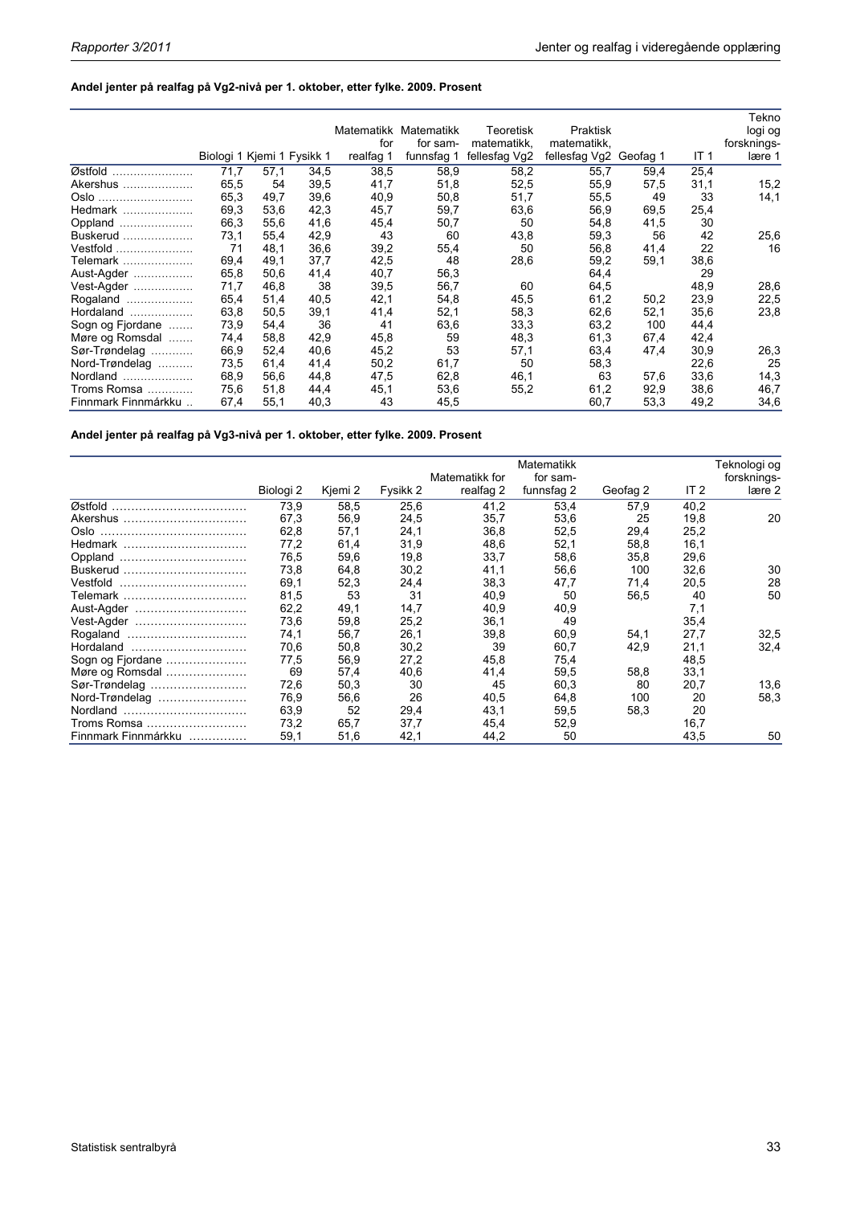**Andel jenter på realfag på Vg2-nivå per 1. oktober, etter fylke. 2009. Prosent**

| | Biologi 1 | Kjemi 1 | Fysikk 1 | Matematikk for realfag 1 | Matematikk for samfunnsfag 1 | Teoretisk matematikk, fellesfag Vg2 | Praktisk matematikk, fellesfag Vg2 | Geofag 1 | IT 1 | Teknologi og forsknings-lære 1 |
|---|---|---|---|---|---|---|---|---|---|---|
| Østfold | 71,7 | 57,1 | 34,5 | 38,5 | 58,9 | 58,2 | 55,7 | 59,4 | 25,4 | |
| Akershus | 65,5 | 54 | 39,5 | 41,7 | 51,8 | 52,5 | 55,9 | 57,5 | 31,1 | 15,2 |
| Oslo | 65,3 | 49,7 | 39,6 | 40,9 | 50,8 | 51,7 | 55,5 | 49 | 33 | 14,1 |
| Hedmark | 69,3 | 53,6 | 42,3 | 45,7 | 59,7 | 63,6 | 56,9 | 69,5 | 25,4 | |
| Oppland | 66,3 | 55,6 | 41,6 | 45,4 | 50,7 | 50 | 54,8 | 41,5 | 30 | |
| Buskerud | 73,1 | 55,4 | 42,9 | 43 | 60 | 43,8 | 59,3 | 56 | 42 | 25,6 |
| Vestfold | 71 | 48,1 | 36,6 | 39,2 | 55,4 | 50 | 56,8 | 41,4 | 22 | 16 |
| Telemark | 69,4 | 49,1 | 37,7 | 42,5 | 48 | 28,6 | 59,2 | 59,1 | 38,6 | |
| Aust-Agder | 65,8 | 50,6 | 41,4 | 40,7 | 56,3 | | 64,4 | | 29 | |
| Vest-Agder | 71,7 | 46,8 | 38 | 39,5 | 56,7 | 60 | 64,5 | | 48,9 | 28,6 |
| Rogaland | 65,4 | 51,4 | 40,5 | 42,1 | 54,8 | 45,5 | 61,2 | 50,2 | 23,9 | 22,5 |
| Hordaland | 63,8 | 50,5 | 39,1 | 41,4 | 52,1 | 58,3 | 62,6 | 52,1 | 35,6 | 23,8 |
| Sogn og Fjordane | 73,9 | 54,4 | 36 | 41 | 63,6 | 33,3 | 63,2 | 100 | 44,4 | |
| Møre og Romsdal | 74,4 | 58,8 | 42,9 | 45,8 | 59 | 48,3 | 61,3 | 67,4 | 42,4 | |
| Sør-Trøndelag | 66,9 | 52,4 | 40,6 | 45,2 | 53 | 57,1 | 63,4 | 47,4 | 30,9 | 26,3 |
| Nord-Trøndelag | 73,5 | 61,4 | 41,4 | 50,2 | 61,7 | 50 | 58,3 | | 22,6 | 25 |
| Nordland | 68,9 | 56,6 | 44,8 | 47,5 | 62,8 | 46,1 | 63 | 57,6 | 33,6 | 14,3 |
| Troms Romsa | 75,6 | 51,8 | 44,4 | 45,1 | 53,6 | 55,2 | 61,2 | 92,9 | 38,6 | 46,7 |
| Finnmark Finnmárkku | 67,4 | 55,1 | 40,3 | 43 | 45,5 | | 60,7 | 53,3 | 49,2 | 34,6 |

**Andel jenter på realfag på Vg3-nivå per 1. oktober, etter fylke. 2009. Prosent**

| | Biologi 2 | Kjemi 2 | Fysikk 2 | Matematikk for realfag 2 | Matematikk for samfunnsfag 2 | Geofag 2 | IT 2 | Teknologi og forsknings-lære 2 |
|---|---|---|---|---|---|---|---|---|
| Østfold | 73,9 | 58,5 | 25,6 | 41,2 | 53,4 | 57,9 | 40,2 | |
| Akershus | 67,3 | 56,9 | 24,5 | 35,7 | 53,6 | 25 | 19,8 | 20 |
| Oslo | 62,8 | 57,1 | 24,1 | 36,8 | 52,5 | 29,4 | 25,2 | |
| Hedmark | 77,2 | 61,4 | 31,9 | 48,6 | 52,1 | 58,8 | 16,1 | |
| Oppland | 76,5 | 59,6 | 19,8 | 33,7 | 58,6 | 35,8 | 29,6 | |
| Buskerud | 73,8 | 64,8 | 30,2 | 41,1 | 56,6 | 100 | 32,6 | 30 |
| Vestfold | 69,1 | 52,3 | 24,4 | 38,3 | 47,7 | 71,4 | 20,5 | 28 |
| Telemark | 81,5 | 53 | 31 | 40,9 | 50 | 56,5 | 40 | 50 |
| Aust-Agder | 62,2 | 49,1 | 14,7 | 40,9 | 40,9 | | 7,1 | |
| Vest-Agder | 73,6 | 59,8 | 25,2 | 36,1 | 49 | | 35,4 | |
| Rogaland | 74,1 | 56,7 | 26,1 | 39,8 | 60,9 | 54,1 | 27,7 | 32,5 |
| Hordaland | 70,6 | 50,8 | 30,2 | 39 | 60,7 | 42,9 | 21,1 | 32,4 |
| Sogn og Fjordane | 77,5 | 56,9 | 27,2 | 45,8 | 75,4 | | 48,5 | |
| Møre og Romsdal | 69 | 57,4 | 40,6 | 41,4 | 59,5 | 58,8 | 33,1 | |
| Sør-Trøndelag | 72,6 | 50,3 | 30 | 45 | 60,3 | 80 | 20,7 | 13,6 |
| Nord-Trøndelag | 76,9 | 56,6 | 26 | 40,5 | 64,8 | 100 | 20 | 58,3 |
| Nordland | 63,9 | 52 | 29,4 | 43,1 | 59,5 | 58,3 | 20 | |
| Troms Romsa | 73,2 | 65,7 | 37,7 | 45,4 | 52,9 | | 16,7 | |
| Finnmark Finnmárkku | 59,1 | 51,6 | 42,1 | 44,2 | 50 | | 43,5 | 50 |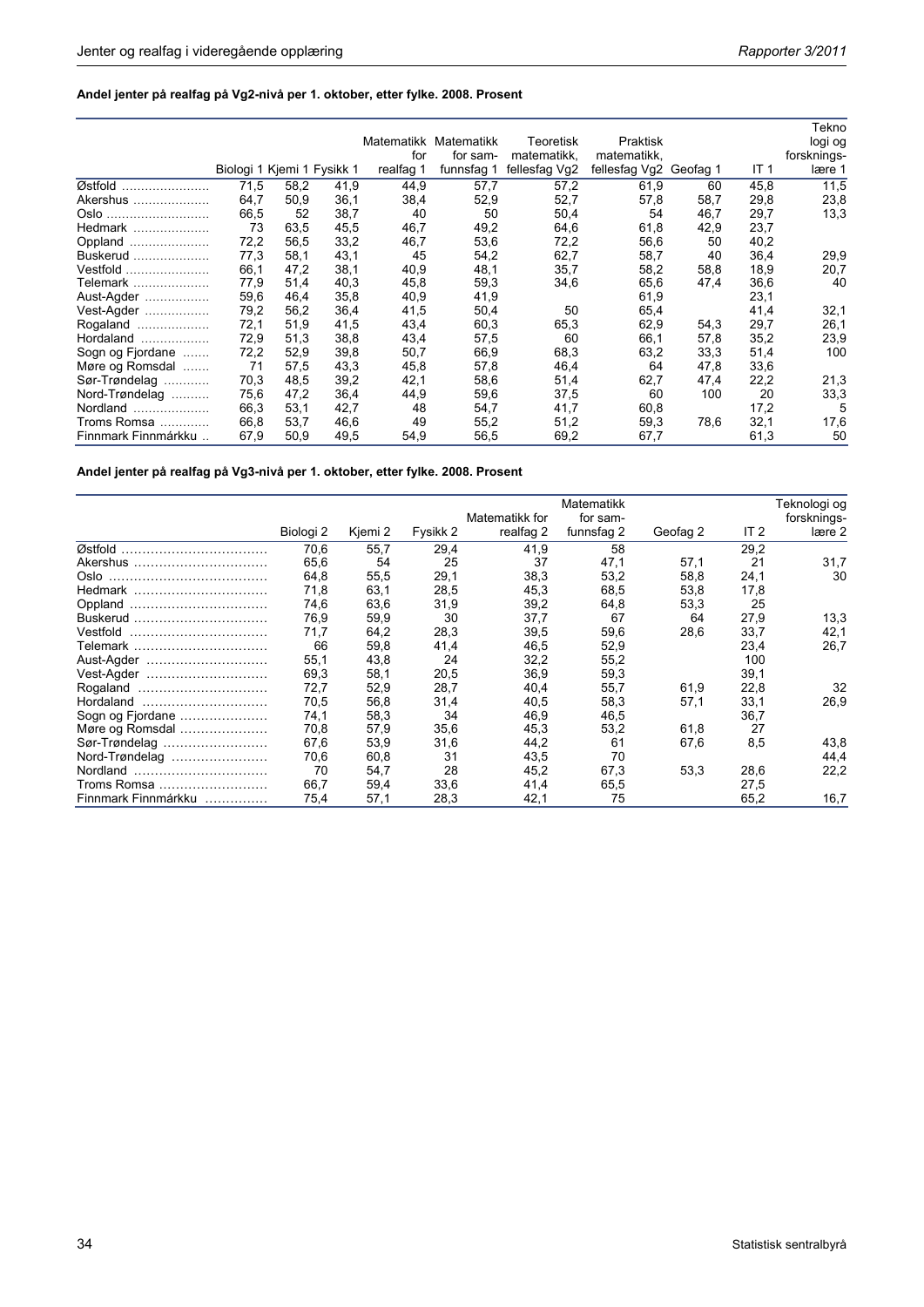**Andel jenter på realfag på Vg2-nivå per 1. oktober, etter fylke. 2008. Prosent**

| | Biologi 1 | Kjemi 1 | Fysikk 1 | Matematikk for realfag 1 | Matematikk for samfunnsfag 1 | Teoretisk matematikk, fellesfag Vg2 | Praktisk matematikk, fellesfag Vg2 | Geofag 1 | IT 1 | Teknologi og forskningslære 1 |
|---|---|---|---|---|---|---|---|---|---|---|
| Østfold | 71,5 | 58,2 | 41,9 | 44,9 | 57,7 | 57,2 | 61,9 | 60 | 45,8 | 11,5 |
| Akershus | 64,7 | 50,9 | 36,1 | 38,4 | 52,9 | 52,7 | 57,8 | 58,7 | 29,8 | 23,8 |
| Oslo | 66,5 | 52 | 38,7 | 40 | 50 | 50,4 | 54 | 46,7 | 29,7 | 13,3 |
| Hedmark | 73 | 63,5 | 45,5 | 46,7 | 49,2 | 64,6 | 61,8 | 42,9 | 23,7 | |
| Oppland | 72,2 | 56,5 | 33,2 | 46,7 | 53,6 | 72,2 | 56,6 | 50 | 40,2 | |
| Buskerud | 77,3 | 58,1 | 43,1 | 45 | 54,2 | 62,7 | 58,7 | 40 | 36,4 | 29,9 |
| Vestfold | 66,1 | 47,2 | 38,1 | 40,9 | 48,1 | 35,7 | 58,2 | 58,8 | 18,9 | 20,7 |
| Telemark | 77,9 | 51,4 | 40,3 | 45,8 | 59,3 | 34,6 | 65,6 | 47,4 | 36,6 | 40 |
| Aust-Agder | 59,6 | 46,4 | 35,8 | 40,9 | 41,9 | | 61,9 | | 23,1 | |
| Vest-Agder | 79,2 | 56,2 | 36,4 | 41,5 | 50,4 | 50 | 65,4 | | 41,4 | 32,1 |
| Rogaland | 72,1 | 51,9 | 41,5 | 43,4 | 60,3 | 65,3 | 62,9 | 54,3 | 29,7 | 26,1 |
| Hordaland | 72,9 | 51,3 | 38,8 | 43,4 | 57,5 | 60 | 66,1 | 57,8 | 35,2 | 23,9 |
| Sogn og Fjordane | 72,2 | 52,9 | 39,8 | 50,7 | 66,9 | 68,3 | 63,2 | 33,3 | 51,4 | 100 |
| Møre og Romsdal | 71 | 57,5 | 43,3 | 45,8 | 57,8 | 46,4 | 64 | 47,8 | 33,6 | |
| Sør-Trøndelag | 70,3 | 48,5 | 39,2 | 42,1 | 58,6 | 51,4 | 62,7 | 47,4 | 22,2 | 21,3 |
| Nord-Trøndelag | 75,6 | 47,2 | 36,4 | 44,9 | 59,6 | 37,5 | 60 | 100 | 20 | 33,3 |
| Nordland | 66,3 | 53,1 | 42,7 | 48 | 54,7 | 41,7 | 60,8 | | 17,2 | 5 |
| Troms Romsa | 66,8 | 53,7 | 46,6 | 49 | 55,2 | 51,2 | 59,3 | 78,6 | 32,1 | 17,6 |
| Finnmark Finnmárkku | 67,9 | 50,9 | 49,5 | 54,9 | 56,5 | 69,2 | 67,7 | | 61,3 | 50 |

**Andel jenter på realfag på Vg3-nivå per 1. oktober, etter fylke. 2008. Prosent**

| | Biologi 2 | Kjemi 2 | Fysikk 2 | Matematikk for realfag 2 | Matematikk for samfunnsfag 2 | Geofag 2 | IT 2 | Teknologi og forskningslære 2 |
|---|---|---|---|---|---|---|---|---|
| Østfold | 70,6 | 55,7 | 29,4 | 41,9 | 58 | | 29,2 | |
| Akershus | 65,6 | 54 | 25 | 37 | 47,1 | 57,1 | 21 | 31,7 |
| Oslo | 64,8 | 55,5 | 29,1 | 38,3 | 53,2 | 58,8 | 24,1 | 30 |
| Hedmark | 71,8 | 63,1 | 28,5 | 45,3 | 68,5 | 53,8 | 17,8 | |
| Oppland | 74,6 | 63,6 | 31,9 | 39,2 | 64,8 | 53,3 | 25 | |
| Buskerud | 76,9 | 59,9 | 30 | 37,7 | 67 | 64 | 27,9 | 13,3 |
| Vestfold | 71,7 | 64,2 | 28,3 | 39,5 | 59,6 | 28,6 | 33,7 | 42,1 |
| Telemark | 66 | 59,8 | 41,4 | 46,5 | 52,9 | | 23,4 | 26,7 |
| Aust-Agder | 55,1 | 43,8 | 24 | 32,2 | 55,2 | | 100 | |
| Vest-Agder | 69,3 | 58,1 | 20,5 | 36,9 | 59,3 | | 39,1 | |
| Rogaland | 72,7 | 52,9 | 28,7 | 40,4 | 55,7 | 61,9 | 22,8 | 32 |
| Hordaland | 70,5 | 56,8 | 31,4 | 40,5 | 58,3 | 57,1 | 33,1 | 26,9 |
| Sogn og Fjordane | 74,1 | 58,3 | 34 | 46,9 | 46,5 | | 36,7 | |
| Møre og Romsdal | 70,8 | 57,9 | 35,6 | 45,3 | 53,2 | 61,8 | 27 | |
| Sør-Trøndelag | 67,6 | 53,9 | 31,6 | 44,2 | 61 | 67,6 | 8,5 | 43,8 |
| Nord-Trøndelag | 70,6 | 60,8 | 31 | 43,5 | 70 | | | 44,4 |
| Nordland | 70 | 54,7 | 28 | 45,2 | 67,3 | 53,3 | 28,6 | 22,2 |
| Troms Romsa | 66,7 | 59,4 | 33,6 | 41,4 | 65,5 | | 27,5 | |
| Finnmark Finnmárkku | 75,4 | 57,1 | 28,3 | 42,1 | 75 | | 65,2 | 16,7 |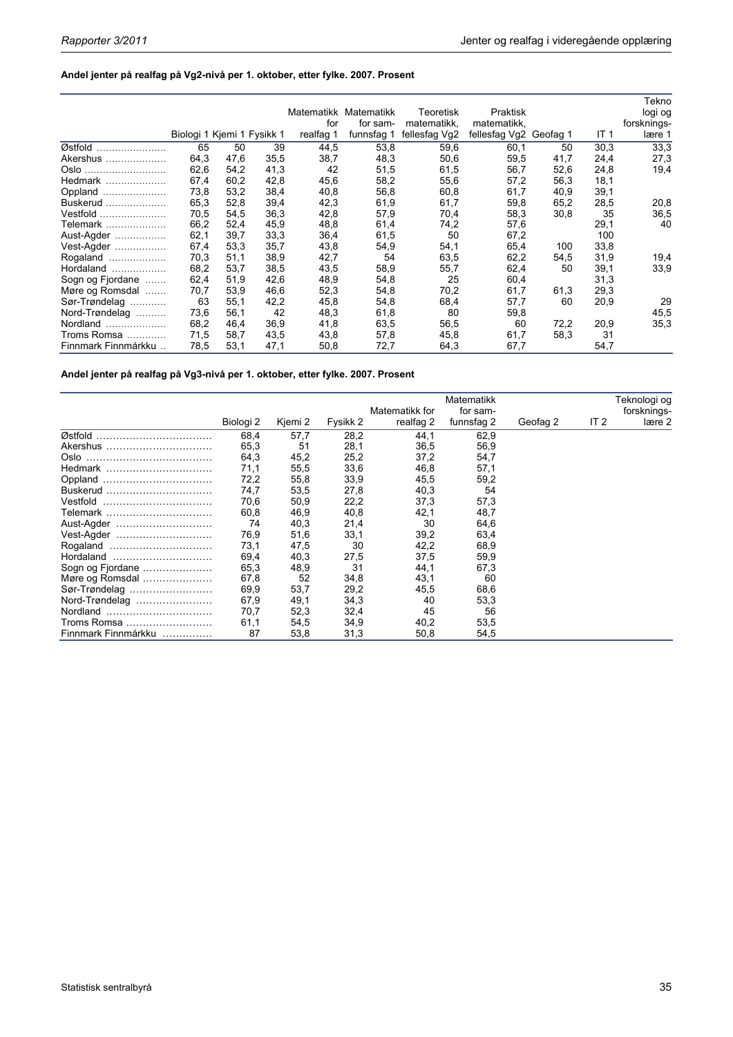**Andel jenter på realfag på Vg2-nivå per 1. oktober, etter fylke. 2007. Prosent**

| | Biologi 1 | Kjemi 1 | Fysikk 1 | Matematikk for realfag 1 | Matematikk for sam-funnsfag 1 | Teoretisk matematikk, fellesfag Vg2 | Praktisk matematikk, fellesfag Vg2 | Geofag 1 | IT 1 | Tekno logi og forsknings-lære 1 |
|---|---|---|---|---|---|---|---|---|---|---|
| Østfold | 65 | 50 | 39 | 44,5 | 53,8 | 59,6 | 60,1 | 50 | 30,3 | 33,3 |
| Akershus | 64,3 | 47,6 | 35,5 | 38,7 | 48,3 | 50,6 | 59,5 | 41,7 | 24,4 | 27,3 |
| Oslo | 62,6 | 54,2 | 41,3 | 42 | 51,5 | 61,5 | 56,7 | 52,6 | 24,8 | 19,4 |
| Hedmark | 67,4 | 60,2 | 42,8 | 45,6 | 58,2 | 55,6 | 57,2 | 56,3 | 18,1 | |
| Oppland | 73,8 | 53,2 | 38,4 | 40,8 | 56,8 | 60,8 | 61,7 | 40,9 | 39,1 | |
| Buskerud | 65,3 | 52,8 | 39,4 | 42,3 | 61,9 | 61,7 | 59,8 | 65,2 | 28,5 | 20,8 |
| Vestfold | 70,5 | 54,5 | 36,3 | 42,8 | 57,9 | 70,4 | 58,3 | 30,8 | 35 | 36,5 |
| Telemark | 66,2 | 52,4 | 45,9 | 48,8 | 61,4 | 74,2 | 57,6 | | 29,1 | 40 |
| Aust-Agder | 62,1 | 39,7 | 33,3 | 36,4 | 61,5 | 50 | 67,2 | | 100 | |
| Vest-Agder | 67,4 | 53,3 | 35,7 | 43,8 | 54,9 | 54,1 | 65,4 | 100 | 33,8 | |
| Rogaland | 70,3 | 51,1 | 38,9 | 42,7 | 54 | 63,5 | 62,2 | 54,5 | 31,9 | 19,4 |
| Hordaland | 68,2 | 53,7 | 38,5 | 43,5 | 58,9 | 55,7 | 62,4 | 50 | 39,1 | 33,9 |
| Sogn og Fjordane | 62,4 | 51,9 | 42,6 | 48,9 | 54,8 | 25 | 60,4 | | 31,3 | |
| Møre og Romsdal | 70,7 | 53,9 | 46,6 | 52,3 | 54,8 | 70,2 | 61,7 | 61,3 | 29,3 | |
| Sør-Trøndelag | 63 | 55,1 | 42,2 | 45,8 | 54,8 | 68,4 | 57,7 | 60 | 20,9 | 29 |
| Nord-Trøndelag | 73,6 | 56,1 | 42 | 48,3 | 61,8 | 80 | 59,8 | | | 45,5 |
| Nordland | 68,2 | 46,4 | 36,9 | 41,8 | 63,5 | 56,5 | 60 | 72,2 | 20,9 | 35,3 |
| Troms Romsa | 71,5 | 58,7 | 43,5 | 43,8 | 57,8 | 45,8 | 61,7 | 58,3 | 31 | |
| Finnmark Finnmárkku | 78,5 | 53,1 | 47,1 | 50,8 | 72,7 | 64,3 | 67,7 | | 54,7 | |

**Andel jenter på realfag på Vg3-nivå per 1. oktober, etter fylke. 2007. Prosent**

| | Biologi 2 | Kjemi 2 | Fysikk 2 | Matematikk for realfag 2 | Matematikk for sam-funnsfag 2 | Geofag 2 | IT 2 | Teknologi og forsknings-lære 2 |
|---|---|---|---|---|---|---|---|---|
| Østfold | 68,4 | 57,7 | 28,2 | 44,1 | 62,9 | | | |
| Akershus | 65,3 | 51 | 28,1 | 36,5 | 56,9 | | | |
| Oslo | 64,3 | 45,2 | 25,2 | 37,2 | 54,7 | | | |
| Hedmark | 71,1 | 55,5 | 33,6 | 46,8 | 57,1 | | | |
| Oppland | 72,2 | 55,8 | 33,9 | 45,5 | 59,2 | | | |
| Buskerud | 74,7 | 53,5 | 27,8 | 40,3 | 54 | | | |
| Vestfold | 70,6 | 50,9 | 22,2 | 37,3 | 57,3 | | | |
| Telemark | 60,8 | 46,9 | 40,8 | 42,1 | 48,7 | | | |
| Aust-Agder | 74 | 40,3 | 21,4 | 30 | 64,6 | | | |
| Vest-Agder | 76,9 | 51,6 | 33,1 | 39,2 | 63,4 | | | |
| Rogaland | 73,1 | 47,5 | 30 | 42,2 | 68,9 | | | |
| Hordaland | 69,4 | 40,3 | 27,5 | 37,5 | 59,9 | | | |
| Sogn og Fjordane | 65,3 | 48,9 | 31 | 44,1 | 67,3 | | | |
| Møre og Romsdal | 67,8 | 52 | 34,8 | 43,1 | 60 | | | |
| Sør-Trøndelag | 69,9 | 53,7 | 29,2 | 45,5 | 68,6 | | | |
| Nord-Trøndelag | 67,9 | 49,1 | 34,3 | 40 | 53,3 | | | |
| Nordland | 70,7 | 52,3 | 32,4 | 45 | 56 | | | |
| Troms Romsa | 61,1 | 54,5 | 34,9 | 40,2 | 53,5 | | | |
| Finnmark Finnmárkku | 87 | 53,8 | 31,3 | 50,8 | 54,5 | | | |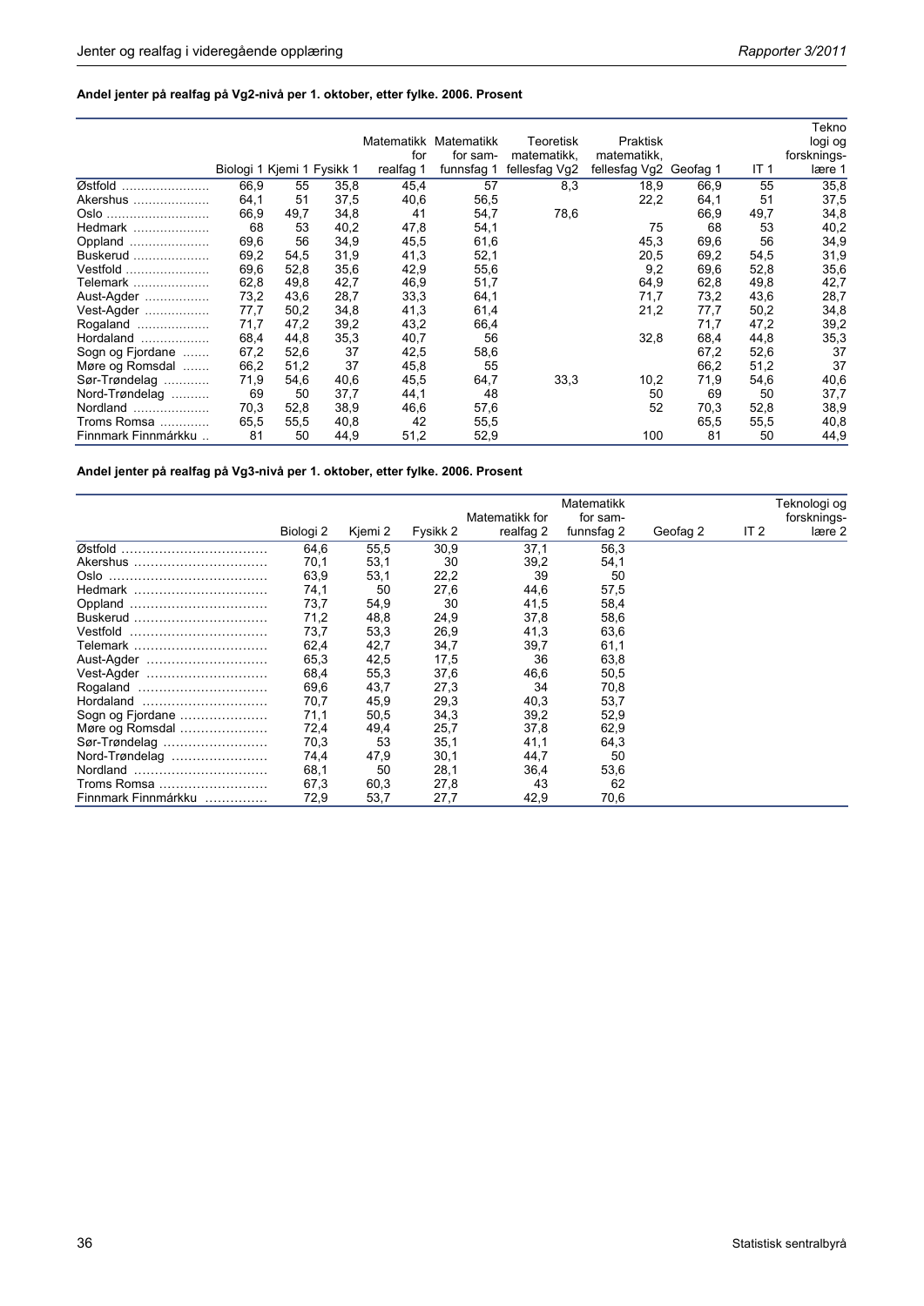**Andel jenter på realfag på Vg2-nivå per 1. oktober, etter fylke. 2006. Prosent**

| | Biologi 1 | Kjemi 1 | Fysikk 1 | Matematikk for realfag 1 | Matematikk for samfunnsfag 1 | Teoretisk matematikk, fellesfag Vg2 | Praktisk matematikk, fellesfag Vg2 | Geofag 1 | IT 1 | Teknologi og forsknings-lære 1 |
|---|---|---|---|---|---|---|---|---|---|---|
| Østfold | 66,9 | 55 | 35,8 | 45,4 | 57 | 8,3 | 18,9 | 66,9 | 55 | 35,8 |
| Akershus | 64,1 | 51 | 37,5 | 40,6 | 56,5 | | 22,2 | 64,1 | 51 | 37,5 |
| Oslo | 66,9 | 49,7 | 34,8 | 41 | 54,7 | 78,6 | | 66,9 | 49,7 | 34,8 |
| Hedmark | 68 | 53 | 40,2 | 47,8 | 54,1 | | 75 | 68 | 53 | 40,2 |
| Oppland | 69,6 | 56 | 34,9 | 45,5 | 61,6 | | 45,3 | 69,6 | 56 | 34,9 |
| Buskerud | 69,2 | 54,5 | 31,9 | 41,3 | 52,1 | | 20,5 | 69,2 | 54,5 | 31,9 |
| Vestfold | 69,6 | 52,8 | 35,6 | 42,9 | 55,6 | | 9,2 | 69,6 | 52,8 | 35,6 |
| Telemark | 62,8 | 49,8 | 42,7 | 46,9 | 51,7 | | 64,9 | 62,8 | 49,8 | 42,7 |
| Aust-Agder | 73,2 | 43,6 | 28,7 | 33,3 | 64,1 | | 71,7 | 73,2 | 43,6 | 28,7 |
| Vest-Agder | 77,7 | 50,2 | 34,8 | 41,3 | 61,4 | | 21,2 | 77,7 | 50,2 | 34,8 |
| Rogaland | 71,7 | 47,2 | 39,2 | 43,2 | 66,4 | | | 71,7 | 47,2 | 39,2 |
| Hordaland | 68,4 | 44,8 | 35,3 | 40,7 | 56 | | 32,8 | 68,4 | 44,8 | 35,3 |
| Sogn og Fjordane | 67,2 | 52,6 | 37 | 42,5 | 58,6 | | | 67,2 | 52,6 | 37 |
| Møre og Romsdal | 66,2 | 51,2 | 37 | 45,8 | 55 | | | 66,2 | 51,2 | 37 |
| Sør-Trøndelag | 71,9 | 54,6 | 40,6 | 45,5 | 64,7 | 33,3 | 10,2 | 71,9 | 54,6 | 40,6 |
| Nord-Trøndelag | 69 | 50 | 37,7 | 44,1 | 48 | | 50 | 69 | 50 | 37,7 |
| Nordland | 70,3 | 52,8 | 38,9 | 46,6 | 57,6 | | 52 | 70,3 | 52,8 | 38,9 |
| Troms Romsa | 65,5 | 55,5 | 40,8 | 42 | 55,5 | | | 65,5 | 55,5 | 40,8 |
| Finnmark Finnmárkku | 81 | 50 | 44,9 | 51,2 | 52,9 | | 100 | 81 | 50 | 44,9 |

**Andel jenter på realfag på Vg3-nivå per 1. oktober, etter fylke. 2006. Prosent**

| | Biologi 2 | Kjemi 2 | Fysikk 2 | Matematikk for realfag 2 | Matematikk for samfunnsfag 2 | Geofag 2 | IT 2 | Teknologi og forsknings-lære 2 |
|---|---|---|---|---|---|---|---|---|
| Østfold | 64,6 | 55,5 | 30,9 | 37,1 | 56,3 | | | |
| Akershus | 70,1 | 53,1 | 30 | 39,2 | 54,1 | | | |
| Oslo | 63,9 | 53,1 | 22,2 | 39 | 50 | | | |
| Hedmark | 74,1 | 50 | 27,6 | 44,6 | 57,5 | | | |
| Oppland | 73,7 | 54,9 | 30 | 41,5 | 58,4 | | | |
| Buskerud | 71,2 | 48,8 | 24,9 | 37,8 | 58,6 | | | |
| Vestfold | 73,7 | 53,3 | 26,9 | 41,3 | 63,6 | | | |
| Telemark | 62,4 | 42,7 | 34,7 | 39,7 | 61,1 | | | |
| Aust-Agder | 65,3 | 42,5 | 17,5 | 36 | 63,8 | | | |
| Vest-Agder | 68,4 | 55,3 | 37,6 | 46,6 | 50,5 | | | |
| Rogaland | 69,6 | 43,7 | 27,3 | 34 | 70,8 | | | |
| Hordaland | 70,7 | 45,9 | 29,3 | 40,3 | 53,7 | | | |
| Sogn og Fjordane | 71,1 | 50,5 | 34,3 | 39,2 | 52,9 | | | |
| Møre og Romsdal | 72,4 | 49,4 | 25,7 | 37,8 | 62,9 | | | |
| Sør-Trøndelag | 70,3 | 53 | 35,1 | 41,1 | 64,3 | | | |
| Nord-Trøndelag | 74,4 | 47,9 | 30,1 | 44,7 | 50 | | | |
| Nordland | 68,1 | 50 | 28,1 | 36,4 | 53,6 | | | |
| Troms Romsa | 67,3 | 60,3 | 27,8 | 43 | 62 | | | |
| Finnmark Finnmárkku | 72,9 | 53,7 | 27,7 | 42,9 | 70,6 | | | |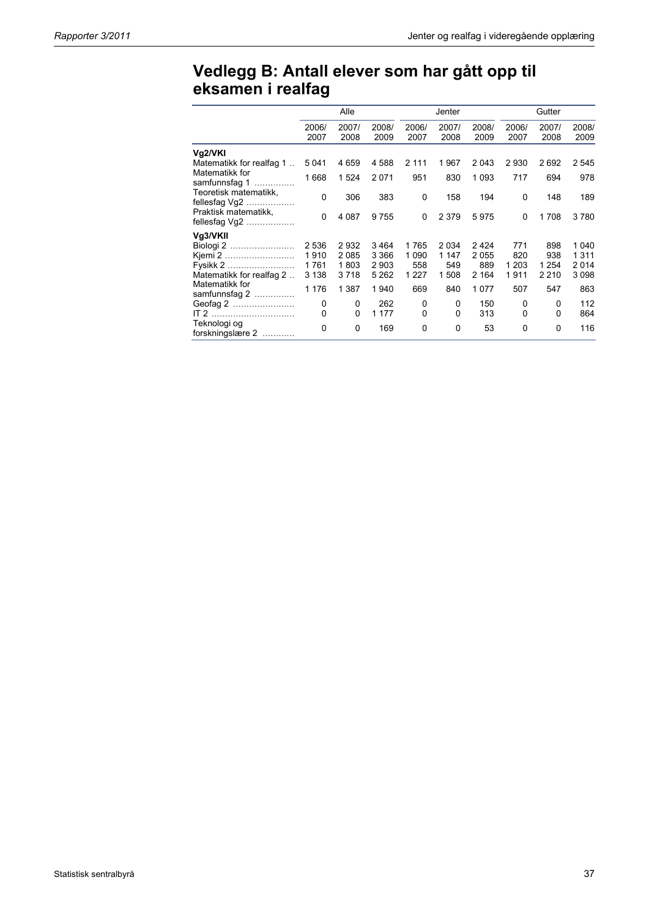## Vedlegg B: Antall elever som har gått opp til eksamen i realfag

| | Alle | | | Jenter | | | Gutter | | |
|---|---|---|---|---|---|---|---|---|---|
| | 2006/2007 | 2007/2008 | 2008/2009 | 2006/2007 | 2007/2008 | 2008/2009 | 2006/2007 | 2007/2008 | 2008/2009 |
| **Vg2/VKI** | | | | | | | | | |
| Matematikk for realfag 1 | 5 041 | 4 659 | 4 588 | 2 111 | 1 967 | 2 043 | 2 930 | 2 692 | 2 545 |
| Matematikk for samfunnsfag 1 | 1 668 | 1 524 | 2 071 | 951 | 830 | 1 093 | 717 | 694 | 978 |
| Teoretisk matematikk, fellesfag Vg2 | 0 | 306 | 383 | 0 | 158 | 194 | 0 | 148 | 189 |
| Praktisk matematikk, fellesfag Vg2 | 0 | 4 087 | 9 755 | 0 | 2 379 | 5 975 | 0 | 1 708 | 3 780 |
| **Vg3/VKII** | | | | | | | | | |
| Biologi 2 | 2 536 | 2 932 | 3 464 | 1 765 | 2 034 | 2 424 | 771 | 898 | 1 040 |
| Kjemi 2 | 1 910 | 2 085 | 3 366 | 1 090 | 1 147 | 2 055 | 820 | 938 | 1 311 |
| Fysikk 2 | 1 761 | 1 803 | 2 903 | 558 | 549 | 889 | 1 203 | 1 254 | 2 014 |
| Matematikk for realfag 2 | 3 138 | 3 718 | 5 262 | 1 227 | 1 508 | 2 164 | 1 911 | 2 210 | 3 098 |
| Matematikk for samfunnsfag 2 | 1 176 | 1 387 | 1 940 | 669 | 840 | 1 077 | 507 | 547 | 863 |
| Geofag 2 | 0 | 0 | 262 | 0 | 0 | 150 | 0 | 0 | 112 |
| IT 2 | 0 | 0 | 1 177 | 0 | 0 | 313 | 0 | 0 | 864 |
| Teknologi og forskningslære 2 | 0 | 0 | 169 | 0 | 0 | 53 | 0 | 0 | 116 |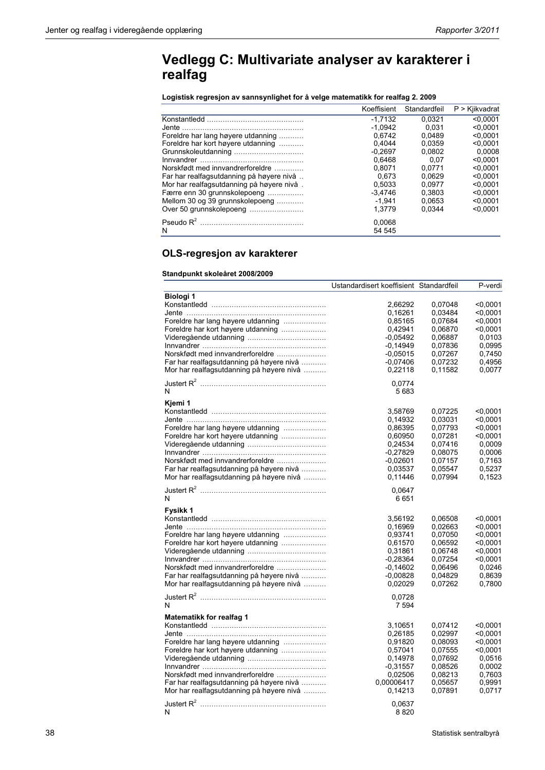# Vedlegg C: Multivariate analyser av karakterer i realfag

**Logistisk regresjon av sannsynlighet for å velge matematikk for realfag 2. 2009**

| | Koeffisient | Standardfeil | P > Kjikvadrat |
|---|---|---|---|
| Konstantledd | -1,7132 | 0,0321 | <0,0001 |
| Jente | -1,0942 | 0,031 | <0,0001 |
| Foreldre har lang høyere utdanning | 0,6742 | 0,0489 | <0,0001 |
| Foreldre har kort høyere utdanning | 0,4044 | 0,0359 | <0,0001 |
| Grunnskoleutdanning | -0,2697 | 0,0802 | 0,0008 |
| Innvandrer | 0,6468 | 0,07 | <0,0001 |
| Norskfødt med innvandrerforeldre | 0,8071 | 0,0771 | <0,0001 |
| Far har realfagsutdanning på høyere nivå | 0,673 | 0,0629 | <0,0001 |
| Mor har realfagsutdanning på høyere nivå | 0,5033 | 0,0977 | <0,0001 |
| Færre enn 30 grunnskolepoeng | -3,4746 | 0,3803 | <0,0001 |
| Mellom 30 og 39 grunnskolepoeng | -1,941 | 0,0653 | <0,0001 |
| Over 50 grunnskolepoeng | 1,3779 | 0,0344 | <0,0001 |
| Pseudo $R^2$ | 0,0068 | | |
| N | 54 545 | | |

## OLS-regresjon av karakterer

**Standpunkt skoleåret 2008/2009**

| | Ustandardisert koeffisient | Standardfeil | P-verdi |
|---|---|---|---|
| **Biologi 1** | | | |
| Konstantledd | 2,66292 | 0,07048 | <0,0001 |
| Jente | 0,16261 | 0,03484 | <0,0001 |
| Foreldre har lang høyere utdanning | 0,85165 | 0,07684 | <0,0001 |
| Foreldre har kort høyere utdanning | 0,42941 | 0,06870 | <0,0001 |
| Videregående utdanning | -0,05492 | 0,06887 | 0,0103 |
| Innvandrer | -0,14949 | 0,07836 | 0,0995 |
| Norskfødt med innvandrerforeldre | -0,05015 | 0,07267 | 0,7450 |
| Far har realfagsutdanning på høyere nivå | -0,07406 | 0,07232 | 0,4956 |
| Mor har realfagsutdanning på høyere nivå | 0,22118 | 0,11582 | 0,0077 |
| Justert $R^2$ | 0,0774 | | |
| N | 5 683 | | |
| **Kjemi 1** | | | |
| Konstantledd | 3,58769 | 0,07225 | <0,0001 |
| Jente | 0,14932 | 0,03031 | <0,0001 |
| Foreldre har lang høyere utdanning | 0,86395 | 0,07793 | <0,0001 |
| Foreldre har kort høyere utdanning | 0,60950 | 0,07281 | <0,0001 |
| Videregående utdanning | 0,24534 | 0,07416 | 0,0009 |
| Innvandrer | -0,27829 | 0,08075 | 0,0006 |
| Norskfødt med innvandrerforeldre | -0,02601 | 0,07157 | 0,7163 |
| Far har realfagsutdanning på høyere nivå | 0,03537 | 0,05547 | 0,5237 |
| Mor har realfagsutdanning på høyere nivå | 0,11446 | 0,07994 | 0,1523 |
| Justert $R^2$ | 0,0647 | | |
| N | 6 651 | | |
| **Fysikk 1** | | | |
| Konstantledd | 3,56192 | 0,06508 | <0,0001 |
| Jente | 0,16969 | 0,02663 | <0,0001 |
| Foreldre har lang høyere utdanning | 0,93741 | 0,07050 | <0,0001 |
| Foreldre har kort høyere utdanning | 0,61570 | 0,06592 | <0,0001 |
| Videregående utdanning | 0,31861 | 0,06748 | <0,0001 |
| Innvandrer | -0,28364 | 0,07254 | <0,0001 |
| Norskfødt med innvandrerforeldre | -0,14602 | 0,06496 | 0,0246 |
| Far har realfagsutdanning på høyere nivå | -0,00828 | 0,04829 | 0,8639 |
| Mor har realfagsutdanning på høyere nivå | 0,02029 | 0,07262 | 0,7800 |
| Justert $R^2$ | 0,0728 | | |
| N | 7 594 | | |
| **Matematikk for realfag 1** | | | |
| Konstantledd | 3,10651 | 0,07412 | <0,0001 |
| Jente | 0,26185 | 0,02997 | <0,0001 |
| Foreldre har lang høyere utdanning | 0,91820 | 0,08093 | <0,0001 |
| Foreldre har kort høyere utdanning | 0,57041 | 0,07555 | <0,0001 |
| Videregående utdanning | 0,14978 | 0,07692 | 0,0516 |
| Innvandrer | -0,31557 | 0,08526 | 0,0002 |
| Norskfødt med innvandrerforeldre | 0,02506 | 0,08213 | 0,7603 |
| Far har realfagsutdanning på høyere nivå | 0,00006417 | 0,05657 | 0,9991 |
| Mor har realfagsutdanning på høyere nivå | 0,14213 | 0,07891 | 0,0717 |
| Justert $R^2$ | 0,0637 | | |
| N | 8 820 | | |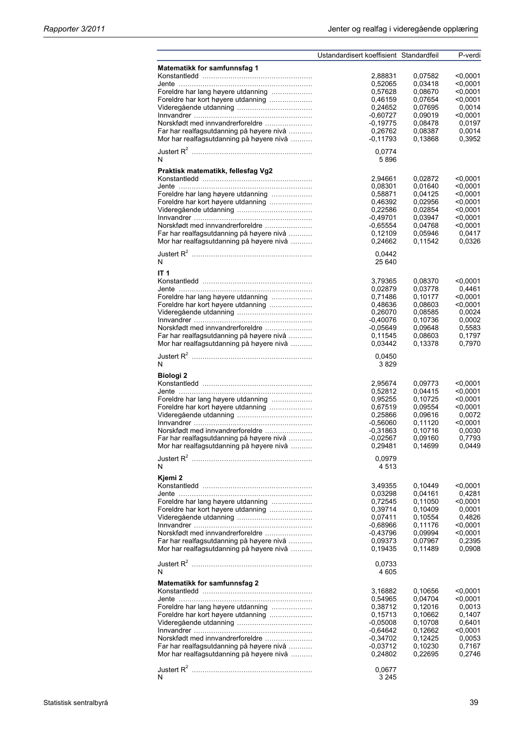| | Ustandardisert koeffisient | Standardfeil | P-verdi |
|---|---|---|---|
| **Matematikk for samfunnsfag 1** | | | |
| Konstantledd | 2,88831 | 0,07582 | <0,0001 |
| Jente | 0,52065 | 0,03418 | <0,0001 |
| Foreldre har lang høyere utdanning | 0,57628 | 0,08670 | <0,0001 |
| Foreldre har kort høyere utdanning | 0,46159 | 0,07654 | <0,0001 |
| Videregående utdanning | 0,24652 | 0,07695 | 0,0014 |
| Innvandrer | -0,60727 | 0,09019 | <0,0001 |
| Norskfødt med innvandrerforeldre | -0,19775 | 0,08478 | 0,0197 |
| Far har realfagsutdanning på høyere nivå | 0,26762 | 0,08387 | 0,0014 |
| Mor har realfagsutdanning på høyere nivå | -0,11793 | 0,13868 | 0,3952 |
| Justert $R^2$ | 0,0774 | | |
| N | 5 896 | | |
| **Praktisk matematikk, fellesfag Vg2** | | | |
| Konstantledd | 2,94661 | 0,02872 | <0,0001 |
| Jente | 0,08301 | 0,01640 | <0,0001 |
| Foreldre har lang høyere utdanning | 0,58871 | 0,04125 | <0,0001 |
| Foreldre har kort høyere utdanning | 0,46392 | 0,02956 | <0,0001 |
| Videregående utdanning | 0,22586 | 0,02854 | <0,0001 |
| Innvandrer | -0,49701 | 0,03947 | <0,0001 |
| Norskfødt med innvandrerforeldre | -0,65554 | 0,04768 | <0,0001 |
| Far har realfagsutdanning på høyere nivå | 0,12109 | 0,05946 | 0,0417 |
| Mor har realfagsutdanning på høyere nivå | 0,24662 | 0,11542 | 0,0326 |
| Justert $R^2$ | 0,0442 | | |
| N | 25 640 | | |
| **IT 1** | | | |
| Konstantledd | 3,79365 | 0,08370 | <0,0001 |
| Jente | 0,02879 | 0,03778 | 0,4461 |
| Foreldre har lang høyere utdanning | 0,71486 | 0,10177 | <0,0001 |
| Foreldre har kort høyere utdanning | 0,48636 | 0,08603 | <0,0001 |
| Videregående utdanning | 0,26070 | 0,08585 | 0,0024 |
| Innvandrer | -0,40076 | 0,10736 | 0,0002 |
| Norskfødt med innvandrerforeldre | -0,05649 | 0,09648 | 0,5583 |
| Far har realfagsutdanning på høyere nivå | 0,11545 | 0,08603 | 0,1797 |
| Mor har realfagsutdanning på høyere nivå | 0,03442 | 0,13378 | 0,7970 |
| Justert $R^2$ | 0,0450 | | |
| N | 3 829 | | |
| **Biologi 2** | | | |
| Konstantledd | 2,95674 | 0,09773 | <0,0001 |
| Jente | 0,52812 | 0,04415 | <0,0001 |
| Foreldre har lang høyere utdanning | 0,95255 | 0,10725 | <0,0001 |
| Foreldre har kort høyere utdanning | 0,67519 | 0,09554 | <0,0001 |
| Videregående utdanning | 0,25866 | 0,09616 | 0,0072 |
| Innvandrer | -0,56060 | 0,11120 | <0,0001 |
| Norskfødt med innvandrerforeldre | -0,31863 | 0,10716 | 0,0030 |
| Far har realfagsutdanning på høyere nivå | -0,02567 | 0,09160 | 0,7793 |
| Mor har realfagsutdanning på høyere nivå | 0,29481 | 0,14699 | 0,0449 |
| Justert $R^2$ | 0,0979 | | |
| N | 4 513 | | |
| **Kjemi 2** | | | |
| Konstantledd | 3,49355 | 0,10449 | <0,0001 |
| Jente | 0,03298 | 0,04161 | 0,4281 |
| Foreldre har lang høyere utdanning | 0,72545 | 0,11050 | <0,0001 |
| Foreldre har kort høyere utdanning | 0,39714 | 0,10409 | 0,0001 |
| Videregående utdanning | 0,07411 | 0,10554 | 0,4826 |
| Innvandrer | -0,68966 | 0,11176 | <0,0001 |
| Norskfødt med innvandrerforeldre | -0,43796 | 0,09994 | <0,0001 |
| Far har realfagsutdanning på høyere nivå | 0,09373 | 0,07967 | 0,2395 |
| Mor har realfagsutdanning på høyere nivå | 0,19435 | 0,11489 | 0,0908 |
| Justert $R^2$ | 0,0733 | | |
| N | 4 605 | | |
| **Matematikk for samfunnsfag 2** | | | |
| Konstantledd | 3,16882 | 0,10656 | <0,0001 |
| Jente | 0,54965 | 0,04704 | <0,0001 |
| Foreldre har lang høyere utdanning | 0,38712 | 0,12016 | 0,0013 |
| Foreldre har kort høyere utdanning | 0,15713 | 0,10662 | 0,1407 |
| Videregående utdanning | -0,05008 | 0,10708 | 0,6401 |
| Innvandrer | -0,64642 | 0,12662 | <0,0001 |
| Norskfødt med innvandrerforeldre | -0,34702 | 0,12425 | 0,0053 |
| Far har realfagsutdanning på høyere nivå | -0,03712 | 0,10230 | 0,7167 |
| Mor har realfagsutdanning på høyere nivå | 0,24802 | 0,22695 | 0,2746 |
| Justert $R^2$ | 0,0677 | | |
| N | 3 245 | | |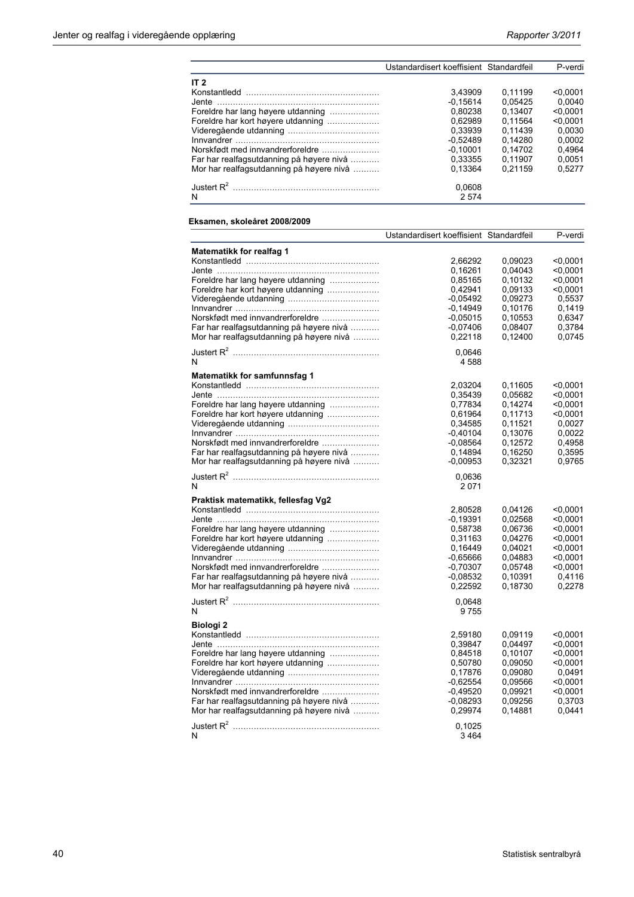| | Ustandardisert koeffisient | Standardfeil | P-verdi |
|---|---|---|---|
| **IT 2** | | | |
| Konstantledd | 3,43909 | 0,11199 | <0,0001 |
| Jente | -0,15614 | 0,05425 | 0,0040 |
| Foreldre har lang høyere utdanning | 0,80238 | 0,13407 | <0,0001 |
| Foreldre har kort høyere utdanning | 0,62989 | 0,11564 | <0,0001 |
| Videregående utdanning | 0,33939 | 0,11439 | 0,0030 |
| Innvandrer | -0,52489 | 0,14280 | 0,0002 |
| Norskfødt med innvandrerforeldre | -0,10001 | 0,14702 | 0,4964 |
| Far har realfagsutdanning på høyere nivå | 0,33355 | 0,11907 | 0,0051 |
| Mor har realfagsutdanning på høyere nivå | 0,13364 | 0,21159 | 0,5277 |
| Justert $R^2$ | 0,0608 | | |
| N | 2 574 | | |

**Eksamen, skoleåret 2008/2009**

| | Ustandardisert koeffisient | Standardfeil | P-verdi |
|---|---|---|---|
| **Matematikk for realfag 1** | | | |
| Konstantledd | 2,66292 | 0,09023 | <0,0001 |
| Jente | 0,16261 | 0,04043 | <0,0001 |
| Foreldre har lang høyere utdanning | 0,85165 | 0,10132 | <0,0001 |
| Foreldre har kort høyere utdanning | 0,42941 | 0,09133 | <0,0001 |
| Videregående utdanning | -0,05492 | 0,09273 | 0,5537 |
| Innvandrer | -0,14949 | 0,10176 | 0,1419 |
| Norskfødt med innvandrerforeldre | -0,05015 | 0,10553 | 0,6347 |
| Far har realfagsutdanning på høyere nivå | -0,07406 | 0,08407 | 0,3784 |
| Mor har realfagsutdanning på høyere nivå | 0,22118 | 0,12400 | 0,0745 |
| Justert $R^2$ | 0,0646 | | |
| N | 4 588 | | |
| **Matematikk for samfunnsfag 1** | | | |
| Konstantledd | 2,03204 | 0,11605 | <0,0001 |
| Jente | 0,35439 | 0,05682 | <0,0001 |
| Foreldre har lang høyere utdanning | 0,77834 | 0,14274 | <0,0001 |
| Foreldre har kort høyere utdanning | 0,61964 | 0,11713 | <0,0001 |
| Videregående utdanning | 0,34585 | 0,11521 | 0,0027 |
| Innvandrer | -0,40104 | 0,13076 | 0,0022 |
| Norskfødt med innvandrerforeldre | -0,08564 | 0,12572 | 0,4958 |
| Far har realfagsutdanning på høyere nivå | 0,14894 | 0,16250 | 0,3595 |
| Mor har realfagsutdanning på høyere nivå | -0,00953 | 0,32321 | 0,9765 |
| Justert $R^2$ | 0,0636 | | |
| N | 2 071 | | |
| **Praktisk matematikk, fellesfag Vg2** | | | |
| Konstantledd | 2,80528 | 0,04126 | <0,0001 |
| Jente | -0,19391 | 0,02568 | <0,0001 |
| Foreldre har lang høyere utdanning | 0,58738 | 0,06736 | <0,0001 |
| Foreldre har kort høyere utdanning | 0,31163 | 0,04276 | <0,0001 |
| Videregående utdanning | 0,16449 | 0,04021 | <0,0001 |
| Innvandrer | -0,65666 | 0,04883 | <0,0001 |
| Norskfødt med innvandrerforeldre | -0,70307 | 0,05748 | <0,0001 |
| Far har realfagsutdanning på høyere nivå | -0,08532 | 0,10391 | 0,4116 |
| Mor har realfagsutdanning på høyere nivå | 0,22592 | 0,18730 | 0,2278 |
| Justert $R^2$ | 0,0648 | | |
| N | 9 755 | | |
| **Biologi 2** | | | |
| Konstantledd | 2,59180 | 0,09119 | <0,0001 |
| Jente | 0,39847 | 0,04497 | <0,0001 |
| Foreldre har lang høyere utdanning | 0,84518 | 0,10107 | <0,0001 |
| Foreldre har kort høyere utdanning | 0,50780 | 0,09050 | <0,0001 |
| Videregående utdanning | 0,17876 | 0,09080 | 0,0491 |
| Innvandrer | -0,62554 | 0,09566 | <0,0001 |
| Norskfødt med innvandrerforeldre | -0,49520 | 0,09921 | <0,0001 |
| Far har realfagsutdanning på høyere nivå | -0,08293 | 0,09256 | 0,3703 |
| Mor har realfagsutdanning på høyere nivå | 0,29974 | 0,14881 | 0,0441 |
| Justert $R^2$ | 0,1025 | | |
| N | 3 464 | | |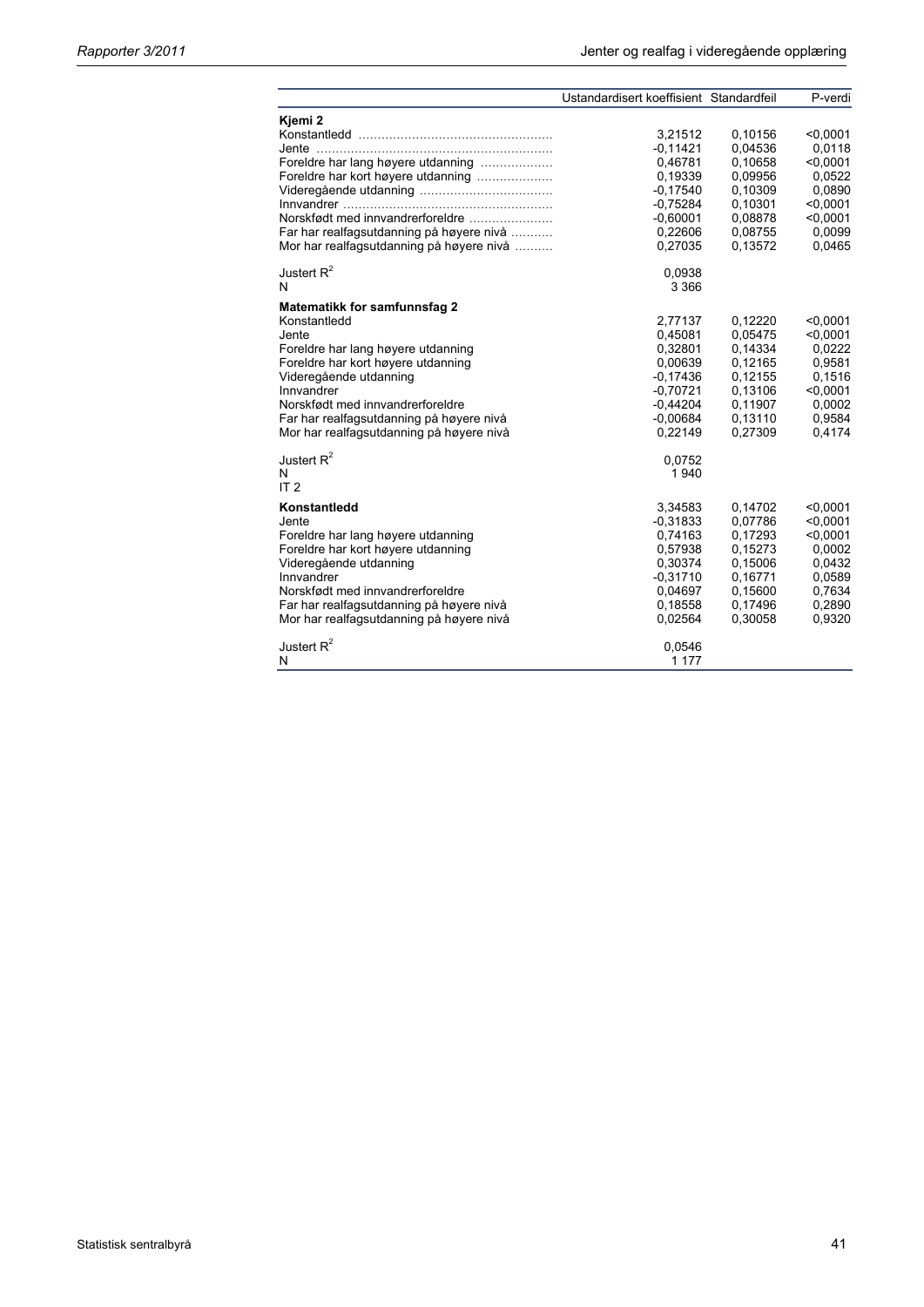| | Ustandardisert koeffisient | Standardfeil | P-verdi |
|---|---|---|---|
| **Kjemi 2** | | | |
| Konstantledd | 3,21512 | 0,10156 | <0,0001 |
| Jente | -0,11421 | 0,04536 | 0,0118 |
| Foreldre har lang høyere utdanning | 0,46781 | 0,10658 | <0,0001 |
| Foreldre har kort høyere utdanning | 0,19339 | 0,09956 | 0,0522 |
| Videregående utdanning | -0,17540 | 0,10309 | 0,0890 |
| Innvandrer | -0,75284 | 0,10301 | <0,0001 |
| Norskfødt med innvandrerforeldre | -0,60001 | 0,08878 | <0,0001 |
| Far har realfagsutdanning på høyere nivå | 0,22606 | 0,08755 | 0,0099 |
| Mor har realfagsutdanning på høyere nivå | 0,27035 | 0,13572 | 0,0465 |
| Justert $R^2$ | 0,0938 | | |
| N | 3 366 | | |
| **Matematikk for samfunnsfag 2** | | | |
| Konstantledd | 2,77137 | 0,12220 | <0,0001 |
| Jente | 0,45081 | 0,05475 | <0,0001 |
| Foreldre har lang høyere utdanning | 0,32801 | 0,14334 | 0,0222 |
| Foreldre har kort høyere utdanning | 0,00639 | 0,12165 | 0,9581 |
| Videregående utdanning | -0,17436 | 0,12155 | 0,1516 |
| Innvandrer | -0,70721 | 0,13106 | <0,0001 |
| Norskfødt med innvandrerforeldre | -0,44204 | 0,11907 | 0,0002 |
| Far har realfagsutdanning på høyere nivå | -0,00684 | 0,13110 | 0,9584 |
| Mor har realfagsutdanning på høyere nivå | 0,22149 | 0,27309 | 0,4174 |
| Justert $R^2$ | 0,0752 | | |
| N | 1 940 | | |
| IT 2 | | | |
| **Konstantledd** | 3,34583 | 0,14702 | <0,0001 |
| Jente | -0,31833 | 0,07786 | <0,0001 |
| Foreldre har lang høyere utdanning | 0,74163 | 0,17293 | <0,0001 |
| Foreldre har kort høyere utdanning | 0,57938 | 0,15273 | 0,0002 |
| Videregående utdanning | 0,30374 | 0,15006 | 0,0432 |
| Innvandrer | -0,31710 | 0,16771 | 0,0589 |
| Norskfødt med innvandrerforeldre | 0,04697 | 0,15600 | 0,7634 |
| Far har realfagsutdanning på høyere nivå | 0,18558 | 0,17496 | 0,2890 |
| Mor har realfagsutdanning på høyere nivå | 0,02564 | 0,30058 | 0,9320 |
| Justert $R^2$ | 0,0546 | | |
| N | 1 177 | | |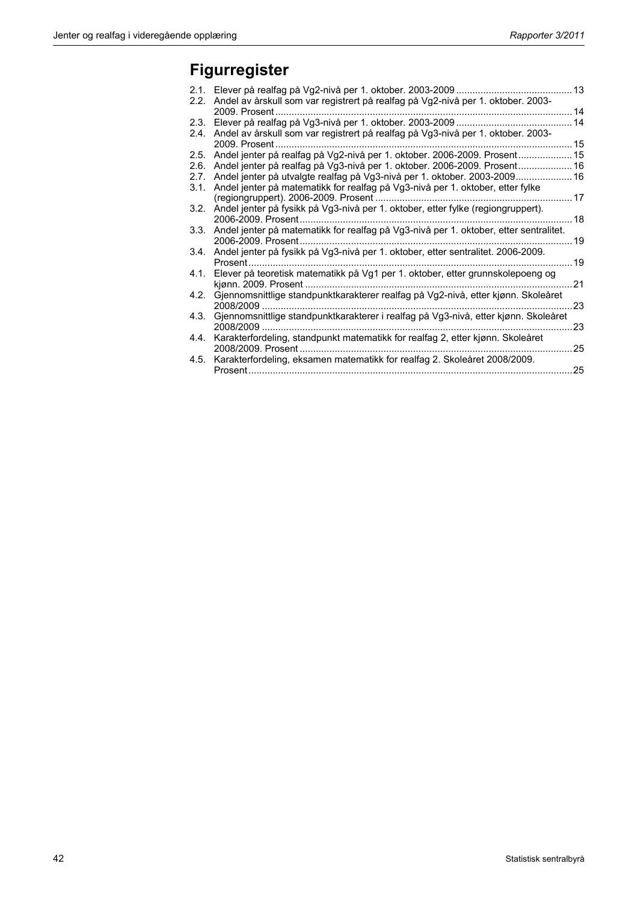# Figurregister

2.1. Elever på realfag på Vg2-nivå per 1. oktober. 2003-2009 ... 13
2.2. Andel av årskull som var registrert på realfag på Vg2-nivå per 1. oktober. 2003-2009. Prosent ... 14
2.3. Elever på realfag på Vg3-nivå per 1. oktober. 2003-2009 ... 14
2.4. Andel av årskull som var registrert på realfag på Vg3-nivå per 1. oktober. 2003-2009. Prosent ... 15
2.5. Andel jenter på realfag på Vg2-nivå per 1. oktober. 2006-2009. Prosent ... 15
2.6. Andel jenter på realfag på Vg3-nivå per 1. oktober. 2006-2009. Prosent ... 16
2.7. Andel jenter på utvalgte realfag på Vg3-nivå per 1. oktober. 2003-2009 ... 16
3.1. Andel jenter på matematikk for realfag på Vg3-nivå per 1. oktober, etter fylke (regiongruppert). 2006-2009. Prosent ... 17
3.2. Andel jenter på fysikk på Vg3-nivå per 1. oktober, etter fylke (regiongruppert). 2006-2009. Prosent ... 18
3.3. Andel jenter på matematikk for realfag på Vg3-nivå per 1. oktober, etter sentralitet. 2006-2009. Prosent ... 19
3.4. Andel jenter på fysikk på Vg3-nivå per 1. oktober, etter sentralitet. 2006-2009. Prosent ... 19
4.1. Elever på teoretisk matematikk på Vg1 per 1. oktober, etter grunnskolepoeng og kjønn. 2009. Prosent ... 21
4.2. Gjennomsnittlige standpunktkarakterer realfag på Vg2-nivå, etter kjønn. Skoleåret 2008/2009 ... 23
4.3. Gjennomsnittlige standpunktkarakterer i realfag på Vg3-nivå, etter kjønn. Skoleåret 2008/2009 ... 23
4.4. Karakterfordeling, standpunkt matematikk for realfag 2, etter kjønn. Skoleåret 2008/2009. Prosent ... 25
4.5. Karakterfordeling, eksamen matematikk for realfag 2. Skoleåret 2008/2009. Prosent ... 25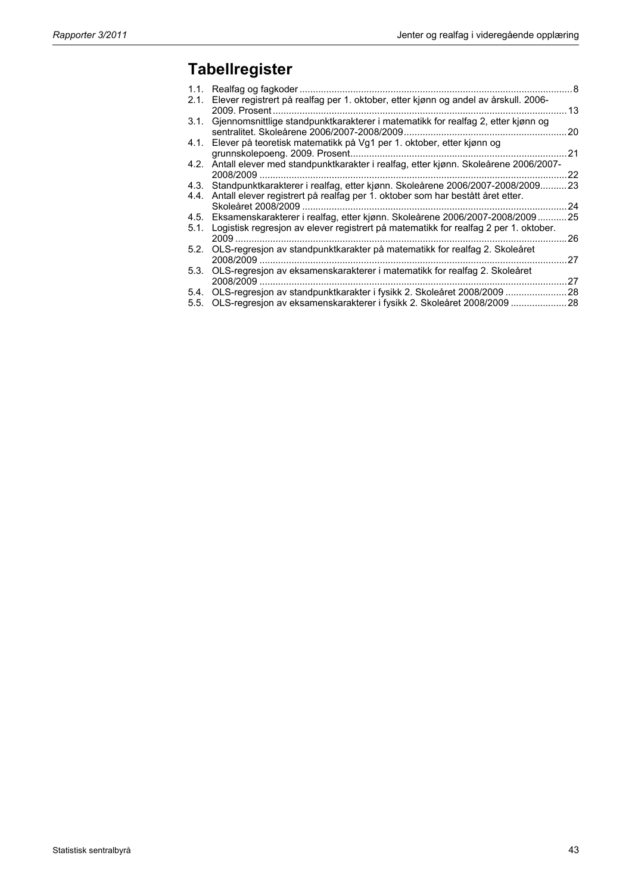# Tabellregister

1.1. Realfag og fagkoder ........ 8
2.1. Elever registrert på realfag per 1. oktober, etter kjønn og andel av årskull. 2006-2009. Prosent ........ 13
3.1. Gjennomsnittlige standpunktkarakterer i matematikk for realfag 2, etter kjønn og sentralitet. Skoleårene 2006/2007-2008/2009 ........ 20
4.1. Elever på teoretisk matematikk på Vg1 per 1. oktober, etter kjønn og grunnskolepoeng. 2009. Prosent ........ 21
4.2. Antall elever med standpunktkarakter i realfag, etter kjønn. Skoleårene 2006/2007-2008/2009 ........ 22
4.3. Standpunktkarakterer i realfag, etter kjønn. Skoleårene 2006/2007-2008/2009 ........ 23
4.4. Antall elever registrert på realfag per 1. oktober som har bestått året etter. Skoleåret 2008/2009 ........ 24
4.5. Eksamenskarakterer i realfag, etter kjønn. Skoleårene 2006/2007-2008/2009 ........ 25
5.1. Logistisk regresjon av elever registrert på matematikk for realfag 2 per 1. oktober. 2009 ........ 26
5.2. OLS-regresjon av standpunktkarakter på matematikk for realfag 2. Skoleåret 2008/2009 ........ 27
5.3. OLS-regresjon av eksamenskarakterer i matematikk for realfag 2. Skoleåret 2008/2009 ........ 27
5.4. OLS-regresjon av standpunktkarakter i fysikk 2. Skoleåret 2008/2009 ........ 28
5.5. OLS-regresjon av eksamenskarakterer i fysikk 2. Skoleåret 2008/2009 ........ 28